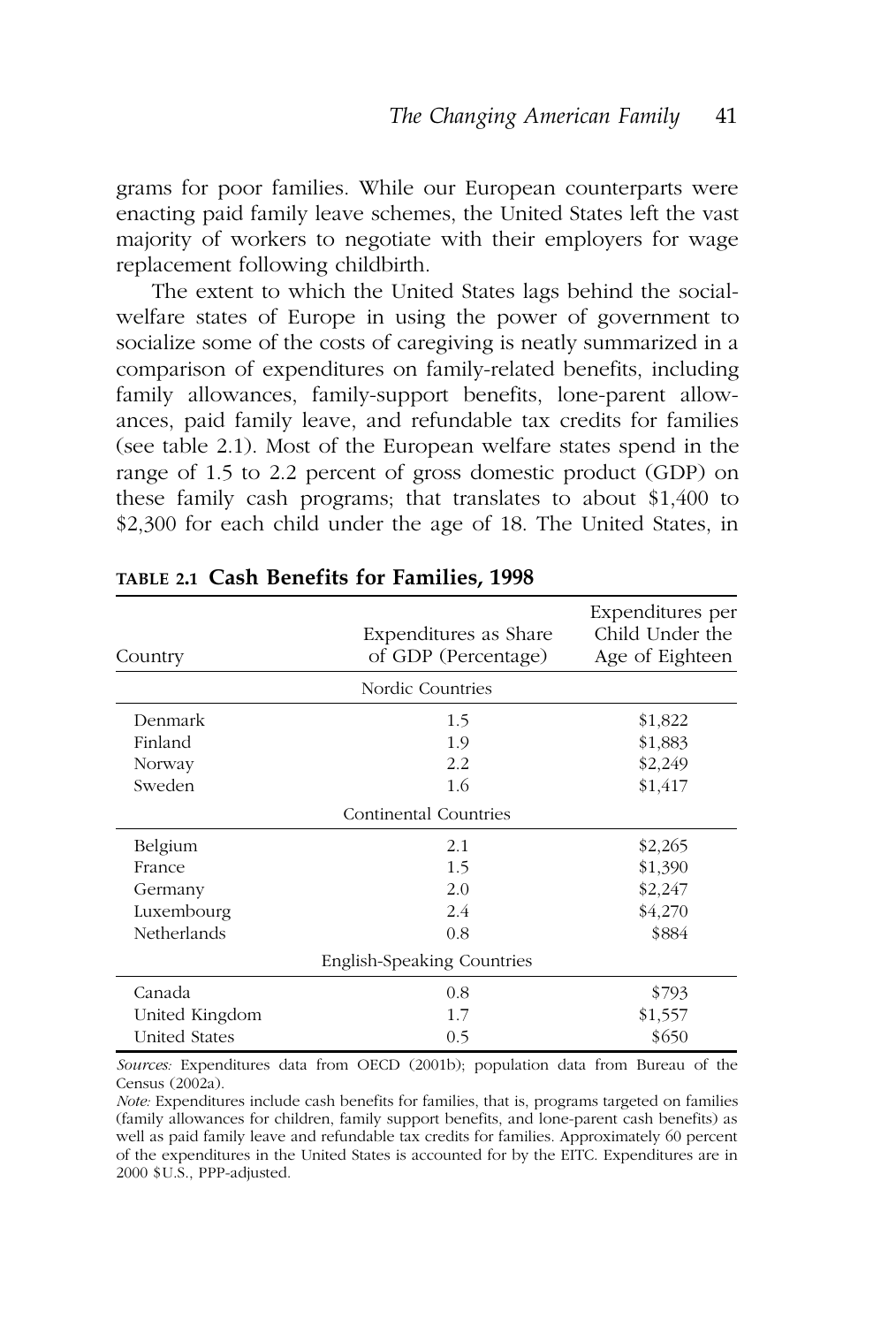grams for poor families. While our European counterparts were enacting paid family leave schemes, the United States left the vast majority of workers to negotiate with their employers for wage replacement following childbirth.

The extent to which the United States lags behind the social-welfare states of Europe in using the power of government to socialize some of the costs of caregiving is neatly summarized in a comparison of expenditures on family-related benefits, including family allowances, family-support benefits, lone-parent allowances, paid family leave, and refundable tax credits for families (see table 2.1). Most of the European welfare states spend in the range of 1.5 to 2.2 percent of gross domestic product (GDP) on these family cash programs; that translates to about $1,400 to $2,300 for each child under the age of 18. The United States, in

**TABLE 2.1 Cash Benefits for Families, 1998**

| Country | Expenditures as Share of GDP (Percentage) | Expenditures per Child Under the Age of Eighteen |
|---|---|---|
| | Nordic Countries | |
| Denmark | 1.5 | $1,822 |
| Finland | 1.9 | $1,883 |
| Norway | 2.2 | $2,249 |
| Sweden | 1.6 | $1,417 |
| | Continental Countries | |
| Belgium | 2.1 | $2,265 |
| France | 1.5 | $1,390 |
| Germany | 2.0 | $2,247 |
| Luxembourg | 2.4 | $4,270 |
| Netherlands | 0.8 | $884 |
| | English-Speaking Countries | |
| Canada | 0.8 | $793 |
| United Kingdom | 1.7 | $1,557 |
| United States | 0.5 | $650 |

*Sources:* Expenditures data from OECD (2001b); population data from Bureau of the Census (2002a).

*Note:* Expenditures include cash benefits for families, that is, programs targeted on families (family allowances for children, family support benefits, and lone-parent cash benefits) as well as paid family leave and refundable tax credits for families. Approximately 60 percent of the expenditures in the United States is accounted for by the EITC. Expenditures are in 2000 $U.S., PPP-adjusted.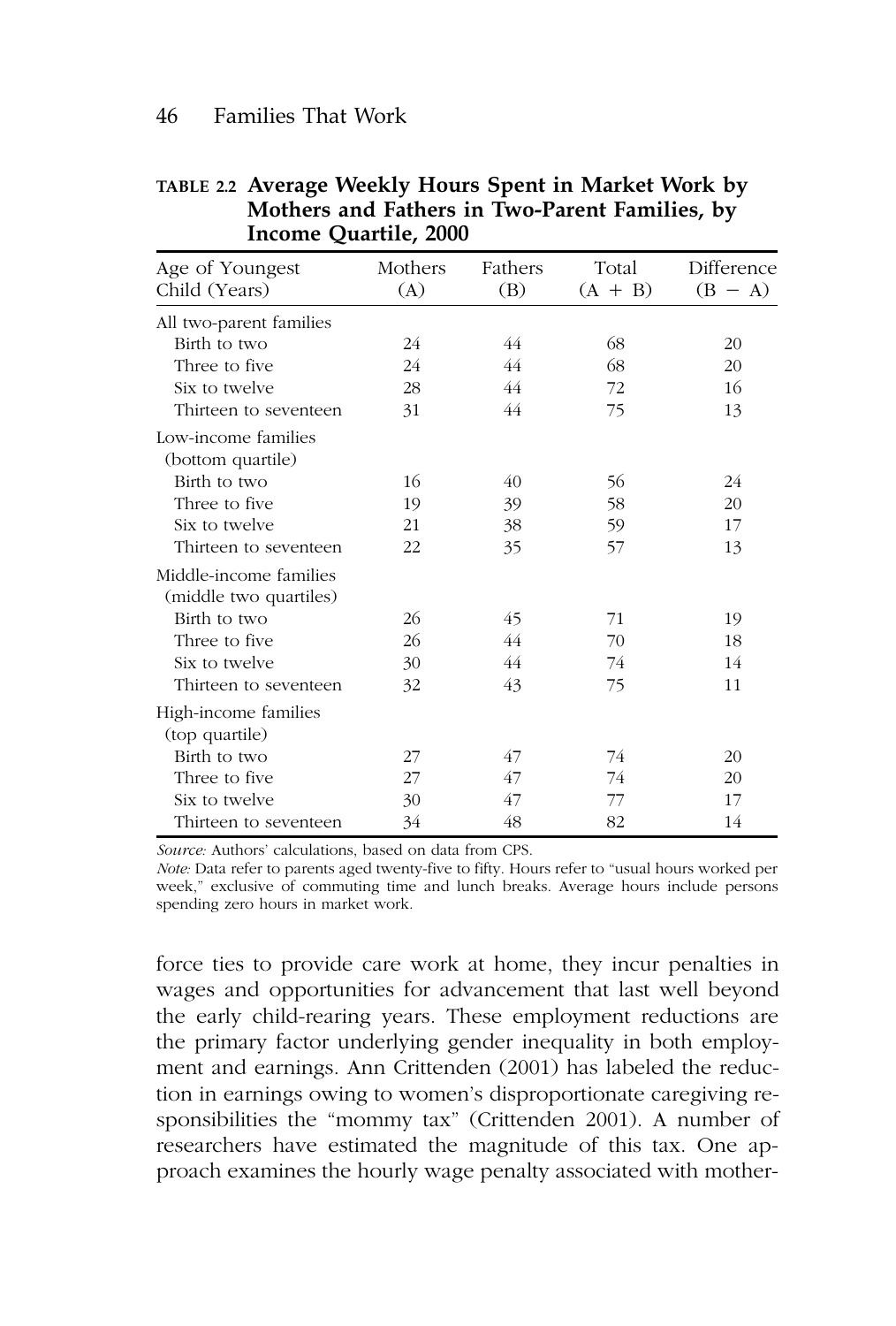**TABLE 2.2 Average Weekly Hours Spent in Market Work by Mothers and Fathers in Two-Parent Families, by Income Quartile, 2000**

| Age of Youngest Child (Years) | Mothers (A) | Fathers (B) | Total (A + B) | Difference (B − A) |
|---|---|---|---|---|
| All two-parent families | | | | |
| Birth to two | 24 | 44 | 68 | 20 |
| Three to five | 24 | 44 | 68 | 20 |
| Six to twelve | 28 | 44 | 72 | 16 |
| Thirteen to seventeen | 31 | 44 | 75 | 13 |
| Low-income families (bottom quartile) | | | | |
| Birth to two | 16 | 40 | 56 | 24 |
| Three to five | 19 | 39 | 58 | 20 |
| Six to twelve | 21 | 38 | 59 | 17 |
| Thirteen to seventeen | 22 | 35 | 57 | 13 |
| Middle-income families (middle two quartiles) | | | | |
| Birth to two | 26 | 45 | 71 | 19 |
| Three to five | 26 | 44 | 70 | 18 |
| Six to twelve | 30 | 44 | 74 | 14 |
| Thirteen to seventeen | 32 | 43 | 75 | 11 |
| High-income families (top quartile) | | | | |
| Birth to two | 27 | 47 | 74 | 20 |
| Three to five | 27 | 47 | 74 | 20 |
| Six to twelve | 30 | 47 | 77 | 17 |
| Thirteen to seventeen | 34 | 48 | 82 | 14 |

*Source:* Authors' calculations, based on data from CPS.

*Note:* Data refer to parents aged twenty-five to fifty. Hours refer to "usual hours worked per week," exclusive of commuting time and lunch breaks. Average hours include persons spending zero hours in market work.

force ties to provide care work at home, they incur penalties in wages and opportunities for advancement that last well beyond the early child-rearing years. These employment reductions are the primary factor underlying gender inequality in both employment and earnings. Ann Crittenden (2001) has labeled the reduction in earnings owing to women's disproportionate caregiving responsibilities the "mommy tax" (Crittenden 2001). A number of researchers have estimated the magnitude of this tax. One approach examines the hourly wage penalty associated with mother-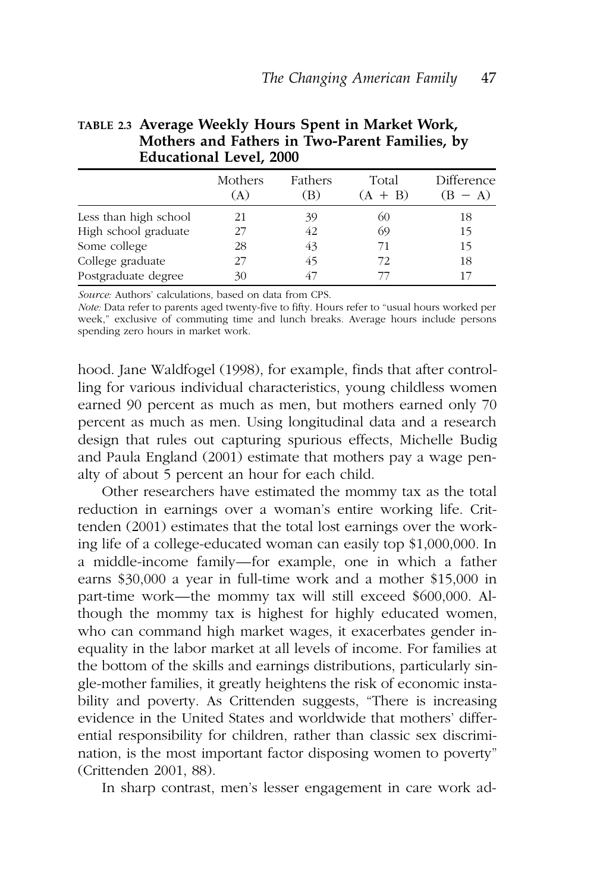**TABLE 2.3 Average Weekly Hours Spent in Market Work, Mothers and Fathers in Two-Parent Families, by Educational Level, 2000**

| | Mothers (A) | Fathers (B) | Total (A + B) | Difference (B − A) |
|---|---|---|---|---|
| Less than high school | 21 | 39 | 60 | 18 |
| High school graduate | 27 | 42 | 69 | 15 |
| Some college | 28 | 43 | 71 | 15 |
| College graduate | 27 | 45 | 72 | 18 |
| Postgraduate degree | 30 | 47 | 77 | 17 |

*Source:* Authors' calculations, based on data from CPS.

*Note:* Data refer to parents aged twenty-five to fifty. Hours refer to "usual hours worked per week," exclusive of commuting time and lunch breaks. Average hours include persons spending zero hours in market work.

hood. Jane Waldfogel (1998), for example, finds that after controlling for various individual characteristics, young childless women earned 90 percent as much as men, but mothers earned only 70 percent as much as men. Using longitudinal data and a research design that rules out capturing spurious effects, Michelle Budig and Paula England (2001) estimate that mothers pay a wage penalty of about 5 percent an hour for each child.

Other researchers have estimated the mommy tax as the total reduction in earnings over a woman's entire working life. Crittenden (2001) estimates that the total lost earnings over the working life of a college-educated woman can easily top $1,000,000. In a middle-income family—for example, one in which a father earns $30,000 a year in full-time work and a mother $15,000 in part-time work—the mommy tax will still exceed $600,000. Although the mommy tax is highest for highly educated women, who can command high market wages, it exacerbates gender inequality in the labor market at all levels of income. For families at the bottom of the skills and earnings distributions, particularly single-mother families, it greatly heightens the risk of economic instability and poverty. As Crittenden suggests, "There is increasing evidence in the United States and worldwide that mothers' differential responsibility for children, rather than classic sex discrimination, is the most important factor disposing women to poverty" (Crittenden 2001, 88).

In sharp contrast, men's lesser engagement in care work ad-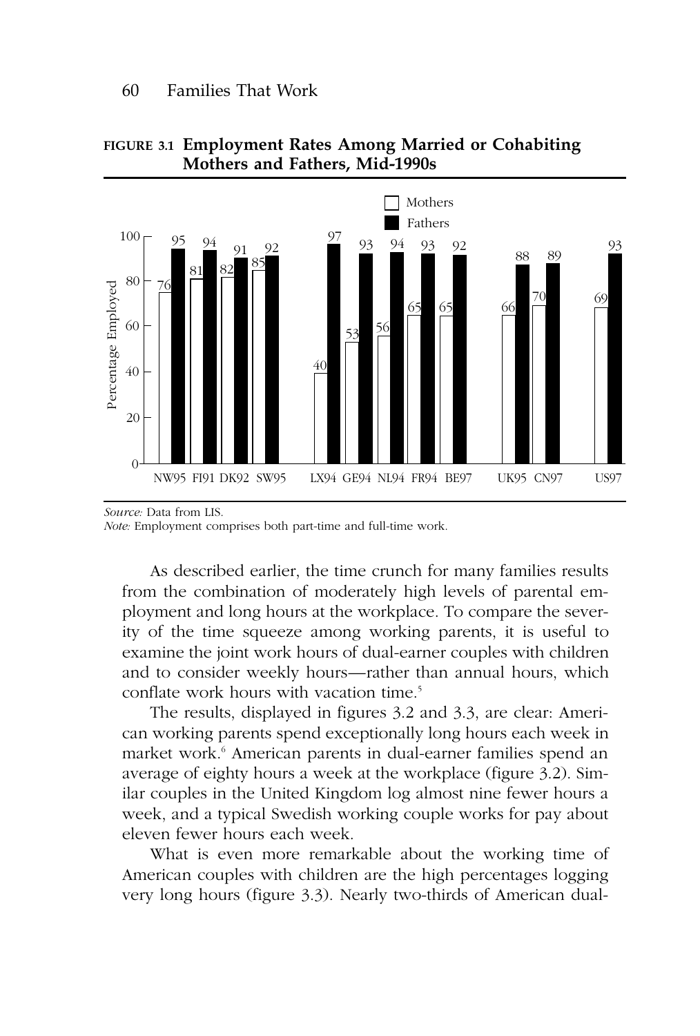**FIGURE 3.1 Employment Rates Among Married or Cohabiting Mothers and Fathers, Mid-1990s**

| Country | Mothers | Fathers |
|---|---|---|
| NW95 | 76 | 95 |
| FI91 | 81 | 94 |
| DK92 | 82 | 91 |
| SW95 | 85 | 92 |
| LX94 | 40 | 97 |
| GE94 | 53 | 93 |
| NL94 | 56 | 94 |
| FR94 | 65 | 93 |
| BE97 | 65 | 92 |
| UK95 | 66 | 88 |
| CN97 | 70 | 89 |
| US97 | 69 | 93 |

*Source:* Data from LIS.
*Note:* Employment comprises both part-time and full-time work.

As described earlier, the time crunch for many families results from the combination of moderately high levels of parental employment and long hours at the workplace. To compare the severity of the time squeeze among working parents, it is useful to examine the joint work hours of dual-earner couples with children and to consider weekly hours—rather than annual hours, which conflate work hours with vacation time.[5]

The results, displayed in figures 3.2 and 3.3, are clear: American working parents spend exceptionally long hours each week in market work.[6] American parents in dual-earner families spend an average of eighty hours a week at the workplace (figure 3.2). Similar couples in the United Kingdom log almost nine fewer hours a week, and a typical Swedish working couple works for pay about eleven fewer hours each week.

What is even more remarkable about the working time of American couples with children are the high percentages logging very long hours (figure 3.3). Nearly two-thirds of American dual-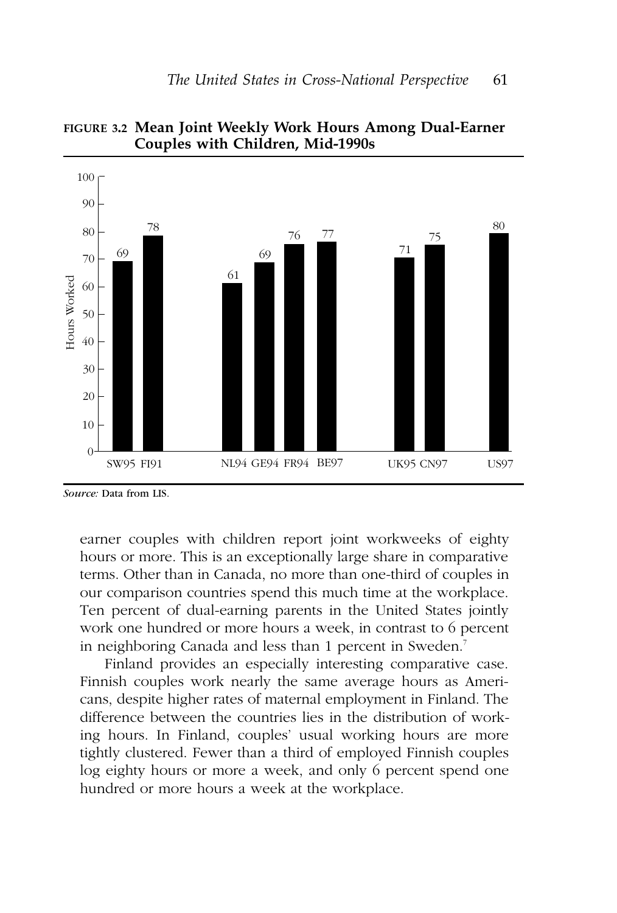**FIGURE 3.2 Mean Joint Weekly Work Hours Among Dual-Earner Couples with Children, Mid-1990s**

| Country | Hours Worked |
|---|---|
| SW95 | 69 |
| FI91 | 78 |
| NL94 | 61 |
| GE94 | 69 |
| FR94 | 76 |
| BE97 | 77 |
| UK95 | 71 |
| CN97 | 75 |
| US97 | 80 |

*Source:* Data from LIS.

earner couples with children report joint workweeks of eighty hours or more. This is an exceptionally large share in comparative terms. Other than in Canada, no more than one-third of couples in our comparison countries spend this much time at the workplace. Ten percent of dual-earning parents in the United States jointly work one hundred or more hours a week, in contrast to 6 percent in neighboring Canada and less than 1 percent in Sweden.[7]

Finland provides an especially interesting comparative case. Finnish couples work nearly the same average hours as Americans, despite higher rates of maternal employment in Finland. The difference between the countries lies in the distribution of working hours. In Finland, couples' usual working hours are more tightly clustered. Fewer than a third of employed Finnish couples log eighty hours or more a week, and only 6 percent spend one hundred or more hours a week at the workplace.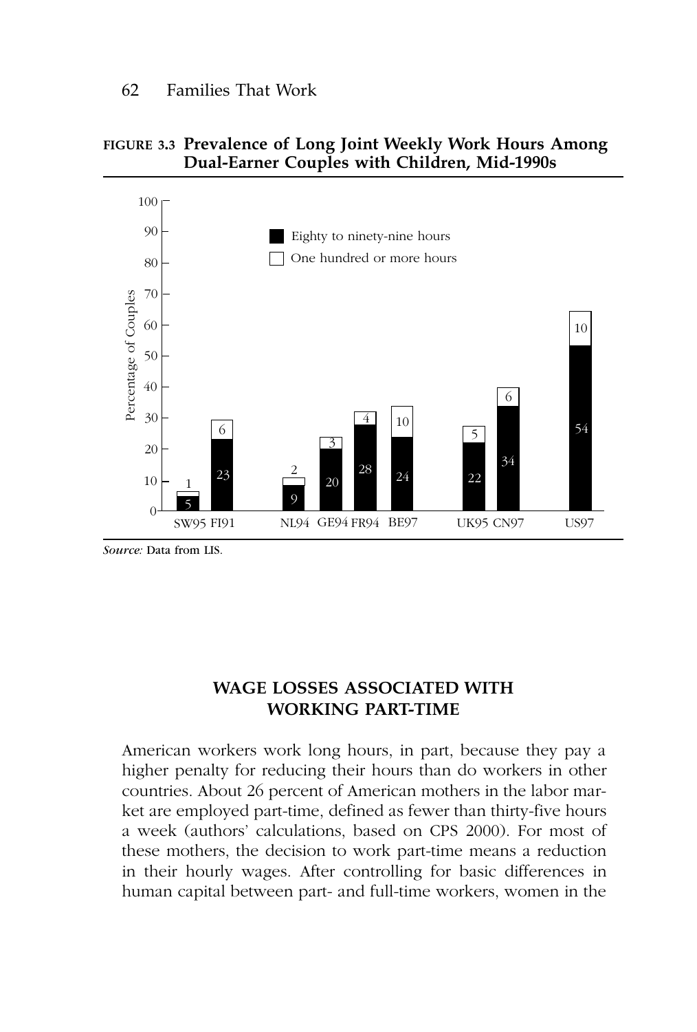**FIGURE 3.3 Prevalence of Long Joint Weekly Work Hours Among Dual-Earner Couples with Children, Mid-1990s**

Percentage of Couples

| | SW95 | FI91 | NL94 | GE94 | FR94 | BE97 | UK95 | CN97 | US97 |
|---|---|---|---|---|---|---|---|---|---|
| Eighty to ninety-nine hours | 5 | 23 | 9 | 20 | 28 | 24 | 22 | 34 | 54 |
| One hundred or more hours | 1 | 6 | 2 | 3 | 4 | 10 | 5 | 6 | 10 |

*Source:* Data from LIS.

## WAGE LOSSES ASSOCIATED WITH WORKING PART-TIME

American workers work long hours, in part, because they pay a higher penalty for reducing their hours than do workers in other countries. About 26 percent of American mothers in the labor market are employed part-time, defined as fewer than thirty-five hours a week (authors' calculations, based on CPS 2000). For most of these mothers, the decision to work part-time means a reduction in their hourly wages. After controlling for basic differences in human capital between part- and full-time workers, women in the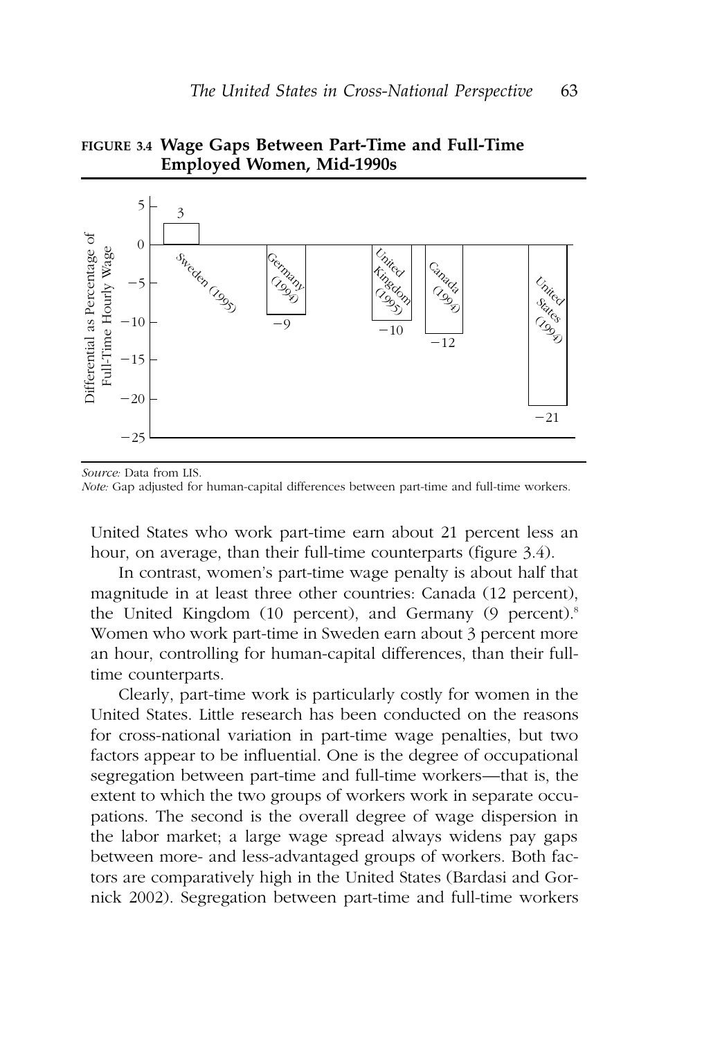**FIGURE 3.4 Wage Gaps Between Part-Time and Full-Time Employed Women, Mid-1990s**

| Country | Differential as Percentage of Full-Time Hourly Wage |
|---|---|
| Sweden (1995) | 3 |
| Germany (1994) | −9 |
| United Kingdom (1995) | −10 |
| Canada (1994) | −12 |
| United States (1994) | −21 |

*Source:* Data from LIS.
*Note:* Gap adjusted for human-capital differences between part-time and full-time workers.

United States who work part-time earn about 21 percent less an hour, on average, than their full-time counterparts (figure 3.4).

In contrast, women's part-time wage penalty is about half that magnitude in at least three other countries: Canada (12 percent), the United Kingdom (10 percent), and Germany (9 percent).[8] Women who work part-time in Sweden earn about 3 percent more an hour, controlling for human-capital differences, than their full-time counterparts.

Clearly, part-time work is particularly costly for women in the United States. Little research has been conducted on the reasons for cross-national variation in part-time wage penalties, but two factors appear to be influential. One is the degree of occupational segregation between part-time and full-time workers—that is, the extent to which the two groups of workers work in separate occupations. The second is the overall degree of wage dispersion in the labor market; a large wage spread always widens pay gaps between more- and less-advantaged groups of workers. Both factors are comparatively high in the United States (Bardasi and Gornick 2002). Segregation between part-time and full-time workers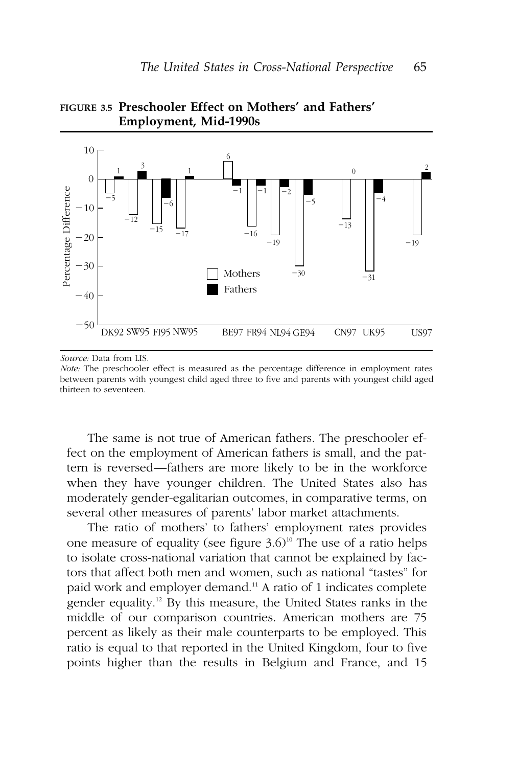**FIGURE 3.5 Preschooler Effect on Mothers' and Fathers' Employment, Mid-1990s**

| Country | Mothers | Fathers |
|---|---|---|
| DK92 | −5 | 1 |
| SW95 | −12 | 3 |
| FI95 | −15 | −6 |
| NW95 | −17 | 1 |
| BE97 | 6 | −1 |
| FR94 | −16 | −1 |
| NL94 | −19 | −2 |
| GE94 | −30 | −5 |
| CN97 | −13 | 0 |
| UK95 | −31 | −4 |
| US97 | −19 | 2 |

*Source:* Data from LIS.

*Note:* The preschooler effect is measured as the percentage difference in employment rates between parents with youngest child aged three to five and parents with youngest child aged thirteen to seventeen.

The same is not true of American fathers. The preschooler effect on the employment of American fathers is small, and the pattern is reversed—fathers are more likely to be in the workforce when they have younger children. The United States also has moderately gender-egalitarian outcomes, in comparative terms, on several other measures of parents' labor market attachments.

The ratio of mothers' to fathers' employment rates provides one measure of equality (see figure 3.6)[10] The use of a ratio helps to isolate cross-national variation that cannot be explained by factors that affect both men and women, such as national "tastes" for paid work and employer demand.[11] A ratio of 1 indicates complete gender equality.[12] By this measure, the United States ranks in the middle of our comparison countries. American mothers are 75 percent as likely as their male counterparts to be employed. This ratio is equal to that reported in the United Kingdom, four to five points higher than the results in Belgium and France, and 15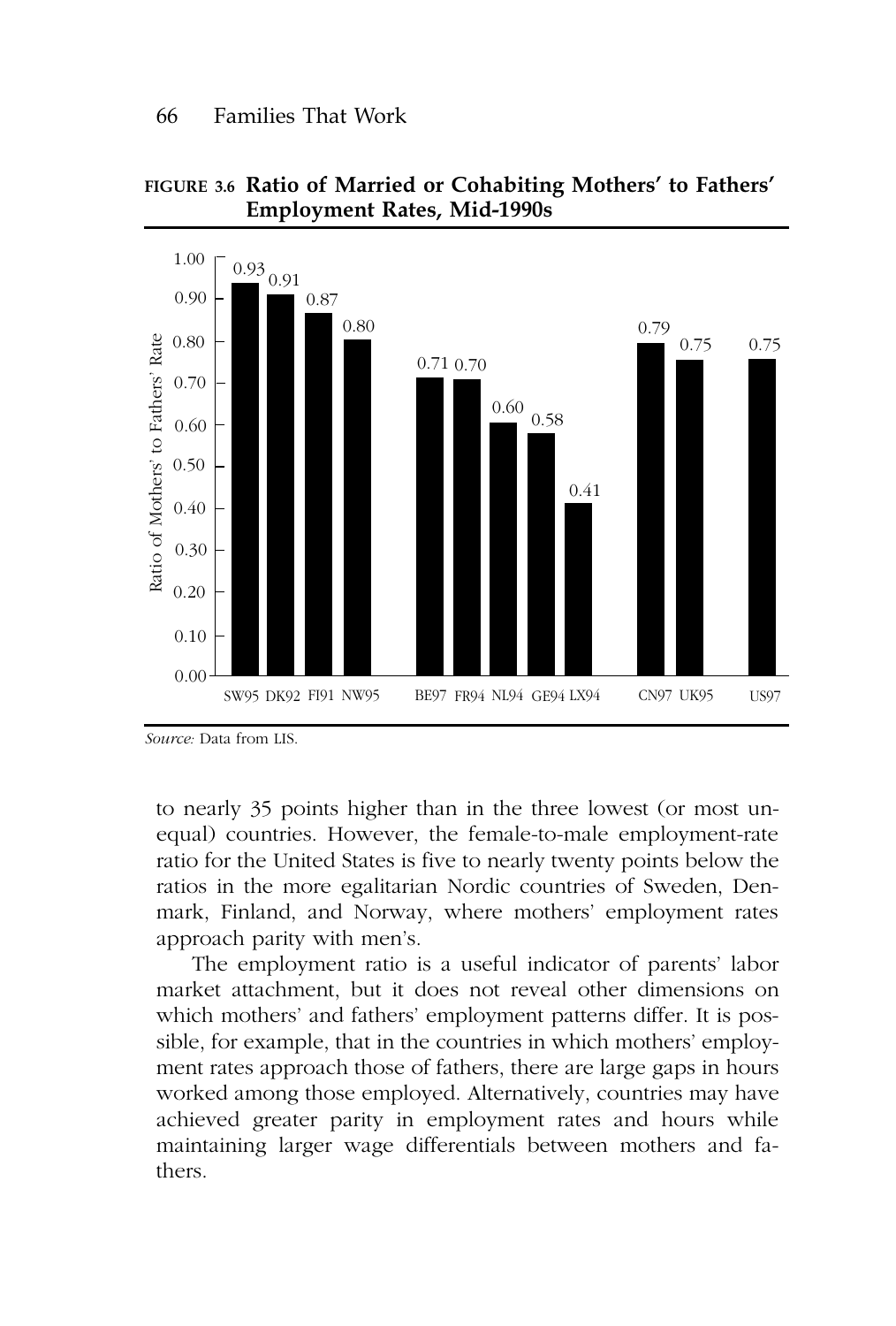**FIGURE 3.6 Ratio of Married or Cohabiting Mothers' to Fathers' Employment Rates, Mid-1990s**

| Country | Ratio of Mothers' to Fathers' Rate |
|---|---|
| SW95 | 0.93 |
| DK92 | 0.91 |
| FI91 | 0.87 |
| NW95 | 0.80 |
| BE97 | 0.71 |
| FR94 | 0.70 |
| NL94 | 0.60 |
| GE94 | 0.58 |
| LX94 | 0.41 |
| CN97 | 0.79 |
| UK95 | 0.75 |
| US97 | 0.75 |

*Source:* Data from LIS.

to nearly 35 points higher than in the three lowest (or most unequal) countries. However, the female-to-male employment-rate ratio for the United States is five to nearly twenty points below the ratios in the more egalitarian Nordic countries of Sweden, Denmark, Finland, and Norway, where mothers' employment rates approach parity with men's.

The employment ratio is a useful indicator of parents' labor market attachment, but it does not reveal other dimensions on which mothers' and fathers' employment patterns differ. It is possible, for example, that in the countries in which mothers' employment rates approach those of fathers, there are large gaps in hours worked among those employed. Alternatively, countries may have achieved greater parity in employment rates and hours while maintaining larger wage differentials between mothers and fathers.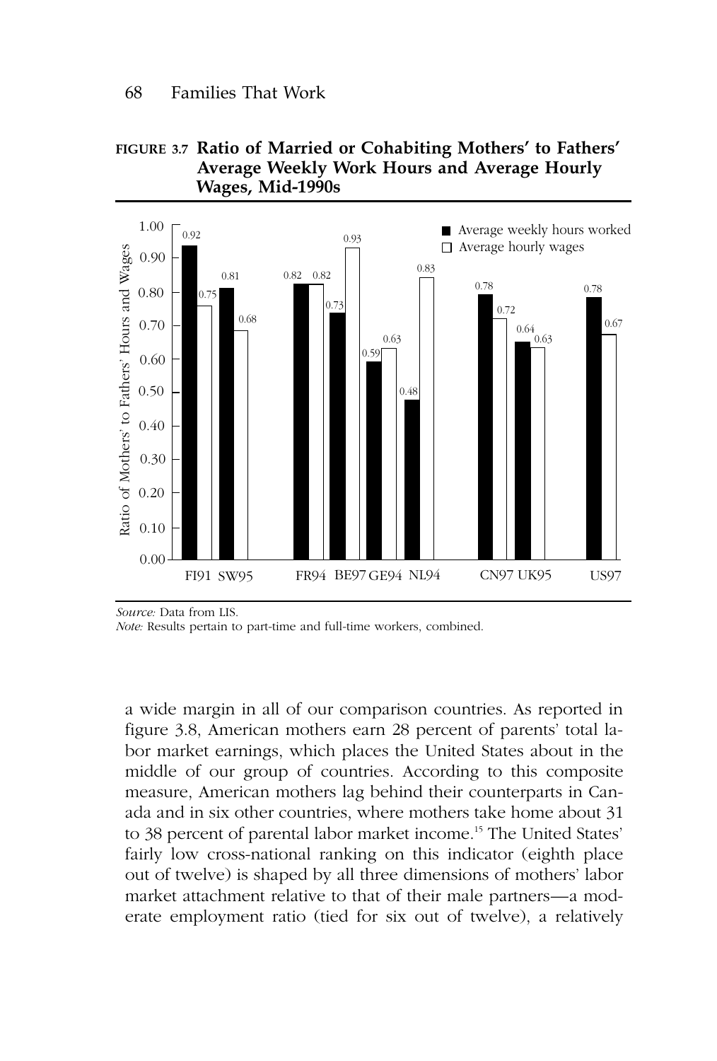**FIGURE 3.7 Ratio of Married or Cohabiting Mothers' to Fathers' Average Weekly Work Hours and Average Hourly Wages, Mid-1990s**

| Country | Average weekly hours worked | Average hourly wages |
|---|---|---|
| FI91 | 0.92 | 0.75 |
| SW95 | 0.81 | 0.68 |
| FR94 | 0.82 | 0.82 |
| BE97 | 0.73 | 0.93 |
| GE94 | 0.59 | 0.63 |
| NL94 | 0.48 | 0.83 |
| CN97 | 0.78 | 0.72 |
| UK95 | 0.64 | 0.63 |
| US97 | 0.78 | 0.67 |

*Source:* Data from LIS.
*Note:* Results pertain to part-time and full-time workers, combined.

a wide margin in all of our comparison countries. As reported in figure 3.8, American mothers earn 28 percent of parents' total labor market earnings, which places the United States about in the middle of our group of countries. According to this composite measure, American mothers lag behind their counterparts in Canada and in six other countries, where mothers take home about 31 to 38 percent of parental labor market income.[15] The United States' fairly low cross-national ranking on this indicator (eighth place out of twelve) is shaped by all three dimensions of mothers' labor market attachment relative to that of their male partners—a moderate employment ratio (tied for six out of twelve), a relatively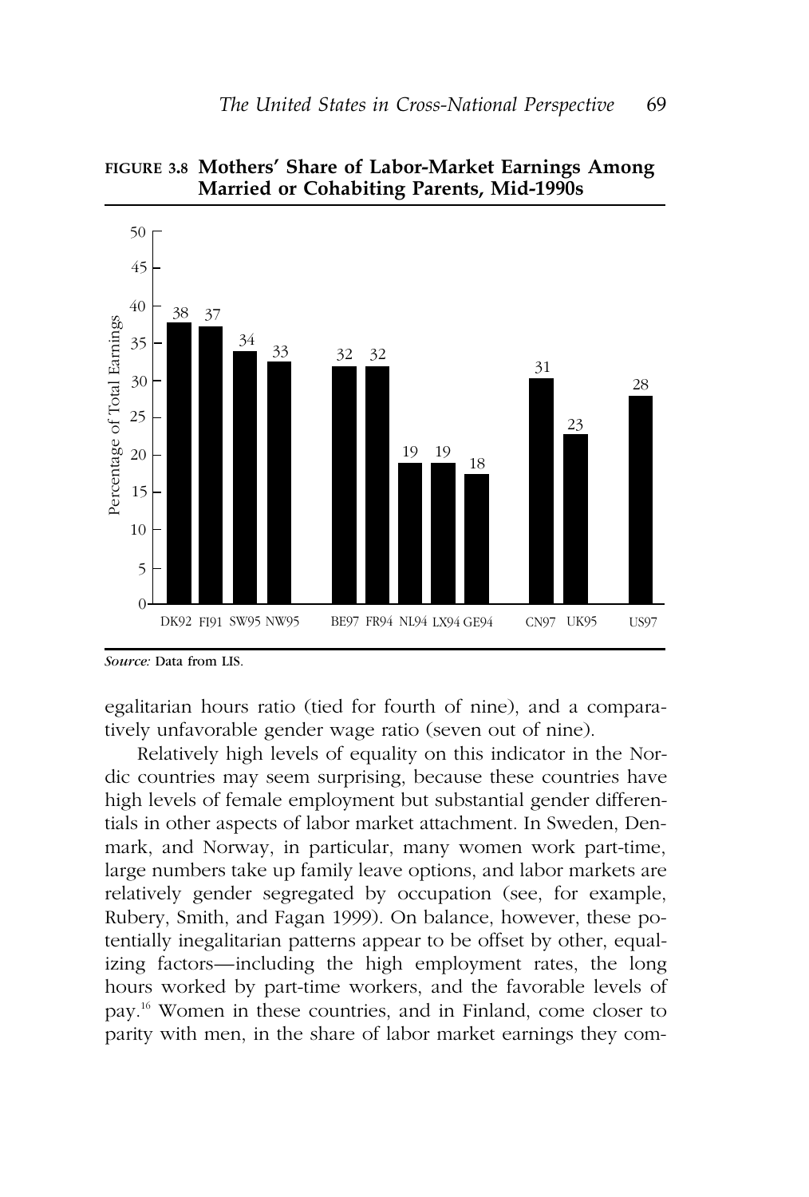**FIGURE 3.8 Mothers' Share of Labor-Market Earnings Among Married or Cohabiting Parents, Mid-1990s**

| Country | Percentage of Total Earnings |
|---|---|
| DK92 | 38 |
| FI91 | 37 |
| SW95 | 34 |
| NW95 | 33 |
| BE97 | 32 |
| FR94 | 32 |
| NL94 | 19 |
| LX94 | 19 |
| GE94 | 18 |
| CN97 | 31 |
| UK95 | 23 |
| US97 | 28 |

*Source:* Data from LIS.

egalitarian hours ratio (tied for fourth of nine), and a comparatively unfavorable gender wage ratio (seven out of nine).

Relatively high levels of equality on this indicator in the Nordic countries may seem surprising, because these countries have high levels of female employment but substantial gender differentials in other aspects of labor market attachment. In Sweden, Denmark, and Norway, in particular, many women work part-time, large numbers take up family leave options, and labor markets are relatively gender segregated by occupation (see, for example, Rubery, Smith, and Fagan 1999). On balance, however, these potentially inegalitarian patterns appear to be offset by other, equalizing factors—including the high employment rates, the long hours worked by part-time workers, and the favorable levels of pay.[16] Women in these countries, and in Finland, come closer to parity with men, in the share of labor market earnings they com-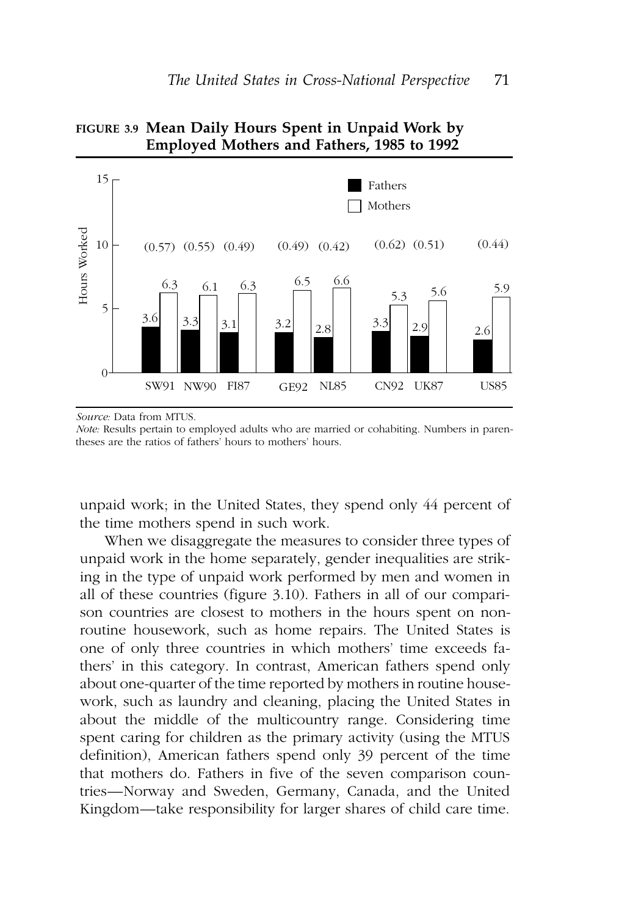**FIGURE 3.9 Mean Daily Hours Spent in Unpaid Work by Employed Mothers and Fathers, 1985 to 1992**

| | SW91 | NW90 | FI87 | GE92 | NL85 | CN92 | UK87 | US85 |
|---|---|---|---|---|---|---|---|---|
| Fathers | 3.6 | 3.3 | 3.1 | 3.2 | 2.8 | 3.3 | 2.9 | 2.6 |
| Mothers | 6.3 | 6.1 | 6.3 | 6.5 | 6.6 | 5.3 | 5.6 | 5.9 |
| Ratio | (0.57) | (0.55) | (0.49) | (0.49) | (0.42) | (0.62) | (0.51) | (0.44) |

*Source:* Data from MTUS.

*Note:* Results pertain to employed adults who are married or cohabiting. Numbers in parentheses are the ratios of fathers' hours to mothers' hours.

unpaid work; in the United States, they spend only 44 percent of the time mothers spend in such work.

When we disaggregate the measures to consider three types of unpaid work in the home separately, gender inequalities are striking in the type of unpaid work performed by men and women in all of these countries (figure 3.10). Fathers in all of our comparison countries are closest to mothers in the hours spent on nonroutine housework, such as home repairs. The United States is one of only three countries in which mothers' time exceeds fathers' in this category. In contrast, American fathers spend only about one-quarter of the time reported by mothers in routine housework, such as laundry and cleaning, placing the United States in about the middle of the multicountry range. Considering time spent caring for children as the primary activity (using the MTUS definition), American fathers spend only 39 percent of the time that mothers do. Fathers in five of the seven comparison countries—Norway and Sweden, Germany, Canada, and the United Kingdom—take responsibility for larger shares of child care time.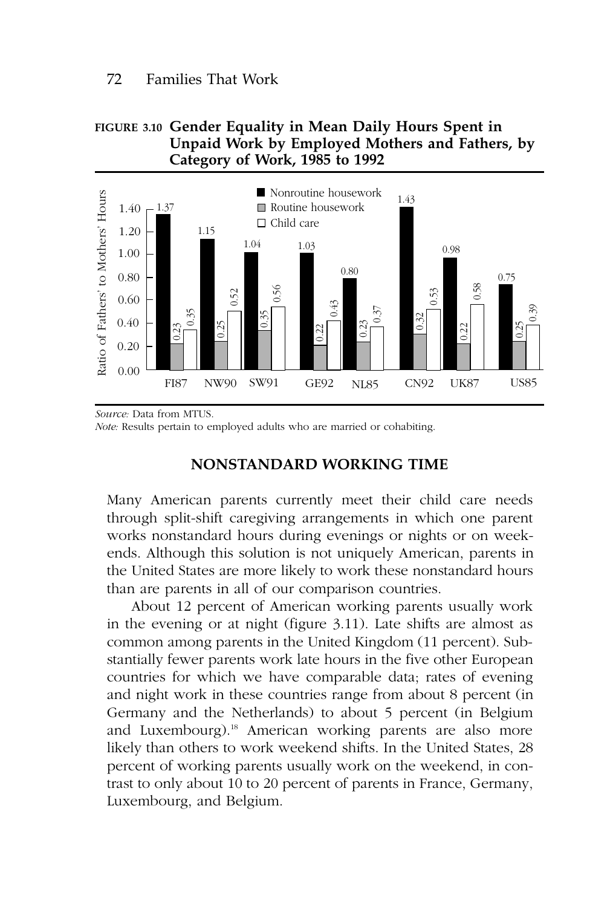**FIGURE 3.10 Gender Equality in Mean Daily Hours Spent in Unpaid Work by Employed Mothers and Fathers, by Category of Work, 1985 to 1992**

| Country | Nonroutine housework | Routine housework | Child care |
|---|---|---|---|
| FI87 | 1.37 | 0.23 | 0.35 |
| NW90 | 1.15 | 0.25 | 0.52 |
| SW91 | 1.04 | 0.35 | 0.56 |
| GE92 | 1.03 | 0.22 | 0.43 |
| NL85 | 0.80 | 0.23 | 0.37 |
| CN92 | 1.43 | 0.32 | 0.53 |
| UK87 | 0.98 | 0.22 | 0.58 |
| US85 | 0.75 | 0.25 | 0.39 |

Ratio of Fathers' to Mothers' Hours

*Source:* Data from MTUS.
*Note:* Results pertain to employed adults who are married or cohabiting.

## NONSTANDARD WORKING TIME

Many American parents currently meet their child care needs through split-shift caregiving arrangements in which one parent works nonstandard hours during evenings or nights or on weekends. Although this solution is not uniquely American, parents in the United States are more likely to work these nonstandard hours than are parents in all of our comparison countries.

About 12 percent of American working parents usually work in the evening or at night (figure 3.11). Late shifts are almost as common among parents in the United Kingdom (11 percent). Substantially fewer parents work late hours in the five other European countries for which we have comparable data; rates of evening and night work in these countries range from about 8 percent (in Germany and the Netherlands) to about 5 percent (in Belgium and Luxembourg).[18] American working parents are also more likely than others to work weekend shifts. In the United States, 28 percent of working parents usually work on the weekend, in contrast to only about 10 to 20 percent of parents in France, Germany, Luxembourg, and Belgium.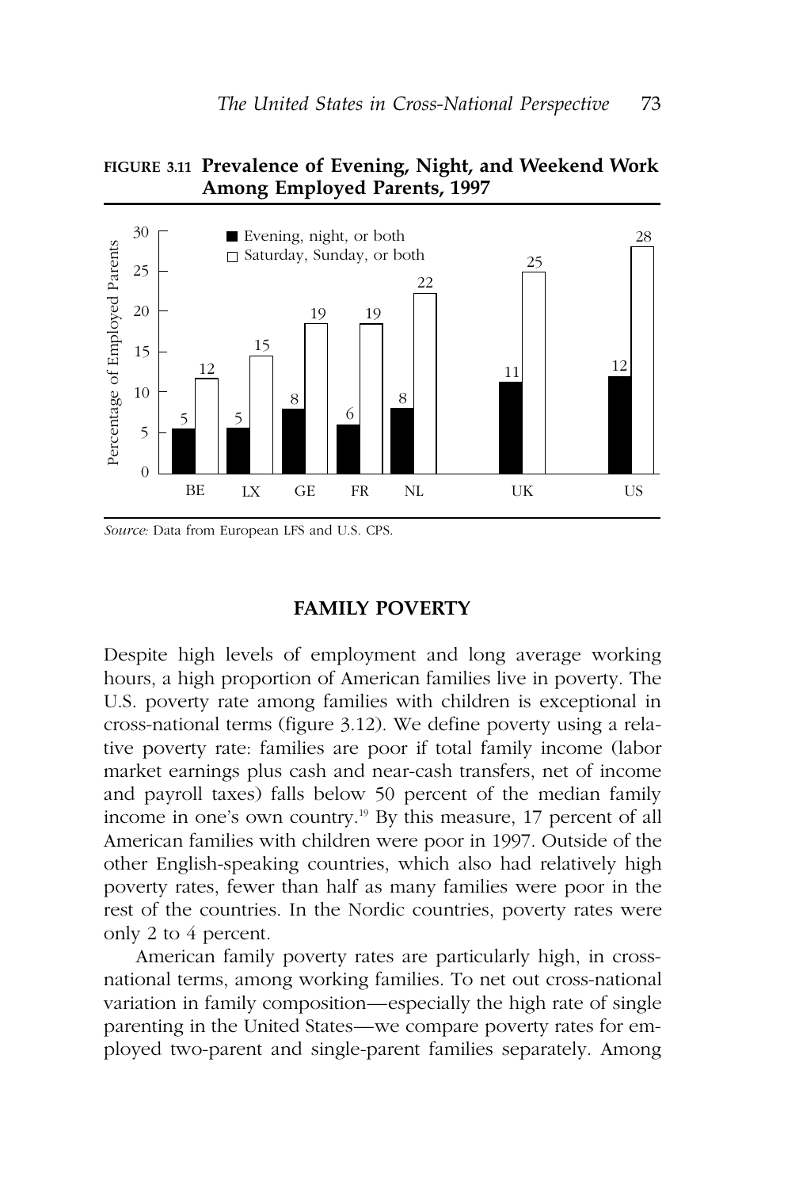**FIGURE 3.11 Prevalence of Evening, Night, and Weekend Work Among Employed Parents, 1997**

| | BE | LX | GE | FR | NL | UK | US |
|---|---|---|---|---|---|---|---|
| Evening, night, or both | 5 | 5 | 8 | 6 | 8 | 11 | 12 |
| Saturday, Sunday, or both | 12 | 15 | 19 | 19 | 22 | 25 | 28 |

*Source:* Data from European LFS and U.S. CPS.

## FAMILY POVERTY

Despite high levels of employment and long average working hours, a high proportion of American families live in poverty. The U.S. poverty rate among families with children is exceptional in cross-national terms (figure 3.12). We define poverty using a relative poverty rate: families are poor if total family income (labor market earnings plus cash and near-cash transfers, net of income and payroll taxes) falls below 50 percent of the median family income in one's own country.[19] By this measure, 17 percent of all American families with children were poor in 1997. Outside of the other English-speaking countries, which also had relatively high poverty rates, fewer than half as many families were poor in the rest of the countries. In the Nordic countries, poverty rates were only 2 to 4 percent.

American family poverty rates are particularly high, in cross-national terms, among working families. To net out cross-national variation in family composition—especially the high rate of single parenting in the United States—we compare poverty rates for employed two-parent and single-parent families separately. Among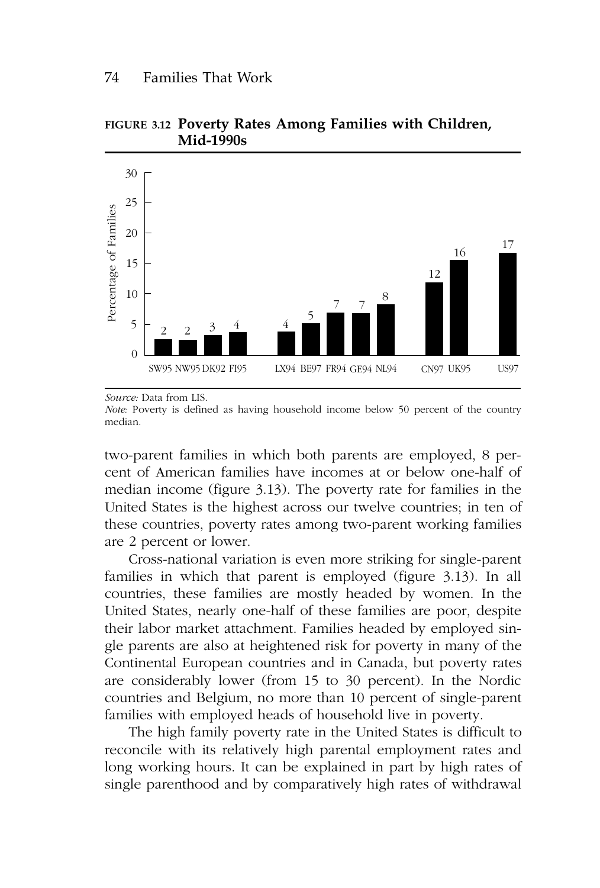**FIGURE 3.12 Poverty Rates Among Families with Children, Mid-1990s**

| Country | Percentage of Families |
|---|---|
| SW95 | 2 |
| NW95 | 2 |
| DK92 | 3 |
| FI95 | 4 |
| LX94 | 4 |
| BE97 | 5 |
| FR94 | 7 |
| GE94 | 7 |
| NL94 | 8 |
| CN97 | 12 |
| UK95 | 16 |
| US97 | 17 |

*Source:* Data from LIS.
*Note:* Poverty is defined as having household income below 50 percent of the country median.

two-parent families in which both parents are employed, 8 percent of American families have incomes at or below one-half of median income (figure 3.13). The poverty rate for families in the United States is the highest across our twelve countries; in ten of these countries, poverty rates among two-parent working families are 2 percent or lower.

Cross-national variation is even more striking for single-parent families in which that parent is employed (figure 3.13). In all countries, these families are mostly headed by women. In the United States, nearly one-half of these families are poor, despite their labor market attachment. Families headed by employed single parents are also at heightened risk for poverty in many of the Continental European countries and in Canada, but poverty rates are considerably lower (from 15 to 30 percent). In the Nordic countries and Belgium, no more than 10 percent of single-parent families with employed heads of household live in poverty.

The high family poverty rate in the United States is difficult to reconcile with its relatively high parental employment rates and long working hours. It can be explained in part by high rates of single parenthood and by comparatively high rates of withdrawal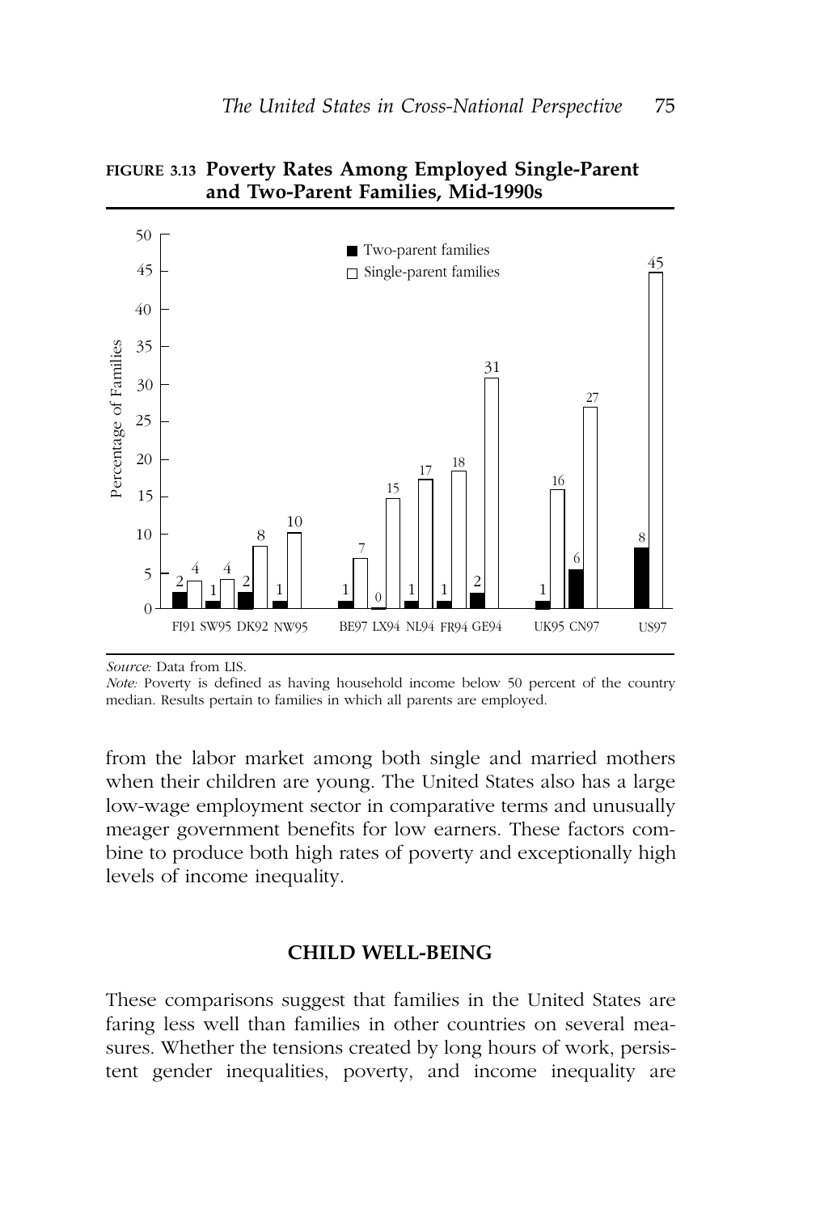**FIGURE 3.13 Poverty Rates Among Employed Single-Parent and Two-Parent Families, Mid-1990s**

| Country | Two-parent families | Single-parent families |
|---|---|---|
| FI91 | 2 | 4 |
| SW95 | 1 | 4 |
| DK92 | 2 | 8 |
| NW95 | 1 | 10 |
| BE97 | 1 | 7 |
| LX94 | 0 | 15 |
| NL94 | 1 | 17 |
| FR94 | 1 | 18 |
| GE94 | 2 | 31 |
| UK95 | 1 | 16 |
| CN97 | 6 | 27 |
| US97 | 8 | 45 |

*Source:* Data from LIS.

*Note:* Poverty is defined as having household income below 50 percent of the country median. Results pertain to families in which all parents are employed.

from the labor market among both single and married mothers when their children are young. The United States also has a large low-wage employment sector in comparative terms and unusually meager government benefits for low earners. These factors combine to produce both high rates of poverty and exceptionally high levels of income inequality.

## CHILD WELL-BEING

These comparisons suggest that families in the United States are faring less well than families in other countries on several measures. Whether the tensions created by long hours of work, persistent gender inequalities, poverty, and income inequality are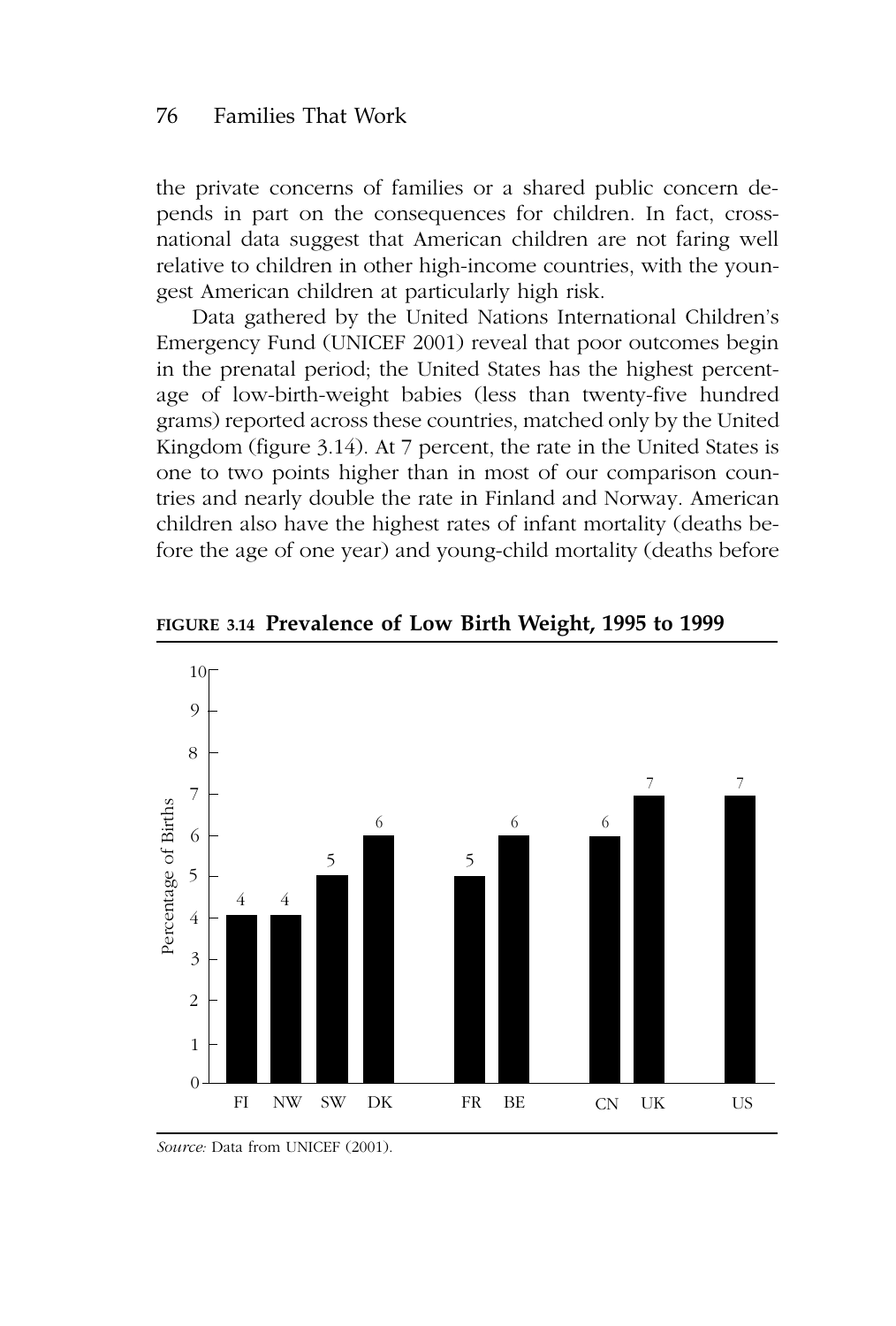the private concerns of families or a shared public concern depends in part on the consequences for children. In fact, cross-national data suggest that American children are not faring well relative to children in other high-income countries, with the youngest American children at particularly high risk.

Data gathered by the United Nations International Children's Emergency Fund (UNICEF 2001) reveal that poor outcomes begin in the prenatal period; the United States has the highest percentage of low-birth-weight babies (less than twenty-five hundred grams) reported across these countries, matched only by the United Kingdom (figure 3.14). At 7 percent, the rate in the United States is one to two points higher than in most of our comparison countries and nearly double the rate in Finland and Norway. American children also have the highest rates of infant mortality (deaths before the age of one year) and young-child mortality (deaths before

**FIGURE 3.14 Prevalence of Low Birth Weight, 1995 to 1999**

| Country | Percentage of Births |
|---|---|
| FI | 4 |
| NW | 4 |
| SW | 5 |
| DK | 6 |
| FR | 5 |
| BE | 6 |
| CN | 6 |
| UK | 7 |
| US | 7 |

*Source:* Data from UNICEF (2001).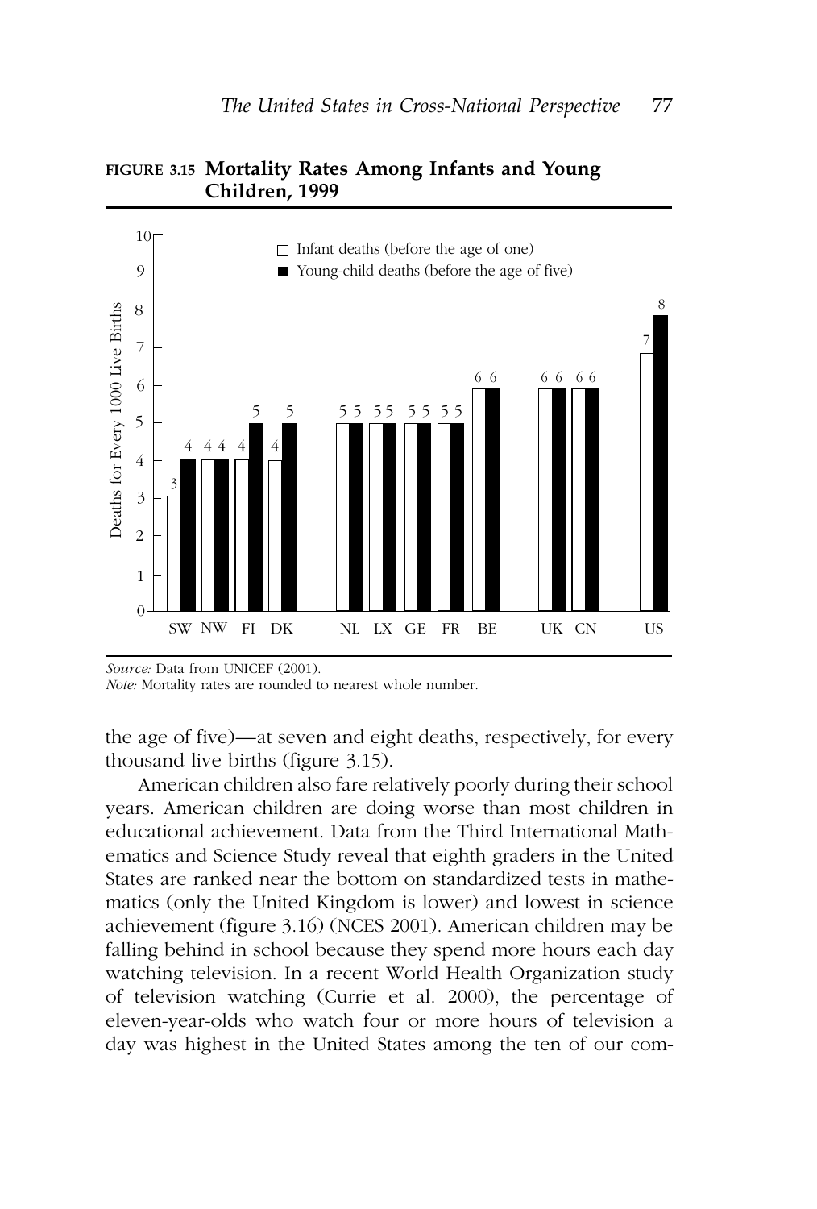**FIGURE 3.15 Mortality Rates Among Infants and Young Children, 1999**

Deaths for Every 1000 Live Births

| Country | Infant deaths (before the age of one) | Young-child deaths (before the age of five) |
|---|---|---|
| SW | 3 | 4 |
| NW | 4 | 4 |
| FI | 4 | 5 |
| DK | 4 | 5 |
| NL | 5 | 5 |
| LX | 5 | 5 |
| GE | 5 | 5 |
| FR | 5 | 5 |
| BE | 6 | 6 |
| UK | 6 | 6 |
| CN | 6 | 6 |
| US | 7 | 8 |

*Source:* Data from UNICEF (2001).
*Note:* Mortality rates are rounded to nearest whole number.

the age of five)—at seven and eight deaths, respectively, for every thousand live births (figure 3.15).

American children also fare relatively poorly during their school years. American children are doing worse than most children in educational achievement. Data from the Third International Mathematics and Science Study reveal that eighth graders in the United States are ranked near the bottom on standardized tests in mathematics (only the United Kingdom is lower) and lowest in science achievement (figure 3.16) (NCES 2001). American children may be falling behind in school because they spend more hours each day watching television. In a recent World Health Organization study of television watching (Currie et al. 2000), the percentage of eleven-year-olds who watch four or more hours of television a day was highest in the United States among the ten of our com-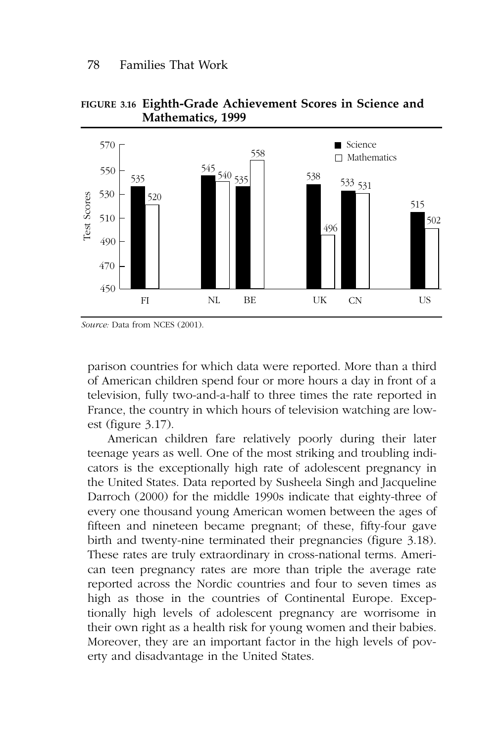**FIGURE 3.16 Eighth-Grade Achievement Scores in Science and Mathematics, 1999**

| Country | Science | Mathematics |
|---|---|---|
| FI | 535 | 520 |
| NL | 545 | 540 |
| BE | 535 | 558 |
| UK | 538 | 496 |
| CN | 533 | 531 |
| US | 515 | 502 |

*Source:* Data from NCES (2001).

parison countries for which data were reported. More than a third of American children spend four or more hours a day in front of a television, fully two-and-a-half to three times the rate reported in France, the country in which hours of television watching are lowest (figure 3.17).

American children fare relatively poorly during their later teenage years as well. One of the most striking and troubling indicators is the exceptionally high rate of adolescent pregnancy in the United States. Data reported by Susheela Singh and Jacqueline Darroch (2000) for the middle 1990s indicate that eighty-three of every one thousand young American women between the ages of fifteen and nineteen became pregnant; of these, fifty-four gave birth and twenty-nine terminated their pregnancies (figure 3.18). These rates are truly extraordinary in cross-national terms. American teen pregnancy rates are more than triple the average rate reported across the Nordic countries and four to seven times as high as those in the countries of Continental Europe. Exceptionally high levels of adolescent pregnancy are worrisome in their own right as a health risk for young women and their babies. Moreover, they are an important factor in the high levels of poverty and disadvantage in the United States.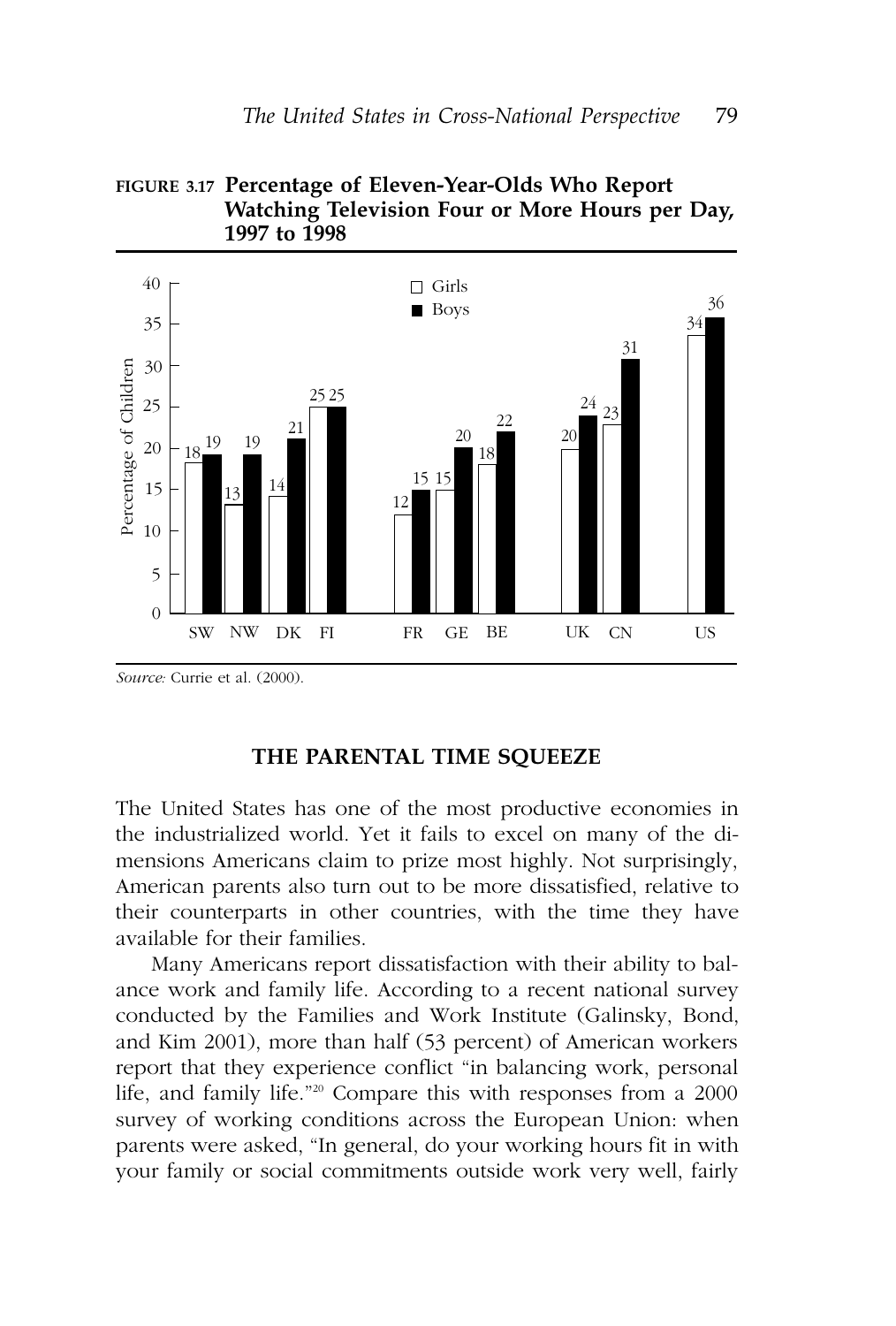**FIGURE 3.17 Percentage of Eleven-Year-Olds Who Report Watching Television Four or More Hours per Day, 1997 to 1998**

| Country | Girls | Boys |
|---|---|---|
| SW | 18 | 19 |
| NW | 13 | 19 |
| DK | 14 | 21 |
| FI | 25 | 25 |
| FR | 12 | 15 |
| GE | 15 | 20 |
| BE | 18 | 22 |
| UK | 20 | 24 |
| CN | 23 | 31 |
| US | 34 | 36 |

*Source:* Currie et al. (2000).

## THE PARENTAL TIME SQUEEZE

The United States has one of the most productive economies in the industrialized world. Yet it fails to excel on many of the dimensions Americans claim to prize most highly. Not surprisingly, American parents also turn out to be more dissatisfied, relative to their counterparts in other countries, with the time they have available for their families.

Many Americans report dissatisfaction with their ability to balance work and family life. According to a recent national survey conducted by the Families and Work Institute (Galinsky, Bond, and Kim 2001), more than half (53 percent) of American workers report that they experience conflict "in balancing work, personal life, and family life."[20] Compare this with responses from a 2000 survey of working conditions across the European Union: when parents were asked, "In general, do your working hours fit in with your family or social commitments outside work very well, fairly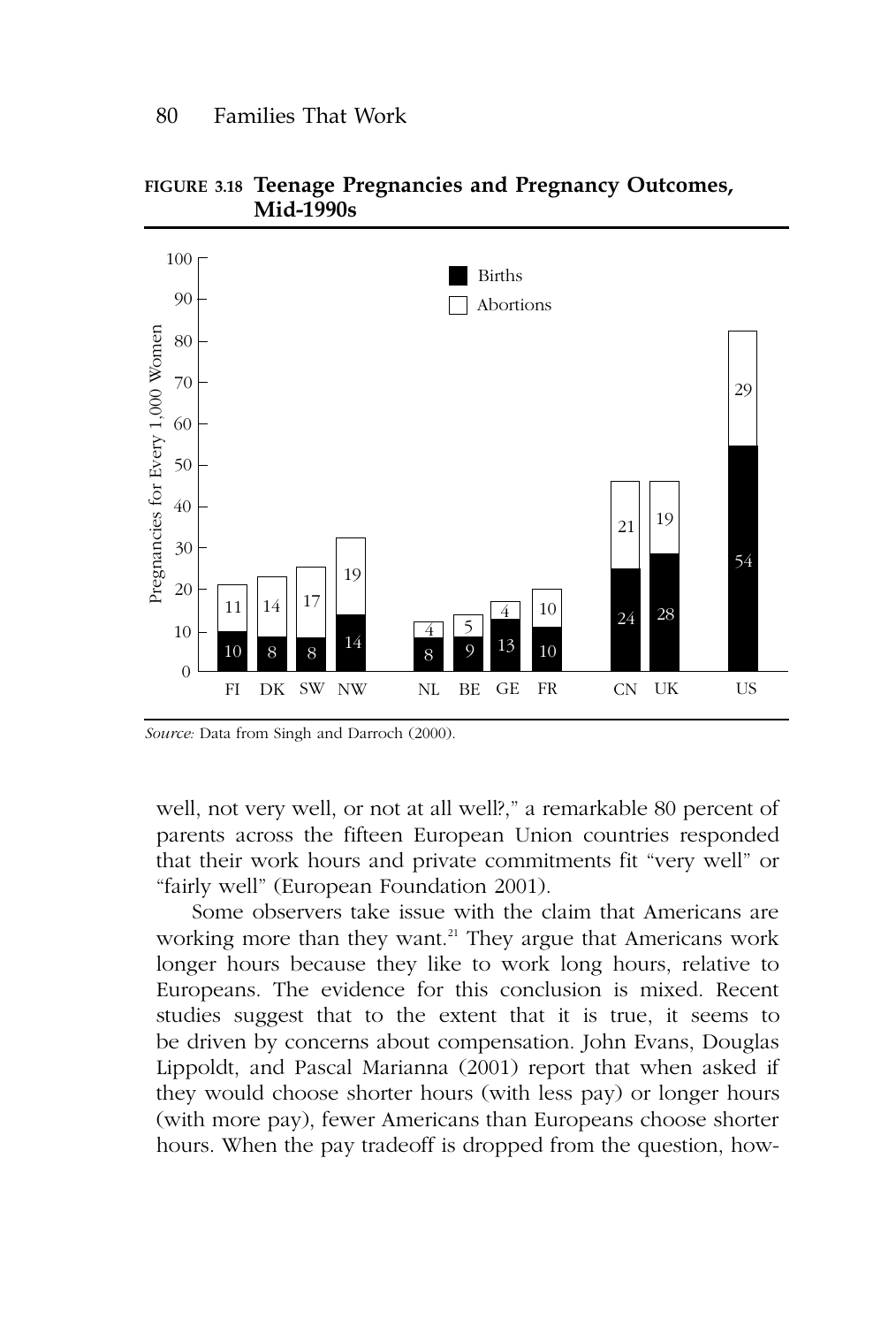**FIGURE 3.18 Teenage Pregnancies and Pregnancy Outcomes, Mid-1990s**

Pregnancies for Every 1,000 Women

| Country | Births | Abortions |
|---|---|---|
| FI | 10 | 11 |
| DK | 8 | 14 |
| SW | 8 | 17 |
| NW | 14 | 19 |
| NL | 8 | 4 |
| BE | 9 | 5 |
| GE | 13 | 4 |
| FR | 10 | 10 |
| CN | 24 | 21 |
| UK | 28 | 19 |
| US | 54 | 29 |

*Source:* Data from Singh and Darroch (2000).

well, not very well, or not at all well?," a remarkable 80 percent of parents across the fifteen European Union countries responded that their work hours and private commitments fit "very well" or "fairly well" (European Foundation 2001).

Some observers take issue with the claim that Americans are working more than they want.[21] They argue that Americans work longer hours because they like to work long hours, relative to Europeans. The evidence for this conclusion is mixed. Recent studies suggest that to the extent that it is true, it seems to be driven by concerns about compensation. John Evans, Douglas Lippoldt, and Pascal Marianna (2001) report that when asked if they would choose shorter hours (with less pay) or longer hours (with more pay), fewer Americans than Europeans choose shorter hours. When the pay tradeoff is dropped from the question, how-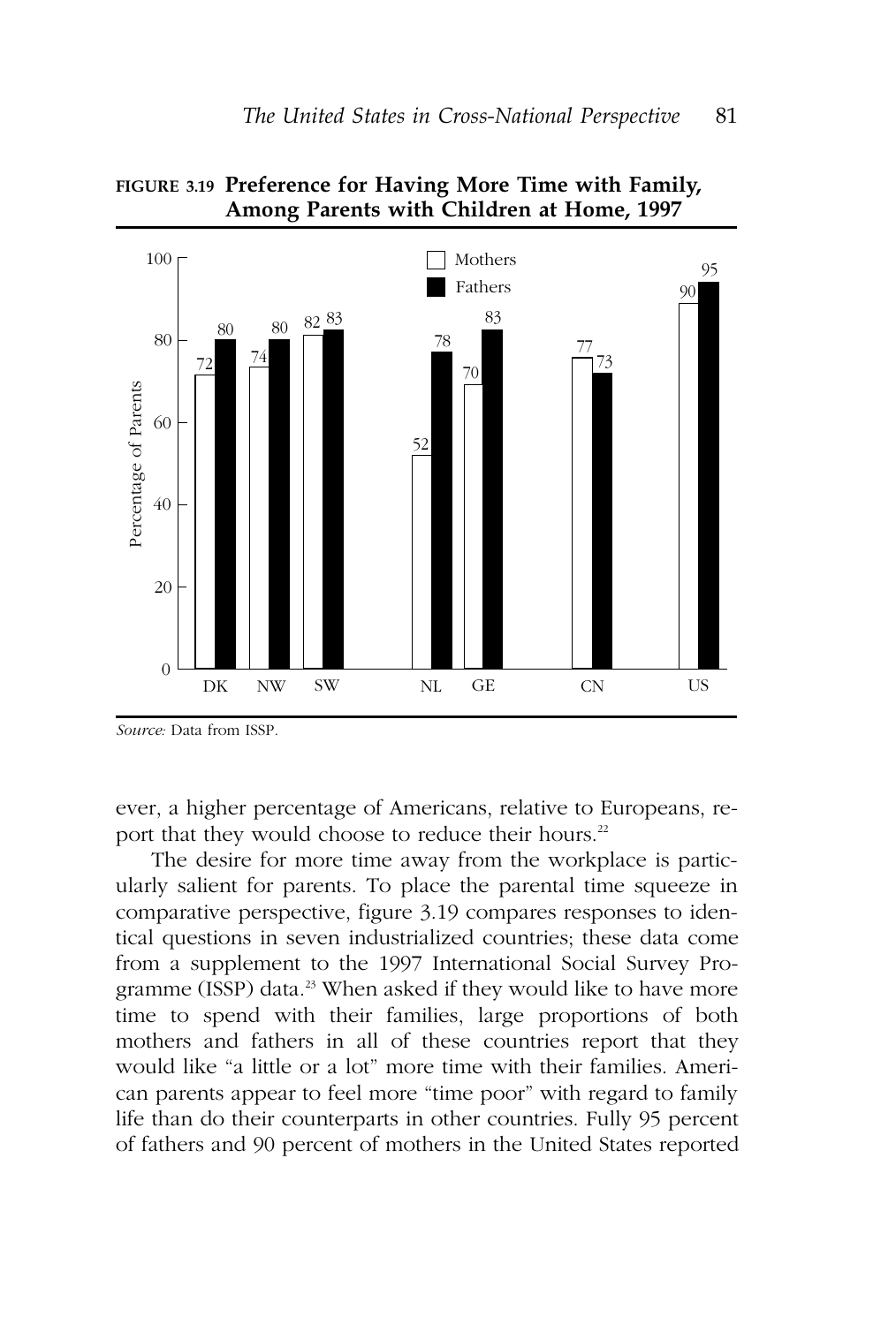**FIGURE 3.19 Preference for Having More Time with Family, Among Parents with Children at Home, 1997**

| Country | Mothers | Fathers |
|---|---|---|
| DK | 72 | 80 |
| NW | 74 | 80 |
| SW | 82 | 83 |
| NL | 52 | 78 |
| GE | 70 | 83 |
| CN | 77 | 73 |
| US | 90 | 95 |

*Source:* Data from ISSP.

ever, a higher percentage of Americans, relative to Europeans, report that they would choose to reduce their hours.[22]

The desire for more time away from the workplace is particularly salient for parents. To place the parental time squeeze in comparative perspective, figure 3.19 compares responses to identical questions in seven industrialized countries; these data come from a supplement to the 1997 International Social Survey Programme (ISSP) data.[23] When asked if they would like to have more time to spend with their families, large proportions of both mothers and fathers in all of these countries report that they would like "a little or a lot" more time with their families. American parents appear to feel more "time poor" with regard to family life than do their counterparts in other countries. Fully 95 percent of fathers and 90 percent of mothers in the United States reported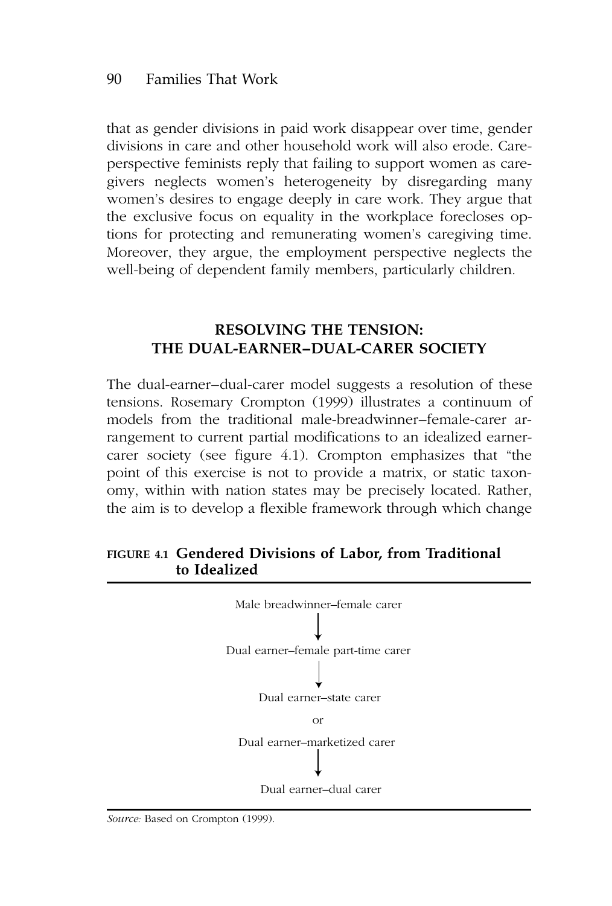that as gender divisions in paid work disappear over time, gender divisions in care and other household work will also erode. Care-perspective feminists reply that failing to support women as caregivers neglects women's heterogeneity by disregarding many women's desires to engage deeply in care work. They argue that the exclusive focus on equality in the workplace forecloses options for protecting and remunerating women's caregiving time. Moreover, they argue, the employment perspective neglects the well-being of dependent family members, particularly children.

## RESOLVING THE TENSION: THE DUAL-EARNER–DUAL-CARER SOCIETY

The dual-earner–dual-carer model suggests a resolution of these tensions. Rosemary Crompton (1999) illustrates a continuum of models from the traditional male-breadwinner–female-carer arrangement to current partial modifications to an idealized earner-carer society (see figure 4.1). Crompton emphasizes that "the point of this exercise is not to provide a matrix, or static taxonomy, within with nation states may be precisely located. Rather, the aim is to develop a flexible framework through which change

**FIGURE 4.1 Gendered Divisions of Labor, from Traditional to Idealized**

Male breadwinner–female carer

↓

Dual earner–female part-time carer

↓

Dual earner–state carer

or

Dual earner–marketized carer

↓

Dual earner–dual carer

*Source:* Based on Crompton (1999).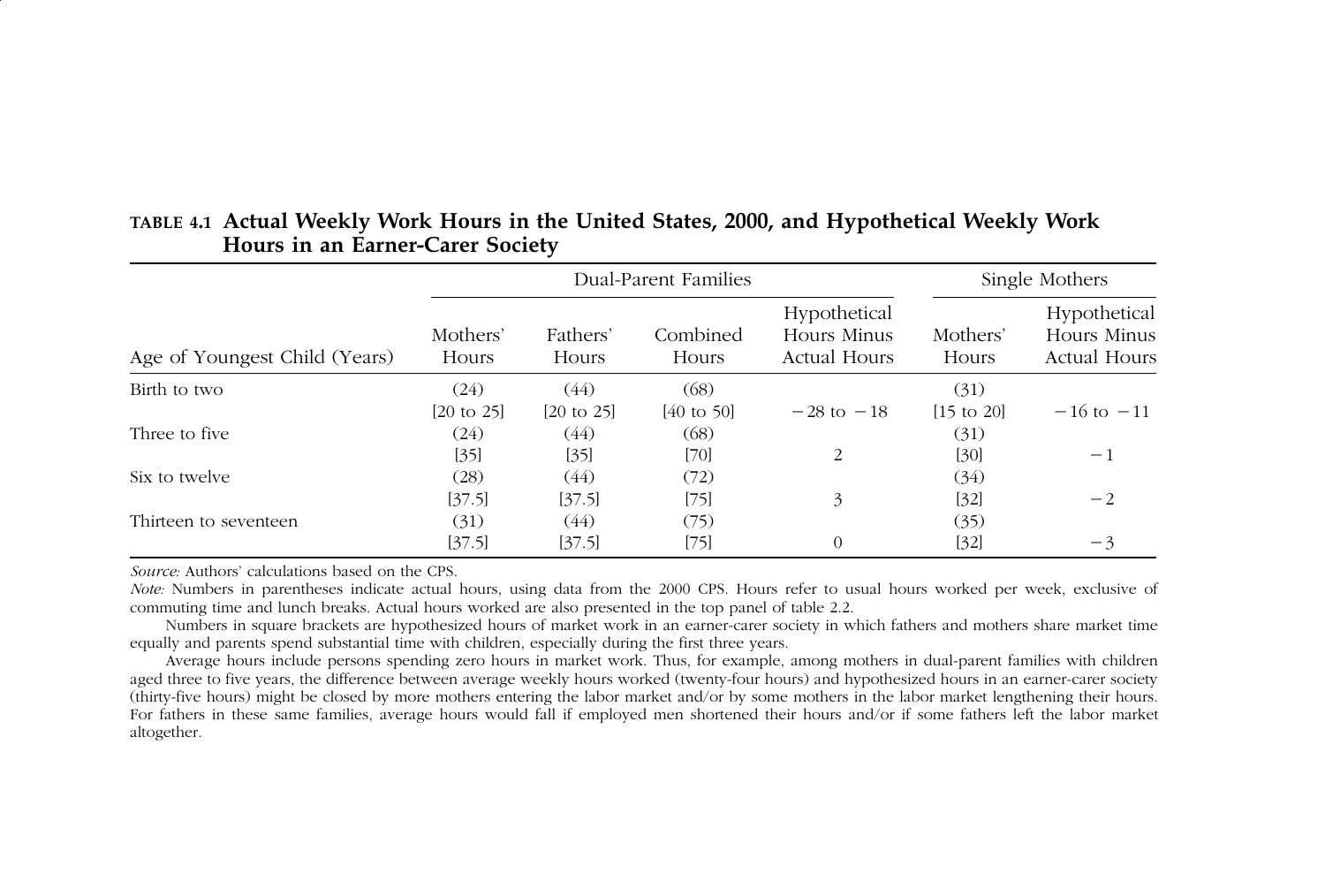**TABLE 4.1 Actual Weekly Work Hours in the United States, 2000, and Hypothetical Weekly Work Hours in an Earner-Carer Society**

| | Dual-Parent Families | | | | Single Mothers | |
|---|---|---|---|---|---|---|
| Age of Youngest Child (Years) | Mothers' Hours | Fathers' Hours | Combined Hours | Hypothetical Hours Minus Actual Hours | Mothers' Hours | Hypothetical Hours Minus Actual Hours |
| Birth to two | (24) | (44) | (68) | | (31) | |
| | [20 to 25] | [20 to 25] | [40 to 50] | −28 to −18 | [15 to 20] | −16 to −11 |
| Three to five | (24) | (44) | (68) | | (31) | |
| | [35] | [35] | [70] | 2 | [30] | −1 |
| Six to twelve | (28) | (44) | (72) | | (34) | |
| | [37.5] | [37.5] | [75] | 3 | [32] | −2 |
| Thirteen to seventeen | (31) | (44) | (75) | | (35) | |
| | [37.5] | [37.5] | [75] | 0 | [32] | −3 |

*Source:* Authors' calculations based on the CPS.

*Note:* Numbers in parentheses indicate actual hours, using data from the 2000 CPS. Hours refer to usual hours worked per week, exclusive of commuting time and lunch breaks. Actual hours worked are also presented in the top panel of table 2.2.

Numbers in square brackets are hypothesized hours of market work in an earner-carer society in which fathers and mothers share market time equally and parents spend substantial time with children, especially during the first three years.

Average hours include persons spending zero hours in market work. Thus, for example, among mothers in dual-parent families with children aged three to five years, the difference between average weekly hours worked (twenty-four hours) and hypothesized hours in an earner-carer society (thirty-five hours) might be closed by more mothers entering the labor market and/or by some mothers in the labor market lengthening their hours. For fathers in these same families, average hours would fall if employed men shortened their hours and/or if some fathers left the labor market altogether.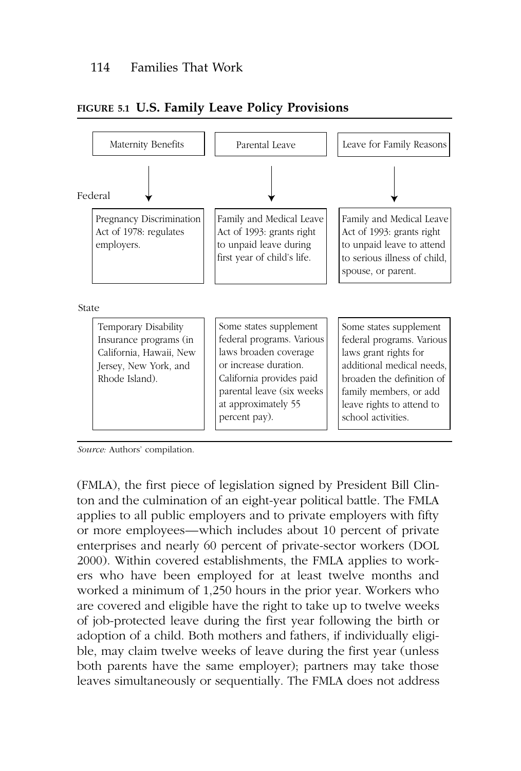**FIGURE 5.1 U.S. Family Leave Policy Provisions**

| | Maternity Benefits | Parental Leave | Leave for Family Reasons |
|---|---|---|---|
| Federal | Pregnancy Discrimination Act of 1978: regulates employers. | Family and Medical Leave Act of 1993: grants right to unpaid leave during first year of child's life. | Family and Medical Leave Act of 1993: grants right to unpaid leave to attend to serious illness of child, spouse, or parent. |
| State | Temporary Disability Insurance programs (in California, Hawaii, New Jersey, New York, and Rhode Island). | Some states supplement federal programs. Various laws broaden coverage or increase duration. California provides paid parental leave (six weeks at approximately 55 percent pay). | Some states supplement federal programs. Various laws grant rights for additional medical needs, broaden the definition of family members, or add leave rights to attend to school activities. |

*Source:* Authors' compilation.

(FMLA), the first piece of legislation signed by President Bill Clinton and the culmination of an eight-year political battle. The FMLA applies to all public employers and to private employers with fifty or more employees—which includes about 10 percent of private enterprises and nearly 60 percent of private-sector workers (DOL 2000). Within covered establishments, the FMLA applies to workers who have been employed for at least twelve months and worked a minimum of 1,250 hours in the prior year. Workers who are covered and eligible have the right to take up to twelve weeks of job-protected leave during the first year following the birth or adoption of a child. Both mothers and fathers, if individually eligible, may claim twelve weeks of leave during the first year (unless both parents have the same employer); partners may take those leaves simultaneously or sequentially. The FMLA does not address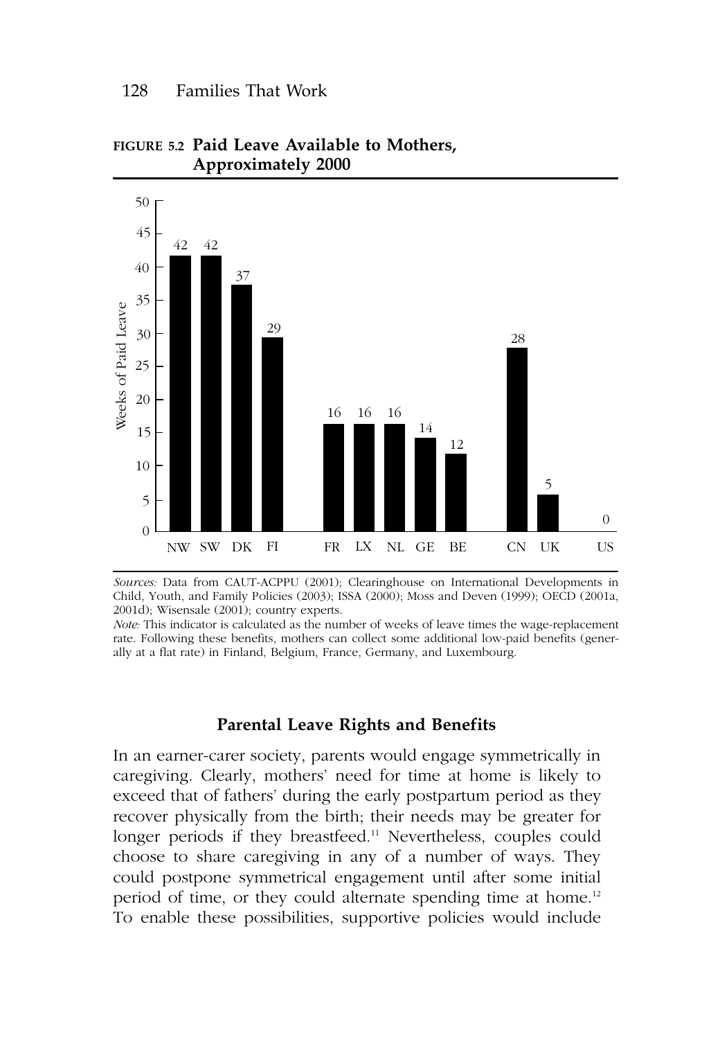**FIGURE 5.2 Paid Leave Available to Mothers, Approximately 2000**

| Country | Weeks of Paid Leave |
|---|---|
| NW | 42 |
| SW | 42 |
| DK | 37 |
| FI | 29 |
| FR | 16 |
| LX | 16 |
| NL | 16 |
| GE | 14 |
| BE | 12 |
| CN | 28 |
| UK | 5 |
| US | 0 |

*Sources:* Data from CAUT-ACPPU (2001); Clearinghouse on International Developments in Child, Youth, and Family Policies (2003); ISSA (2000); Moss and Deven (1999); OECD (2001a, 2001d); Wisensale (2001); country experts.

*Note:* This indicator is calculated as the number of weeks of leave times the wage-replacement rate. Following these benefits, mothers can collect some additional low-paid benefits (generally at a flat rate) in Finland, Belgium, France, Germany, and Luxembourg.

### Parental Leave Rights and Benefits

In an earner-carer society, parents would engage symmetrically in caregiving. Clearly, mothers' need for time at home is likely to exceed that of fathers' during the early postpartum period as they recover physically from the birth; their needs may be greater for longer periods if they breastfeed.[11] Nevertheless, couples could choose to share caregiving in any of a number of ways. They could postpone symmetrical engagement until after some initial period of time, or they could alternate spending time at home.[12] To enable these possibilities, supportive policies would include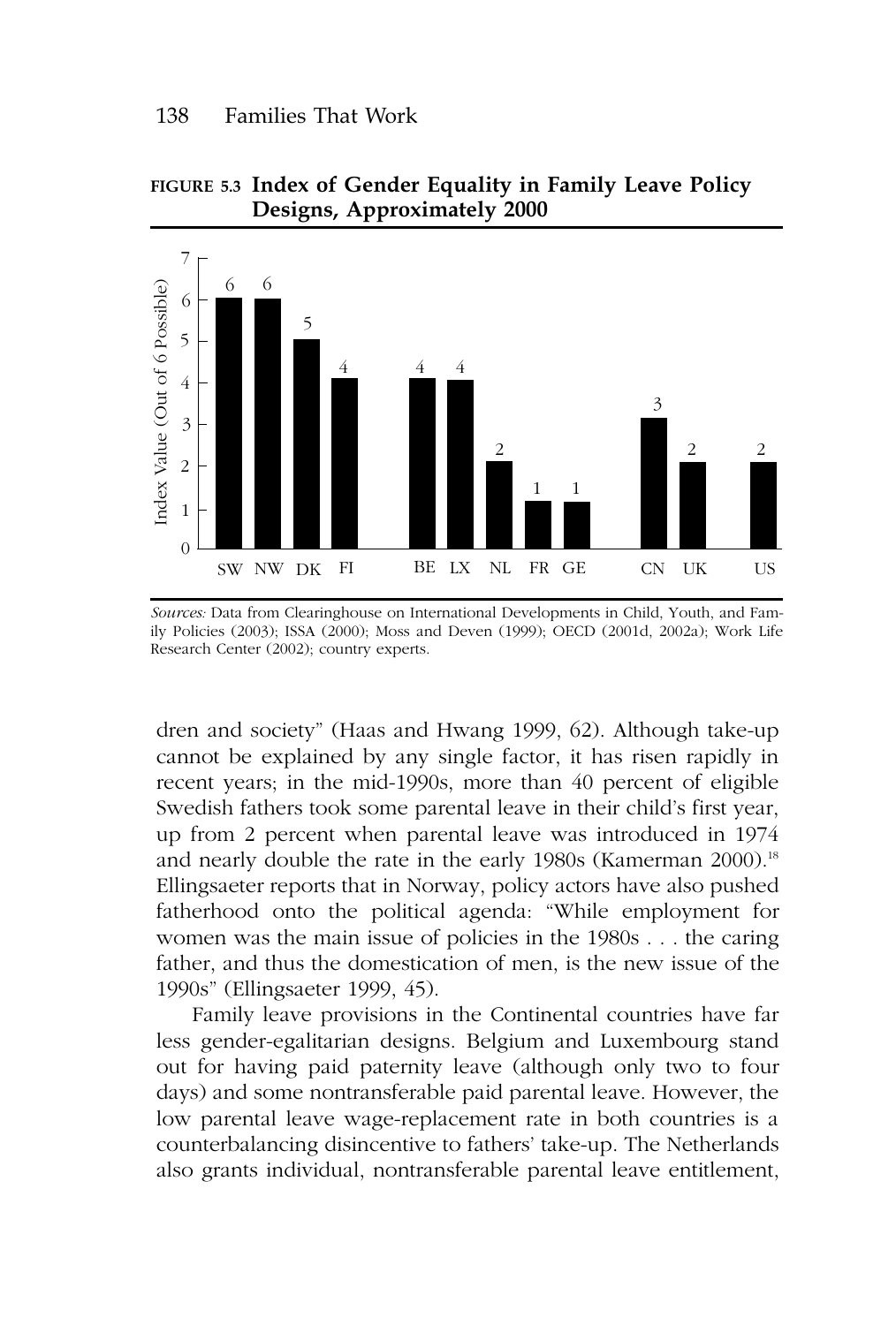**FIGURE 5.3 Index of Gender Equality in Family Leave Policy Designs, Approximately 2000**

| Country | Index Value (Out of 6 Possible) |
|---|---|
| SW | 6 |
| NW | 6 |
| DK | 5 |
| FI | 4 |
| BE | 4 |
| LX | 4 |
| NL | 2 |
| FR | 1 |
| GE | 1 |
| CN | 3 |
| UK | 2 |
| US | 2 |

*Sources:* Data from Clearinghouse on International Developments in Child, Youth, and Family Policies (2003); ISSA (2000); Moss and Deven (1999); OECD (2001d, 2002a); Work Life Research Center (2002); country experts.

dren and society" (Haas and Hwang 1999, 62). Although take-up cannot be explained by any single factor, it has risen rapidly in recent years; in the mid-1990s, more than 40 percent of eligible Swedish fathers took some parental leave in their child's first year, up from 2 percent when parental leave was introduced in 1974 and nearly double the rate in the early 1980s (Kamerman 2000).[18] Ellingsaeter reports that in Norway, policy actors have also pushed fatherhood onto the political agenda: "While employment for women was the main issue of policies in the 1980s . . . the caring father, and thus the domestication of men, is the new issue of the 1990s" (Ellingsaeter 1999, 45).

Family leave provisions in the Continental countries have far less gender-egalitarian designs. Belgium and Luxembourg stand out for having paid paternity leave (although only two to four days) and some nontransferable paid parental leave. However, the low parental leave wage-replacement rate in both countries is a counterbalancing disincentive to fathers' take-up. The Netherlands also grants individual, nontransferable parental leave entitlement,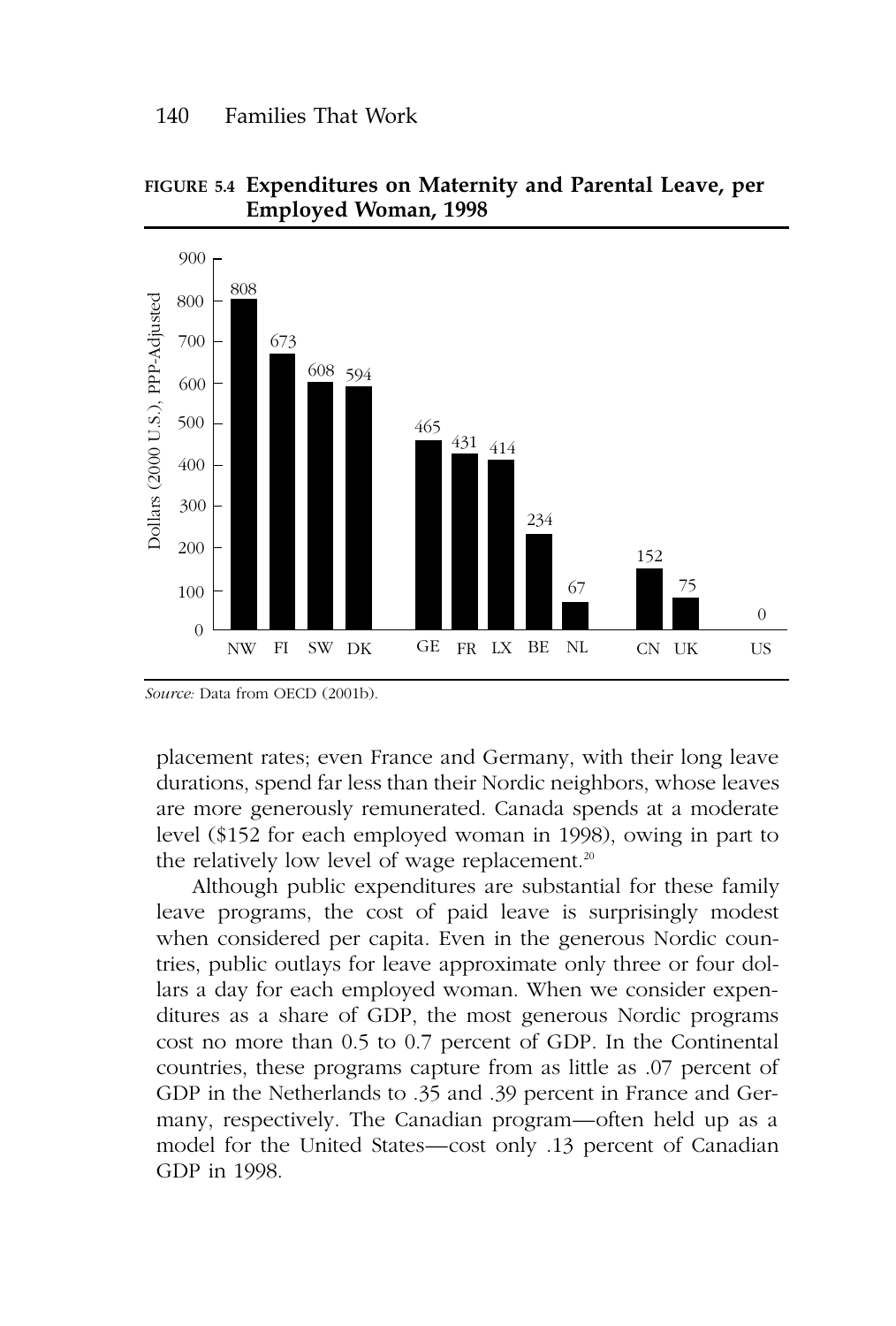**FIGURE 5.4 Expenditures on Maternity and Parental Leave, per Employed Woman, 1998**

| Country | Dollars (2000 U.S.), PPP-Adjusted |
|---|---|
| NW | 808 |
| FI | 673 |
| SW | 608 |
| DK | 594 |
| GE | 465 |
| FR | 431 |
| LX | 414 |
| BE | 234 |
| NL | 67 |
| CN | 152 |
| UK | 75 |
| US | 0 |

*Source:* Data from OECD (2001b).

placement rates; even France and Germany, with their long leave durations, spend far less than their Nordic neighbors, whose leaves are more generously remunerated. Canada spends at a moderate level ($152 for each employed woman in 1998), owing in part to the relatively low level of wage replacement.[20]

Although public expenditures are substantial for these family leave programs, the cost of paid leave is surprisingly modest when considered per capita. Even in the generous Nordic countries, public outlays for leave approximate only three or four dollars a day for each employed woman. When we consider expenditures as a share of GDP, the most generous Nordic programs cost no more than 0.5 to 0.7 percent of GDP. In the Continental countries, these programs capture from as little as .07 percent of GDP in the Netherlands to .35 and .39 percent in France and Germany, respectively. The Canadian program—often held up as a model for the United States—cost only .13 percent of Canadian GDP in 1998.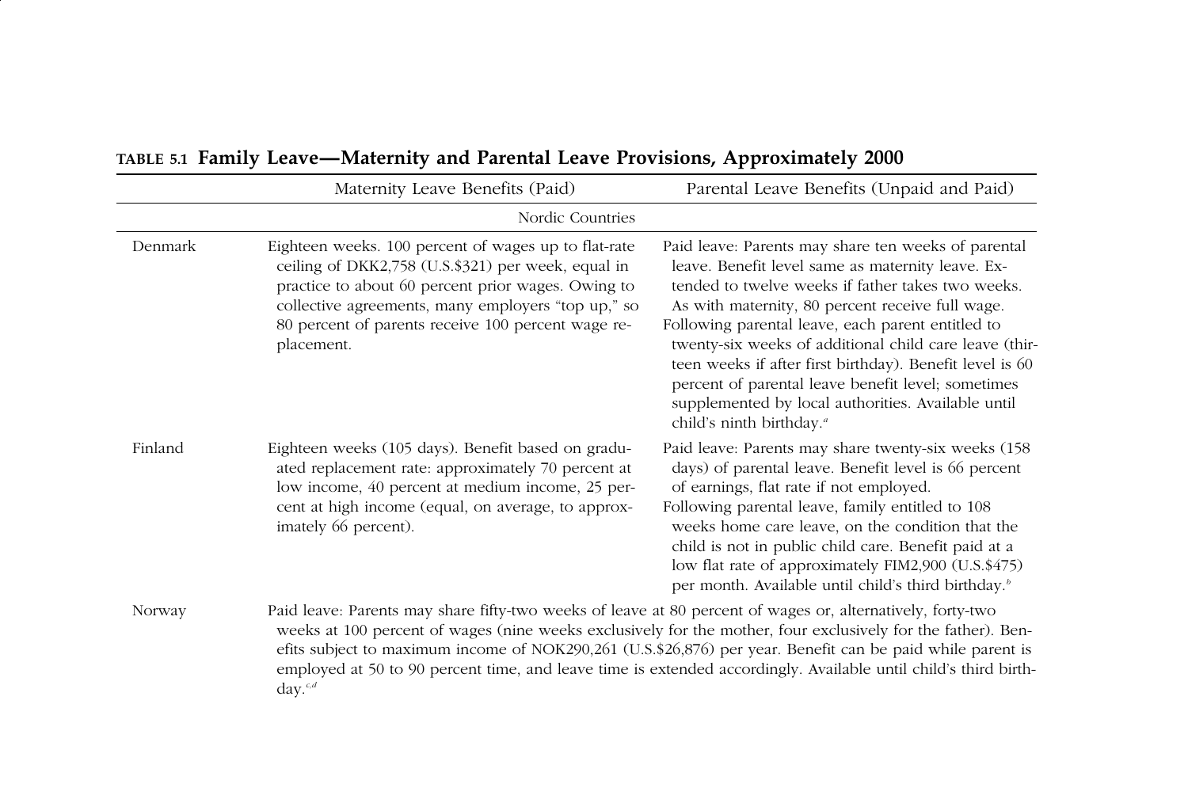**TABLE 5.1 Family Leave—Maternity and Parental Leave Provisions, Approximately 2000**

| | Maternity Leave Benefits (Paid) | Parental Leave Benefits (Unpaid and Paid) |
|---|---|---|
| | Nordic Countries | |
| Denmark | Eighteen weeks. 100 percent of wages up to flat-rate ceiling of DKK2,758 (U.S.$321) per week, equal in practice to about 60 percent prior wages. Owing to collective agreements, many employers "top up," so 80 percent of parents receive 100 percent wage replacement. | Paid leave: Parents may share ten weeks of parental leave. Benefit level same as maternity leave. Extended to twelve weeks if father takes two weeks. As with maternity, 80 percent receive full wage. Following parental leave, each parent entitled to twenty-six weeks of additional child care leave (thirteen weeks if after first birthday). Benefit level is 60 percent of parental leave benefit level; sometimes supplemented by local authorities. Available until child's ninth birthday.[a] |
| Finland | Eighteen weeks (105 days). Benefit based on graduated replacement rate: approximately 70 percent at low income, 40 percent at medium income, 25 percent at high income (equal, on average, to approximately 66 percent). | Paid leave: Parents may share twenty-six weeks (158 days) of parental leave. Benefit level is 66 percent of earnings, flat rate if not employed. Following parental leave, family entitled to 108 weeks home care leave, on the condition that the child is not in public child care. Benefit paid at a low flat rate of approximately FIM2,900 (U.S.$475) per month. Available until child's third birthday.[b] |
| Norway | Paid leave: Parents may share fifty-two weeks of leave at 80 percent of wages or, alternatively, forty-two weeks at 100 percent of wages (nine weeks exclusively for the mother, four exclusively for the father). Benefits subject to maximum income of NOK290,261 (U.S.$26,876) per year. Benefit can be paid while parent is employed at 50 to 90 percent time, and leave time is extended accordingly. Available until child's third birthday.[c,d] | |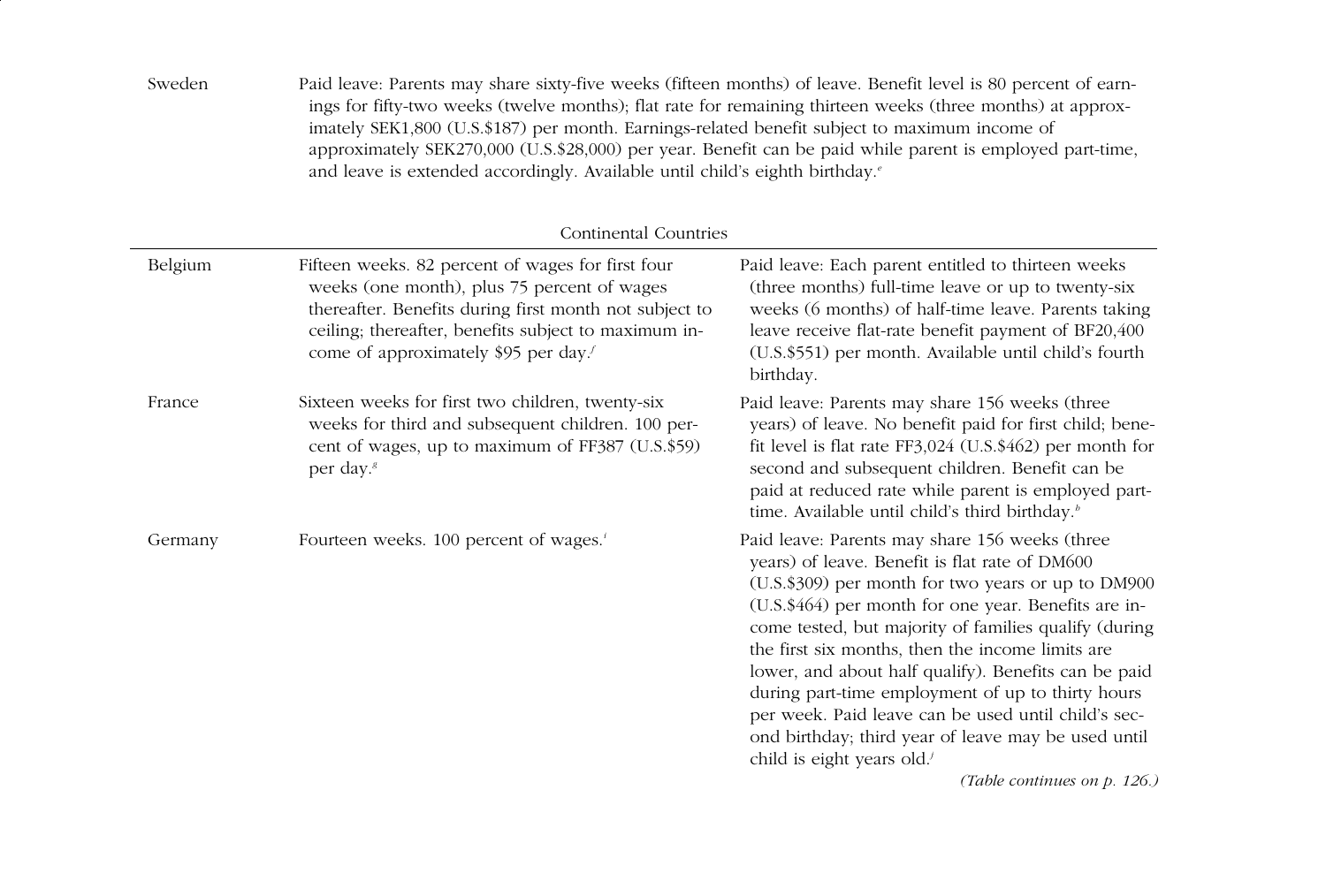| | | |
|---|---|---|
| Sweden | | Paid leave: Parents may share sixty-five weeks (fifteen months) of leave. Benefit level is 80 percent of earnings for fifty-two weeks (twelve months); flat rate for remaining thirteen weeks (three months) at approximately SEK1,800 (U.S.$187) per month. Earnings-related benefit subject to maximum income of approximately SEK270,000 (U.S.$28,000) per year. Benefit can be paid while parent is employed part-time, and leave is extended accordingly. Available until child's eighth birthday.[e] |
| **Continental Countries** | | |
| Belgium | Fifteen weeks. 82 percent of wages for first four weeks (one month), plus 75 percent of wages thereafter. Benefits during first month not subject to ceiling; thereafter, benefits subject to maximum income of approximately $95 per day.[f] | Paid leave: Each parent entitled to thirteen weeks (three months) full-time leave or up to twenty-six weeks (6 months) of half-time leave. Parents taking leave receive flat-rate benefit payment of BF20,400 (U.S.$551) per month. Available until child's fourth birthday. |
| France | Sixteen weeks for first two children, twenty-six weeks for third and subsequent children. 100 percent of wages, up to maximum of FF387 (U.S.$59) per day.[g] | Paid leave: Parents may share 156 weeks (three years) of leave. No benefit paid for first child; benefit level is flat rate FF3,024 (U.S.$462) per month for second and subsequent children. Benefit can be paid at reduced rate while parent is employed part-time. Available until child's third birthday.[h] |
| Germany | Fourteen weeks. 100 percent of wages.[i] | Paid leave: Parents may share 156 weeks (three years) of leave. Benefit is flat rate of DM600 (U.S.$309) per month for two years or up to DM900 (U.S.$464) per month for one year. Benefits are income tested, but majority of families qualify (during the first six months, then the income limits are lower, and about half qualify). Benefits can be paid during part-time employment of up to thirty hours per week. Paid leave can be used until child's second birthday; third year of leave may be used until child is eight years old.[j] |

*(Table continues on p. 126.)*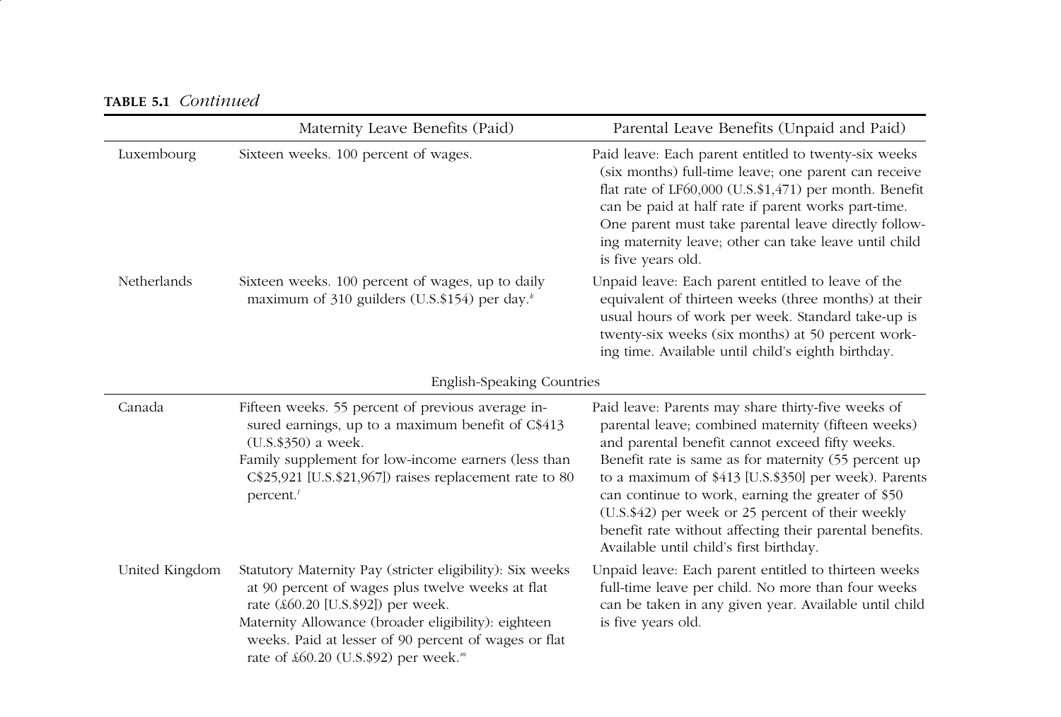**TABLE 5.1** *Continued*

| | Maternity Leave Benefits (Paid) | Parental Leave Benefits (Unpaid and Paid) |
|---|---|---|
| Luxembourg | Sixteen weeks. 100 percent of wages. | Paid leave: Each parent entitled to twenty-six weeks (six months) full-time leave; one parent can receive flat rate of LF60,000 (U.S.$1,471) per month. Benefit can be paid at half rate if parent works part-time. One parent must take parental leave directly following maternity leave; other can take leave until child is five years old. |
| Netherlands | Sixteen weeks. 100 percent of wages, up to daily maximum of 310 guilders (U.S.$154) per day.[k] | Unpaid leave: Each parent entitled to leave of the equivalent of thirteen weeks (three months) at their usual hours of work per week. Standard take-up is twenty-six weeks (six months) at 50 percent working time. Available until child's eighth birthday. |
| | English-Speaking Countries | |
| Canada | Fifteen weeks. 55 percent of previous average insured earnings, up to a maximum benefit of C$413 (U.S.$350) a week. Family supplement for low-income earners (less than C$25,921 [U.S.$21,967]) raises replacement rate to 80 percent.[l] | Paid leave: Parents may share thirty-five weeks of parental leave; combined maternity (fifteen weeks) and parental benefit cannot exceed fifty weeks. Benefit rate is same as for maternity (55 percent up to a maximum of $413 [U.S.$350] per week). Parents can continue to work, earning the greater of $50 (U.S.$42) per week or 25 percent of their weekly benefit rate without affecting their parental benefits. Available until child's first birthday. |
| United Kingdom | Statutory Maternity Pay (stricter eligibility): Six weeks at 90 percent of wages plus twelve weeks at flat rate (£60.20 [U.S.$92]) per week. Maternity Allowance (broader eligibility): eighteen weeks. Paid at lesser of 90 percent of wages or flat rate of £60.20 (U.S.$92) per week.[m] | Unpaid leave: Each parent entitled to thirteen weeks full-time leave per child. No more than four weeks can be taken in any given year. Available until child is five years old. |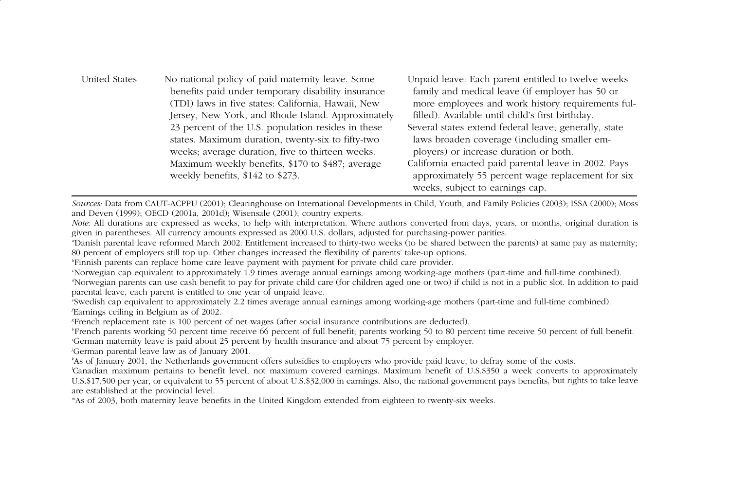| | | |
|---|---|---|
| United States | No national policy of paid maternity leave. Some benefits paid under temporary disability insurance (TDI) laws in five states: California, Hawaii, New Jersey, New York, and Rhode Island. Approximately 23 percent of the U.S. population resides in these states. Maximum duration, twenty-six to fifty-two weeks; average duration, five to thirteen weeks. Maximum weekly benefits, $170 to $487; average weekly benefits, $142 to $273. | Unpaid leave: Each parent entitled to twelve weeks family and medical leave (if employer has 50 or more employees and work history requirements fulfilled). Available until child's first birthday. Several states extend federal leave; generally, state laws broaden coverage (including smaller employers) or increase duration or both. California enacted paid parental leave in 2002. Pays approximately 55 percent wage replacement for six weeks, subject to earnings cap. |

*Sources:* Data from CAUT-ACPPU (2001); Clearinghouse on International Developments in Child, Youth, and Family Policies (2003); ISSA (2000); Moss and Deven (1999); OECD (2001a, 2001d); Wisensale (2001); country experts.

*Note:* All durations are expressed as weeks, to help with interpretation. Where authors converted from days, years, or months, original duration is given in parentheses. All currency amounts expressed as 2000 U.S. dollars, adjusted for purchasing-power parities.

[a]Danish parental leave reformed March 2002. Entitlement increased to thirty-two weeks (to be shared between the parents) at same pay as maternity; 80 percent of employers still top up. Other changes increased the flexibility of parents' take-up options.

[b]Finnish parents can replace home care leave payment with payment for private child care provider.

[c]Norwegian cap equivalent to approximately 1.9 times average annual earnings among working-age mothers (part-time and full-time combined).

[d]Norwegian parents can use cash benefit to pay for private child care (for children aged one or two) if child is not in a public slot. In addition to paid parental leave, each parent is entitled to one year of unpaid leave.

[e]Swedish cap equivalent to approximately 2.2 times average annual earnings among working-age mothers (part-time and full-time combined).

[f]Earnings ceiling in Belgium as of 2002.

[g]French replacement rate is 100 percent of net wages (after social insurance contributions are deducted).

[h]French parents working 50 percent time receive 66 percent of full benefit; parents working 50 to 80 percent time receive 50 percent of full benefit.

[i]German maternity leave is paid about 25 percent by health insurance and about 75 percent by employer.

[j]German parental leave law as of January 2001.

[k]As of January 2001, the Netherlands government offers subsidies to employers who provide paid leave, to defray some of the costs.

[l]Canadian maximum pertains to benefit level, not maximum covered earnings. Maximum benefit of U.S.$350 a week converts to approximately U.S.$17,500 per year, or equivalent to 55 percent of about U.S.$32,000 in earnings. Also, the national government pays benefits, but rights to take leave are established at the provincial level.

[m]As of 2003, both maternity leave benefits in the United Kingdom extended from eighteen to twenty-six weeks.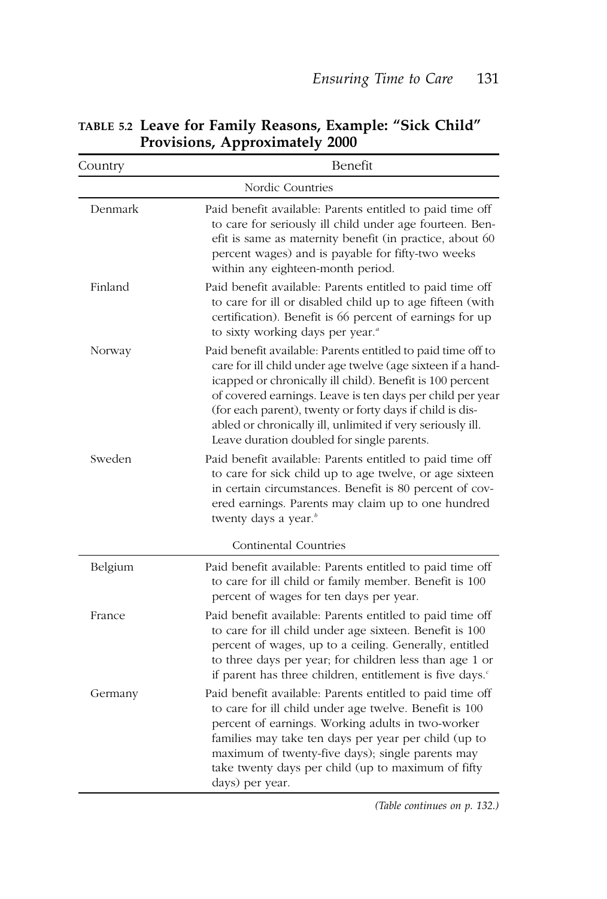**TABLE 5.2 Leave for Family Reasons, Example: "Sick Child" Provisions, Approximately 2000**

| Country | Benefit |
|---|---|
| | Nordic Countries |
| Denmark | Paid benefit available: Parents entitled to paid time off to care for seriously ill child under age fourteen. Benefit is same as maternity benefit (in practice, about 60 percent wages) and is payable for fifty-two weeks within any eighteen-month period. |
| Finland | Paid benefit available: Parents entitled to paid time off to care for ill or disabled child up to age fifteen (with certification). Benefit is 66 percent of earnings for up to sixty working days per year.[a] |
| Norway | Paid benefit available: Parents entitled to paid time off to care for ill child under age twelve (age sixteen if a handicapped or chronically ill child). Benefit is 100 percent of covered earnings. Leave is ten days per child per year (for each parent), twenty or forty days if child is disabled or chronically ill, unlimited if very seriously ill. Leave duration doubled for single parents. |
| Sweden | Paid benefit available: Parents entitled to paid time off to care for sick child up to age twelve, or age sixteen in certain circumstances. Benefit is 80 percent of covered earnings. Parents may claim up to one hundred twenty days a year.[b] |
| | Continental Countries |
| Belgium | Paid benefit available: Parents entitled to paid time off to care for ill child or family member. Benefit is 100 percent of wages for ten days per year. |
| France | Paid benefit available: Parents entitled to paid time off to care for ill child under age sixteen. Benefit is 100 percent of wages, up to a ceiling. Generally, entitled to three days per year; for children less than age 1 or if parent has three children, entitlement is five days.[c] |
| Germany | Paid benefit available: Parents entitled to paid time off to care for ill child under age twelve. Benefit is 100 percent of earnings. Working adults in two-worker families may take ten days per year per child (up to maximum of twenty-five days); single parents may take twenty days per child (up to maximum of fifty days) per year. |

*(Table continues on p. 132.)*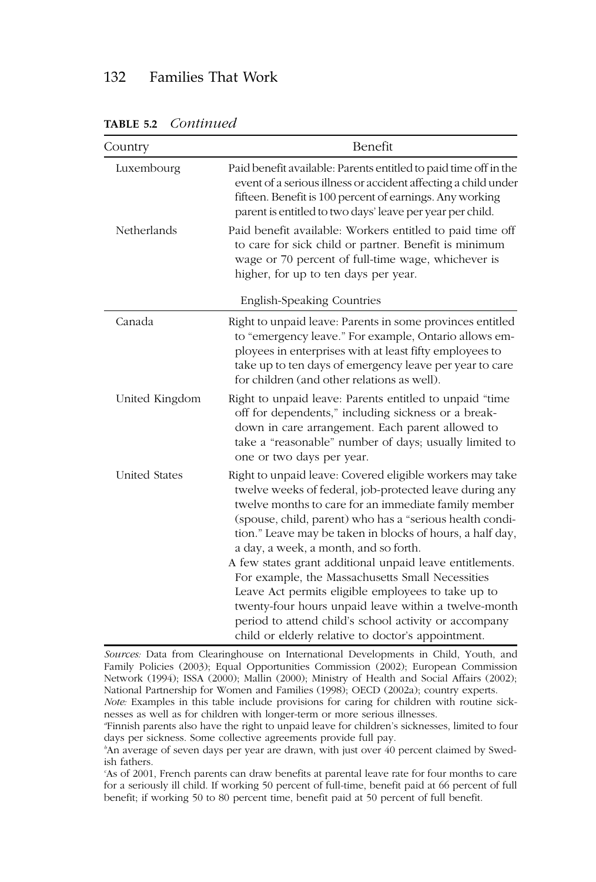**TABLE 5.2** *Continued*

| Country | Benefit |
|---|---|
| Luxembourg | Paid benefit available: Parents entitled to paid time off in the event of a serious illness or accident affecting a child under fifteen. Benefit is 100 percent of earnings. Any working parent is entitled to two days' leave per year per child. |
| Netherlands | Paid benefit available: Workers entitled to paid time off to care for sick child or partner. Benefit is minimum wage or 70 percent of full-time wage, whichever is higher, for up to ten days per year. |
| | English-Speaking Countries |
| Canada | Right to unpaid leave: Parents in some provinces entitled to "emergency leave." For example, Ontario allows employees in enterprises with at least fifty employees to take up to ten days of emergency leave per year to care for children (and other relations as well). |
| United Kingdom | Right to unpaid leave: Parents entitled to unpaid "time off for dependents," including sickness or a breakdown in care arrangement. Each parent allowed to take a "reasonable" number of days; usually limited to one or two days per year. |
| United States | Right to unpaid leave: Covered eligible workers may take twelve weeks of federal, job-protected leave during any twelve months to care for an immediate family member (spouse, child, parent) who has a "serious health condition." Leave may be taken in blocks of hours, a half day, a day, a week, a month, and so forth. A few states grant additional unpaid leave entitlements. For example, the Massachusetts Small Necessities Leave Act permits eligible employees to take up to twenty-four hours unpaid leave within a twelve-month period to attend child's school activity or accompany child or elderly relative to doctor's appointment. |

*Sources:* Data from Clearinghouse on International Developments in Child, Youth, and Family Policies (2003); Equal Opportunities Commission (2002); European Commission Network (1994); ISSA (2000); Mallin (2000); Ministry of Health and Social Affairs (2002); National Partnership for Women and Families (1998); OECD (2002a); country experts.

*Note:* Examples in this table include provisions for caring for children with routine sicknesses as well as for children with longer-term or more serious illnesses.

[a]Finnish parents also have the right to unpaid leave for children's sicknesses, limited to four days per sickness. Some collective agreements provide full pay.

[b]An average of seven days per year are drawn, with just over 40 percent claimed by Swedish fathers.

[c]As of 2001, French parents can draw benefits at parental leave rate for four months to care for a seriously ill child. If working 50 percent of full-time, benefit paid at 66 percent of full benefit; if working 50 to 80 percent time, benefit paid at 50 percent of full benefit.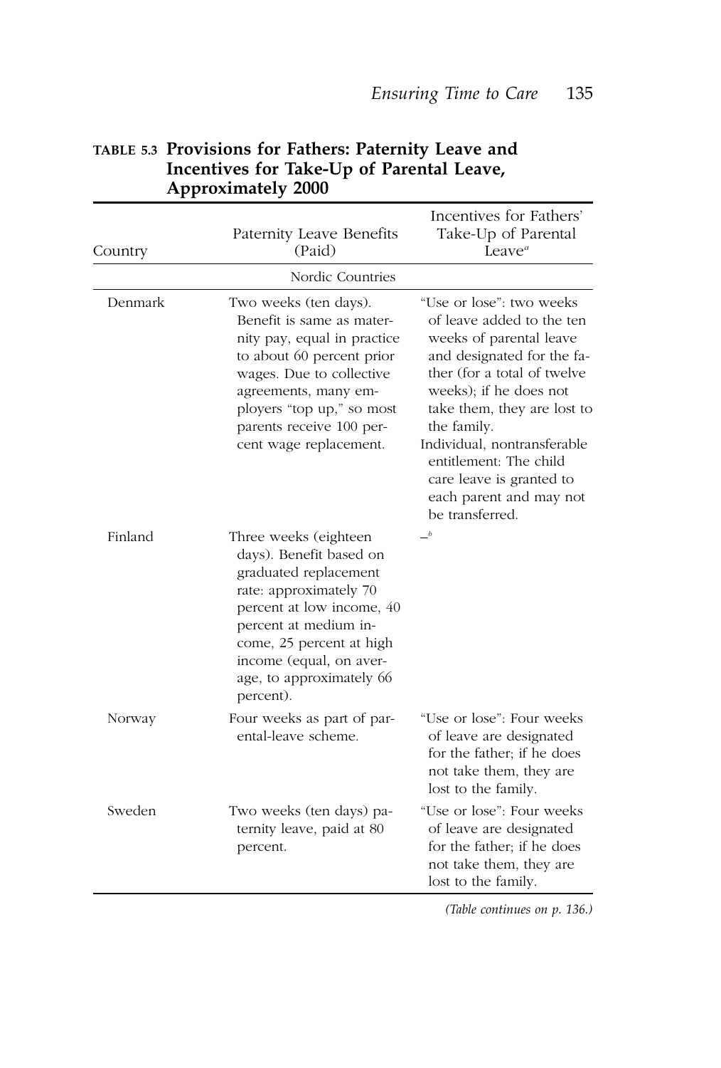**TABLE 5.3 Provisions for Fathers: Paternity Leave and Incentives for Take-Up of Parental Leave, Approximately 2000**

| Country | Paternity Leave Benefits (Paid) | Incentives for Fathers' Take-Up of Parental Leave[a] |
|---|---|---|
| | Nordic Countries | |
| Denmark | Two weeks (ten days). Benefit is same as maternity pay, equal in practice to about 60 percent prior wages. Due to collective agreements, many employers "top up," so most parents receive 100 percent wage replacement. | "Use or lose": two weeks of leave added to the ten weeks of parental leave and designated for the father (for a total of twelve weeks); if he does not take them, they are lost to the family. Individual, nontransferable entitlement: The child care leave is granted to each parent and may not be transferred. |
| Finland | Three weeks (eighteen days). Benefit based on graduated replacement rate: approximately 70 percent at low income, 40 percent at medium income, 25 percent at high income (equal, on average, to approximately 66 percent). | —[b] |
| Norway | Four weeks as part of parental-leave scheme. | "Use or lose": Four weeks of leave are designated for the father; if he does not take them, they are lost to the family. |
| Sweden | Two weeks (ten days) paternity leave, paid at 80 percent. | "Use or lose": Four weeks of leave are designated for the father; if he does not take them, they are lost to the family. |

*(Table continues on p. 136.)*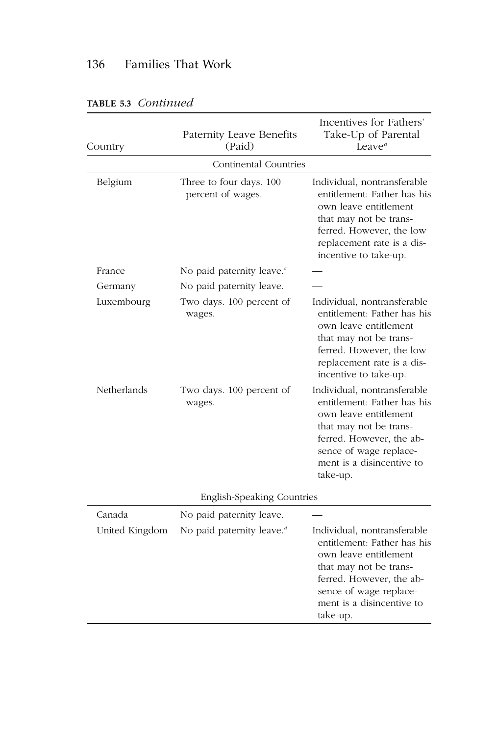**TABLE 5.3** *Continued*

| Country | Paternity Leave Benefits (Paid) | Incentives for Fathers' Take-Up of Parental Leave[a] |
|---|---|---|
| Continental Countries | | |
| Belgium | Three to four days. 100 percent of wages. | Individual, nontransferable entitlement: Father has his own leave entitlement that may not be transferred. However, the low replacement rate is a disincentive to take-up. |
| France | No paid paternity leave.[c] | — |
| Germany | No paid paternity leave. | — |
| Luxembourg | Two days. 100 percent of wages. | Individual, nontransferable entitlement: Father has his own leave entitlement that may not be transferred. However, the low replacement rate is a disincentive to take-up. |
| Netherlands | Two days. 100 percent of wages. | Individual, nontransferable entitlement: Father has his own leave entitlement that may not be transferred. However, the absence of wage replacement is a disincentive to take-up. |
| English-Speaking Countries | | |
| Canada | No paid paternity leave. | — |
| United Kingdom | No paid paternity leave.[d] | Individual, nontransferable entitlement: Father has his own leave entitlement that may not be transferred. However, the absence of wage replacement is a disincentive to take-up. |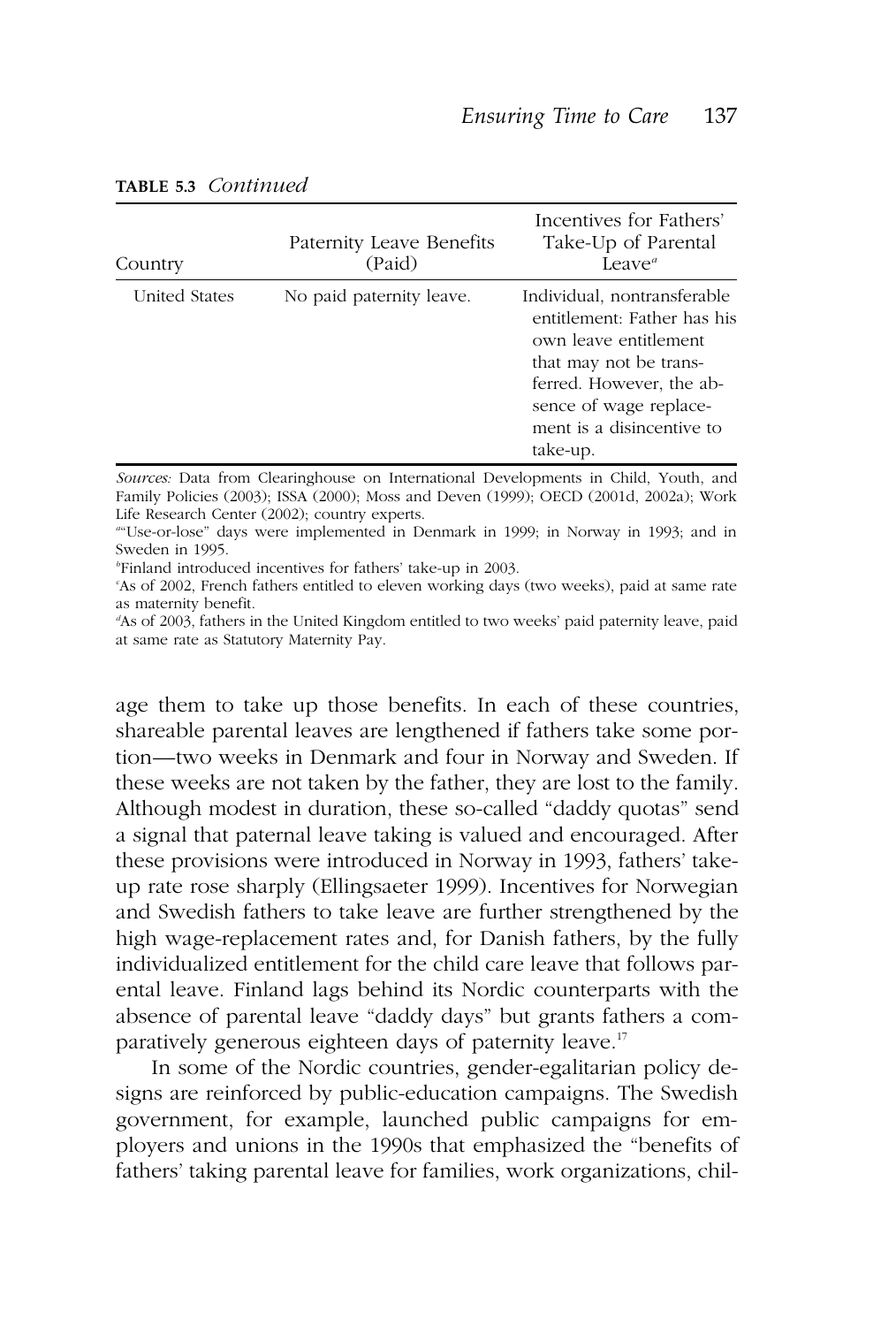**TABLE 5.3** *Continued*

| Country | Paternity Leave Benefits (Paid) | Incentives for Fathers' Take-Up of Parental Leave[a] |
|---|---|---|
| United States | No paid paternity leave. | Individual, nontransferable entitlement: Father has his own leave entitlement that may not be transferred. However, the absence of wage replacement is a disincentive to take-up. |

*Sources:* Data from Clearinghouse on International Developments in Child, Youth, and Family Policies (2003); ISSA (2000); Moss and Deven (1999); OECD (2001d, 2002a); Work Life Research Center (2002); country experts.

[a]"Use-or-lose" days were implemented in Denmark in 1999; in Norway in 1993; and in Sweden in 1995.

[b]Finland introduced incentives for fathers' take-up in 2003.

[c]As of 2002, French fathers entitled to eleven working days (two weeks), paid at same rate as maternity benefit.

[d]As of 2003, fathers in the United Kingdom entitled to two weeks' paid paternity leave, paid at same rate as Statutory Maternity Pay.

age them to take up those benefits. In each of these countries, shareable parental leaves are lengthened if fathers take some portion—two weeks in Denmark and four in Norway and Sweden. If these weeks are not taken by the father, they are lost to the family. Although modest in duration, these so-called "daddy quotas" send a signal that paternal leave taking is valued and encouraged. After these provisions were introduced in Norway in 1993, fathers' take-up rate rose sharply (Ellingsaeter 1999). Incentives for Norwegian and Swedish fathers to take leave are further strengthened by the high wage-replacement rates and, for Danish fathers, by the fully individualized entitlement for the child care leave that follows parental leave. Finland lags behind its Nordic counterparts with the absence of parental leave "daddy days" but grants fathers a comparatively generous eighteen days of paternity leave.[17]

In some of the Nordic countries, gender-egalitarian policy designs are reinforced by public-education campaigns. The Swedish government, for example, launched public campaigns for employers and unions in the 1990s that emphasized the "benefits of fathers' taking parental leave for families, work organizations, chil-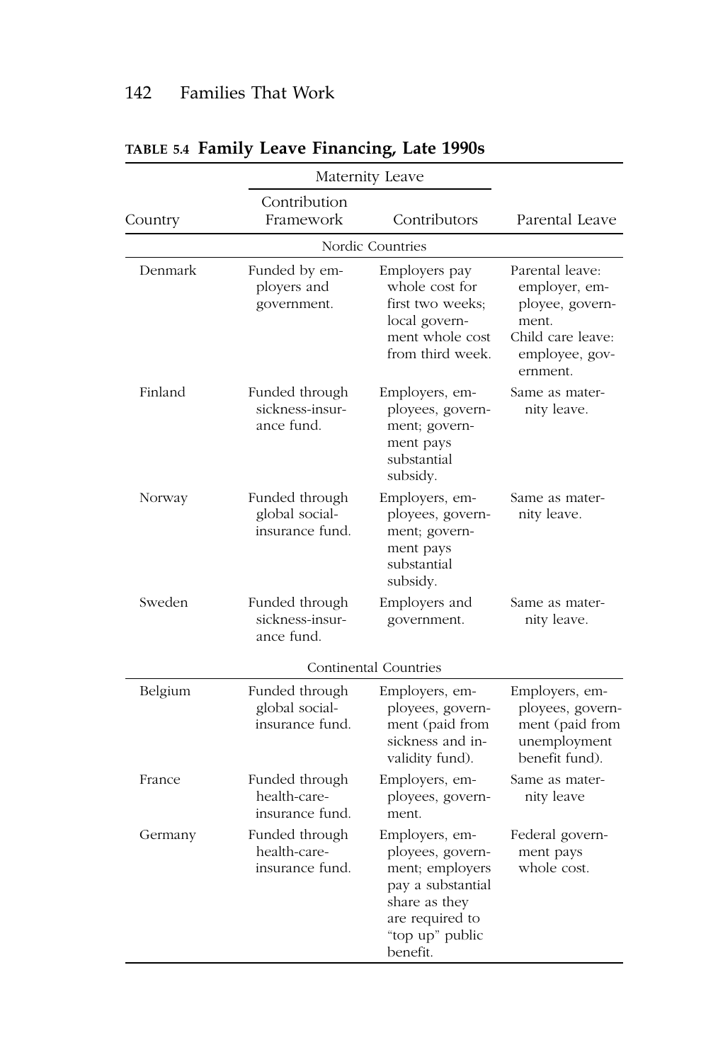**TABLE 5.4 Family Leave Financing, Late 1990s**

| Country | Maternity Leave | | Parental Leave |
|---|---|---|---|
| | Contribution Framework | Contributors | |
| **Nordic Countries** | | | |
| Denmark | Funded by employers and government. | Employers pay whole cost for first two weeks; local government whole cost from third week. | Parental leave: employer, employee, government. Child care leave: employee, government. |
| Finland | Funded through sickness-insurance fund. | Employers, employees, government; government pays substantial subsidy. | Same as maternity leave. |
| Norway | Funded through global social-insurance fund. | Employers, employees, government; government pays substantial subsidy. | Same as maternity leave. |
| Sweden | Funded through sickness-insurance fund. | Employers and government. | Same as maternity leave. |
| **Continental Countries** | | | |
| Belgium | Funded through global social-insurance fund. | Employers, employees, government (paid from sickness and invalidity fund). | Employers, employees, government (paid from unemployment benefit fund). |
| France | Funded through health-care-insurance fund. | Employers, employees, government. | Same as maternity leave |
| Germany | Funded through health-care-insurance fund. | Employers, employees, government; employers pay a substantial share as they are required to "top up" public benefit. | Federal government pays whole cost. |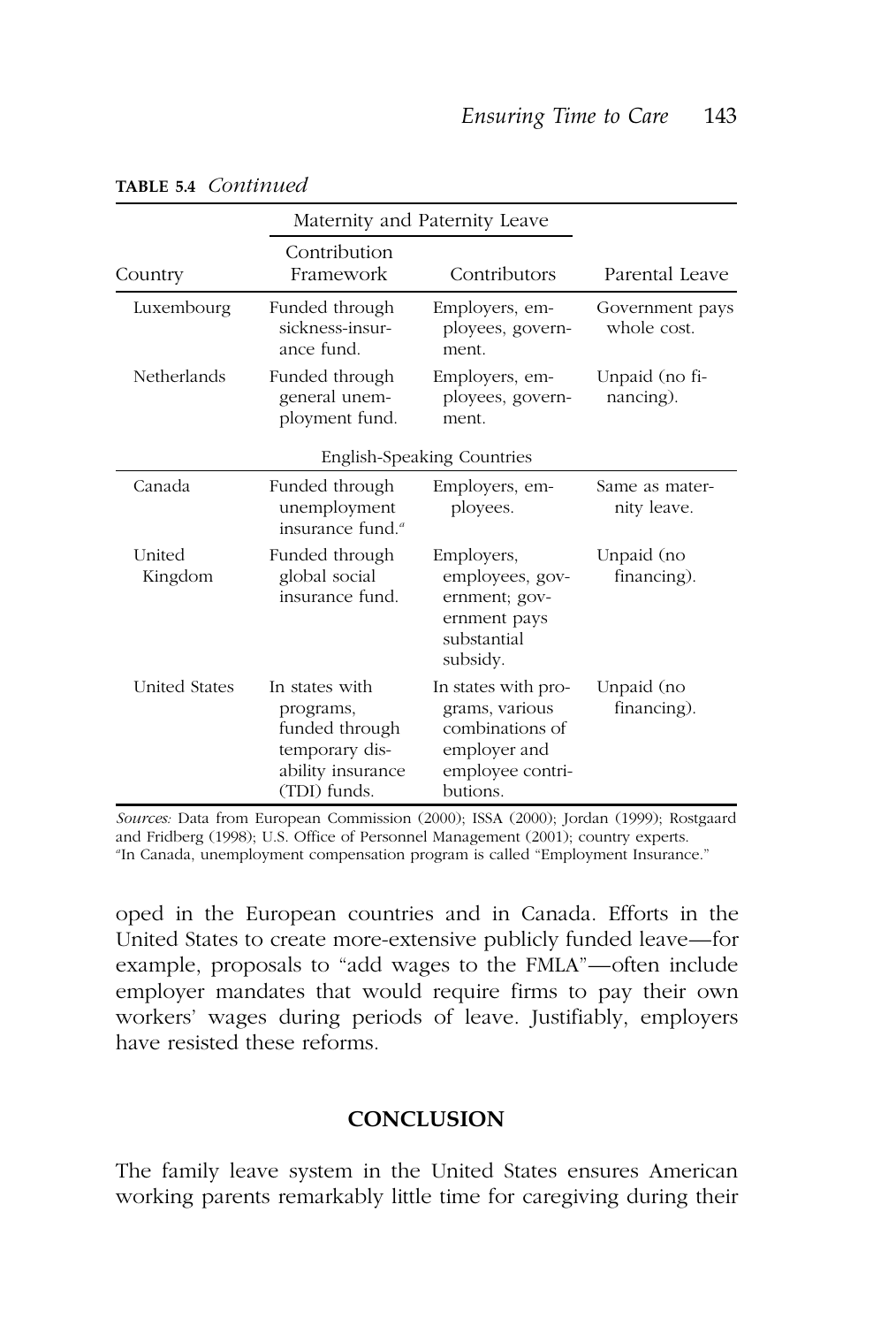**TABLE 5.4** *Continued*

| Country | Maternity and Paternity Leave | | Parental Leave |
|---|---|---|---|
| | Contribution Framework | Contributors | |
| Luxembourg | Funded through sickness-insurance fund. | Employers, employees, government. | Government pays whole cost. |
| Netherlands | Funded through general unemployment fund. | Employers, employees, government. | Unpaid (no financing). |
| English-Speaking Countries | | | |
| Canada | Funded through unemployment insurance fund.[a] | Employers, employees. | Same as maternity leave. |
| United Kingdom | Funded through global social insurance fund. | Employers, employees, government; government pays substantial subsidy. | Unpaid (no financing). |
| United States | In states with programs, funded through temporary disability insurance (TDI) funds. | In states with programs, various combinations of employer and employee contributions. | Unpaid (no financing). |

*Sources:* Data from European Commission (2000); ISSA (2000); Jordan (1999); Rostgaard and Fridberg (1998); U.S. Office of Personnel Management (2001); country experts.
[a]In Canada, unemployment compensation program is called "Employment Insurance."

oped in the European countries and in Canada. Efforts in the United States to create more-extensive publicly funded leave—for example, proposals to "add wages to the FMLA"—often include employer mandates that would require firms to pay their own workers' wages during periods of leave. Justifiably, employers have resisted these reforms.

## CONCLUSION

The family leave system in the United States ensures American working parents remarkably little time for caregiving during their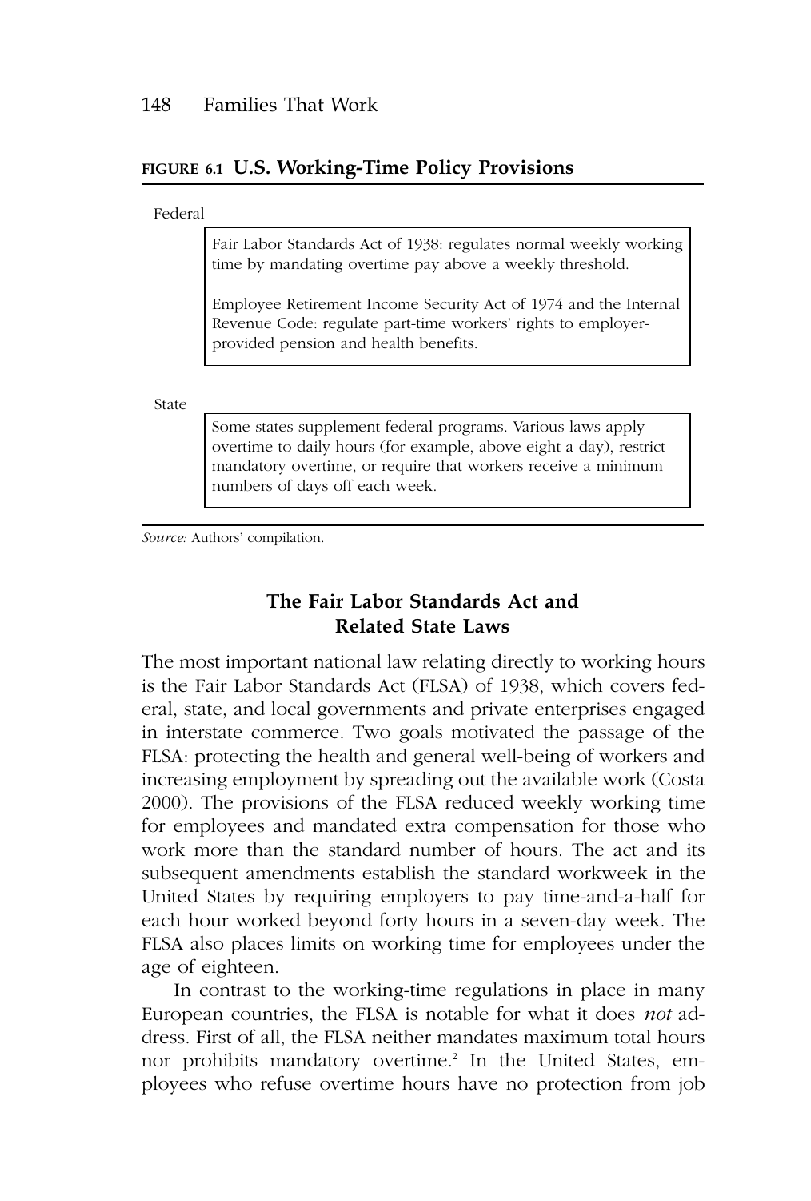**FIGURE 6.1 U.S. Working-Time Policy Provisions**

Federal

> Fair Labor Standards Act of 1938: regulates normal weekly working time by mandating overtime pay above a weekly threshold.
>
> Employee Retirement Income Security Act of 1974 and the Internal Revenue Code: regulate part-time workers' rights to employer-provided pension and health benefits.

State

> Some states supplement federal programs. Various laws apply overtime to daily hours (for example, above eight a day), restrict mandatory overtime, or require that workers receive a minimum numbers of days off each week.

*Source:* Authors' compilation.

## The Fair Labor Standards Act and Related State Laws

The most important national law relating directly to working hours is the Fair Labor Standards Act (FLSA) of 1938, which covers federal, state, and local governments and private enterprises engaged in interstate commerce. Two goals motivated the passage of the FLSA: protecting the health and general well-being of workers and increasing employment by spreading out the available work (Costa 2000). The provisions of the FLSA reduced weekly working time for employees and mandated extra compensation for those who work more than the standard number of hours. The act and its subsequent amendments establish the standard workweek in the United States by requiring employers to pay time-and-a-half for each hour worked beyond forty hours in a seven-day week. The FLSA also places limits on working time for employees under the age of eighteen.

In contrast to the working-time regulations in place in many European countries, the FLSA is notable for what it does *not* address. First of all, the FLSA neither mandates maximum total hours nor prohibits mandatory overtime.[2] In the United States, employees who refuse overtime hours have no protection from job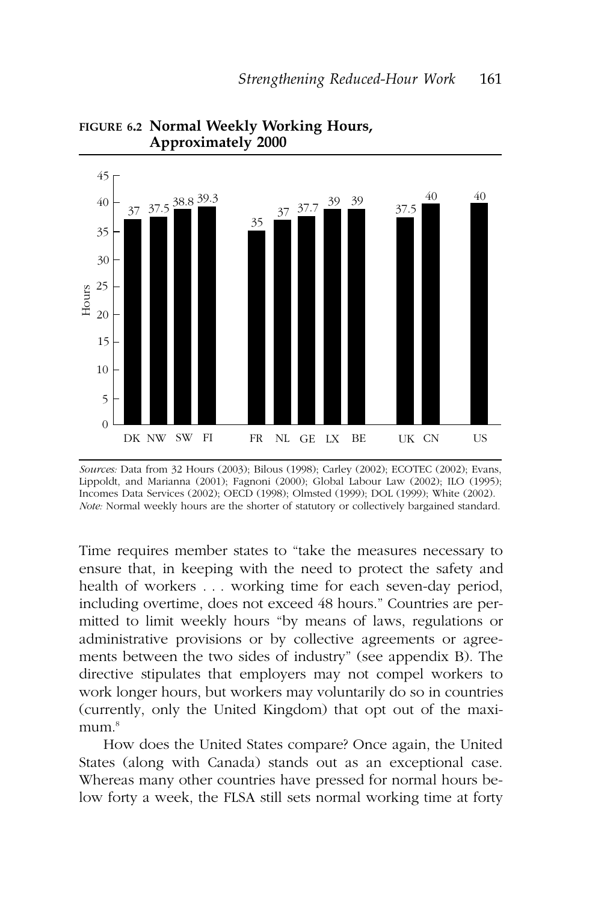**FIGURE 6.2 Normal Weekly Working Hours, Approximately 2000**

| Country | Hours |
|---|---|
| DK | 37 |
| NW | 37.5 |
| SW | 38.8 |
| FI | 39.3 |
| FR | 35 |
| NL | 37 |
| GE | 37.7 |
| LX | 39 |
| BE | 39 |
| UK | 37.5 |
| CN | 40 |
| US | 40 |

*Sources:* Data from 32 Hours (2003); Bilous (1998); Carley (2002); ECOTEC (2002); Evans, Lippoldt, and Marianna (2001); Fagnoni (2000); Global Labour Law (2002); ILO (1995); Incomes Data Services (2002); OECD (1998); Olmsted (1999); DOL (1999); White (2002).
*Note:* Normal weekly hours are the shorter of statutory or collectively bargained standard.

Time requires member states to "take the measures necessary to ensure that, in keeping with the need to protect the safety and health of workers . . . working time for each seven-day period, including overtime, does not exceed 48 hours." Countries are permitted to limit weekly hours "by means of laws, regulations or administrative provisions or by collective agreements or agreements between the two sides of industry" (see appendix B). The directive stipulates that employers may not compel workers to work longer hours, but workers may voluntarily do so in countries (currently, only the United Kingdom) that opt out of the maximum.[8]

How does the United States compare? Once again, the United States (along with Canada) stands out as an exceptional case. Whereas many other countries have pressed for normal hours below forty a week, the FLSA still sets normal working time at forty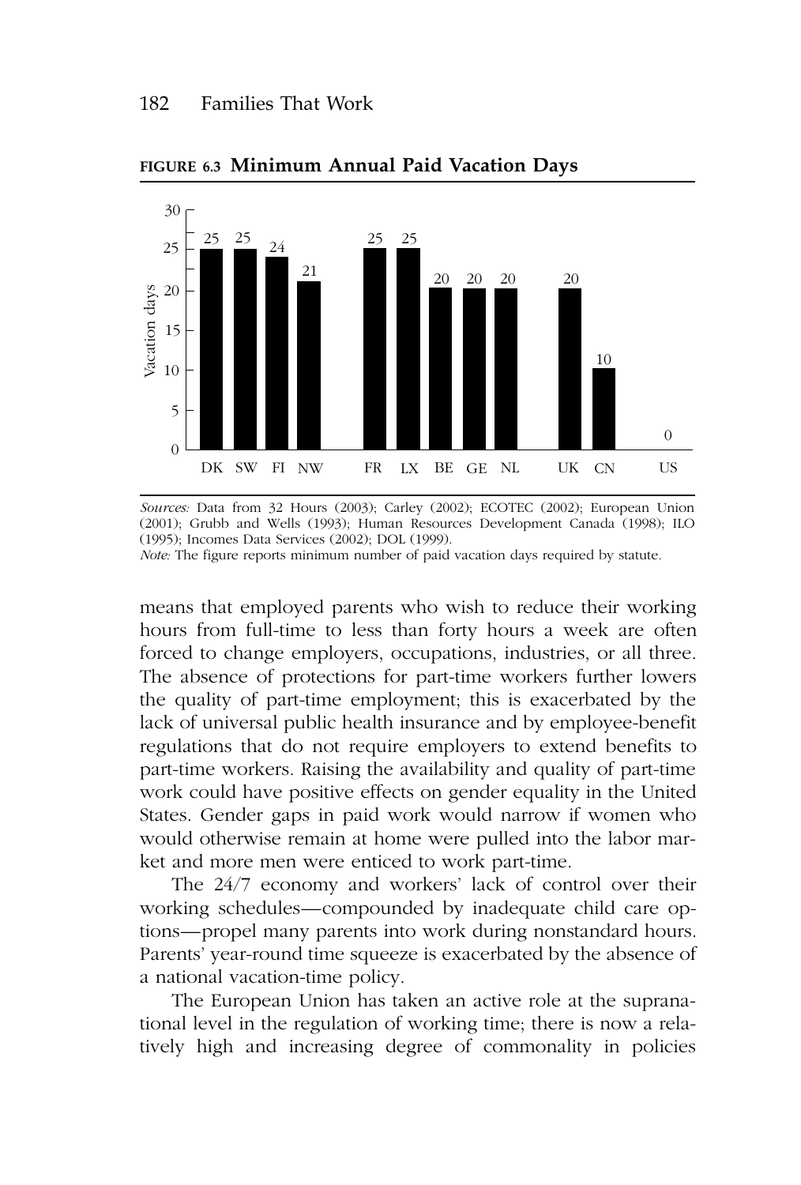**FIGURE 6.3 Minimum Annual Paid Vacation Days**

| Country | Vacation days |
|---|---|
| DK | 25 |
| SW | 25 |
| FI | 24 |
| NW | 21 |
| FR | 25 |
| LX | 25 |
| BE | 20 |
| GE | 20 |
| NL | 20 |
| UK | 20 |
| CN | 10 |
| US | 0 |

*Sources:* Data from 32 Hours (2003); Carley (2002); ECOTEC (2002); European Union (2001); Grubb and Wells (1993); Human Resources Development Canada (1998); ILO (1995); Incomes Data Services (2002); DOL (1999).

*Note:* The figure reports minimum number of paid vacation days required by statute.

means that employed parents who wish to reduce their working hours from full-time to less than forty hours a week are often forced to change employers, occupations, industries, or all three. The absence of protections for part-time workers further lowers the quality of part-time employment; this is exacerbated by the lack of universal public health insurance and by employee-benefit regulations that do not require employers to extend benefits to part-time workers. Raising the availability and quality of part-time work could have positive effects on gender equality in the United States. Gender gaps in paid work would narrow if women who would otherwise remain at home were pulled into the labor market and more men were enticed to work part-time.

The 24/7 economy and workers' lack of control over their working schedules—compounded by inadequate child care options—propel many parents into work during nonstandard hours. Parents' year-round time squeeze is exacerbated by the absence of a national vacation-time policy.

The European Union has taken an active role at the supranational level in the regulation of working time; there is now a relatively high and increasing degree of commonality in policies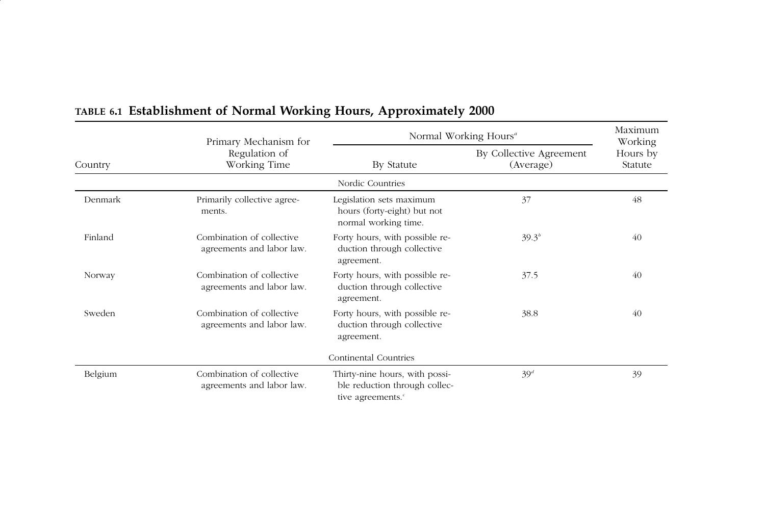**TABLE 6.1 Establishment of Normal Working Hours, Approximately 2000**

| Country | Primary Mechanism for Regulation of Working Time | Normal Working Hours[a] By Statute | Normal Working Hours[a] By Collective Agreement (Average) | Maximum Working Hours by Statute |
|---|---|---|---|---|
| | | Nordic Countries | | |
| Denmark | Primarily collective agreements. | Legislation sets maximum hours (forty-eight) but not normal working time. | 37 | 48 |
| Finland | Combination of collective agreements and labor law. | Forty hours, with possible reduction through collective agreement. | 39.3[b] | 40 |
| Norway | Combination of collective agreements and labor law. | Forty hours, with possible reduction through collective agreement. | 37.5 | 40 |
| Sweden | Combination of collective agreements and labor law. | Forty hours, with possible reduction through collective agreement. | 38.8 | 40 |
| | | Continental Countries | | |
| Belgium | Combination of collective agreements and labor law. | Thirty-nine hours, with possible reduction through collective agreements.[c] | 39[d] | 39 |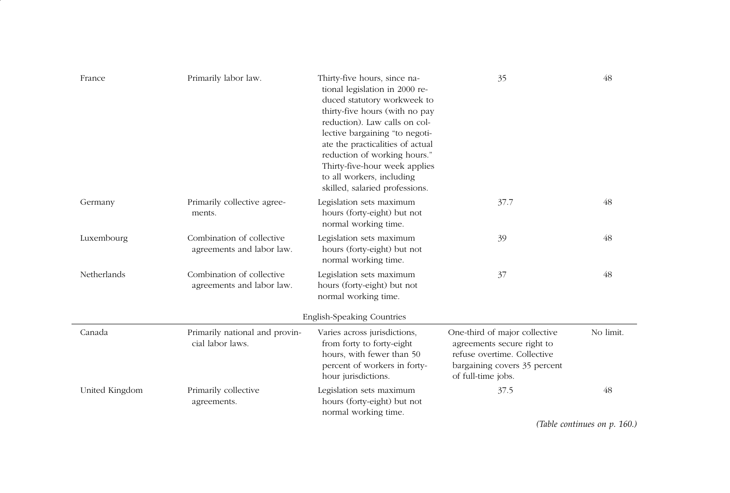| | | | | |
|---|---|---|---|---|
| France | Primarily labor law. | Thirty-five hours, since national legislation in 2000 reduced statutory workweek to thirty-five hours (with no pay reduction). Law calls on collective bargaining "to negotiate the practicalities of actual reduction of working hours." Thirty-five-hour week applies to all workers, including skilled, salaried professions. | 35 | 48 |
| Germany | Primarily collective agreements. | Legislation sets maximum hours (forty-eight) but not normal working time. | 37.7 | 48 |
| Luxembourg | Combination of collective agreements and labor law. | Legislation sets maximum hours (forty-eight) but not normal working time. | 39 | 48 |
| Netherlands | Combination of collective agreements and labor law. | Legislation sets maximum hours (forty-eight) but not normal working time. | 37 | 48 |
| | | English-Speaking Countries | | |
| Canada | Primarily national and provincial labor laws. | Varies across jurisdictions, from forty to forty-eight hours, with fewer than 50 percent of workers in forty-hour jurisdictions. | One-third of major collective agreements secure right to refuse overtime. Collective bargaining covers 35 percent of full-time jobs. | No limit. |
| United Kingdom | Primarily collective agreements. | Legislation sets maximum hours (forty-eight) but not normal working time. | 37.5 | 48 |

*(Table continues on p. 160.)*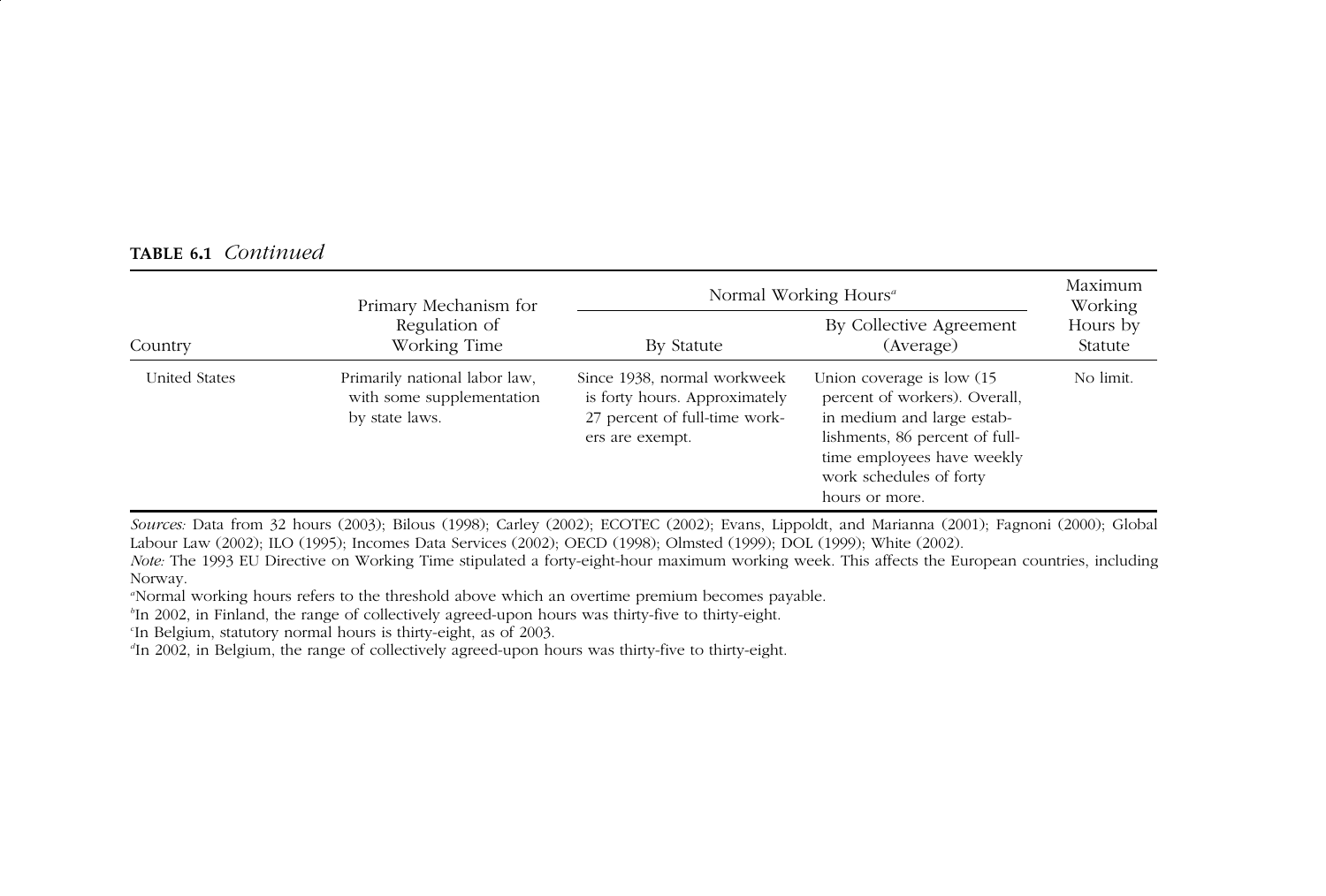**TABLE 6.1** *Continued*

| Country | Primary Mechanism for Regulation of Working Time | Normal Working Hours[a] | | Maximum Working Hours by Statute |
|---|---|---|---|---|
| | | By Statute | By Collective Agreement (Average) | |
| United States | Primarily national labor law, with some supplementation by state laws. | Since 1938, normal workweek is forty hours. Approximately 27 percent of full-time workers are exempt. | Union coverage is low (15 percent of workers). Overall, in medium and large establishments, 86 percent of full-time employees have weekly work schedules of forty hours or more. | No limit. |

*Sources:* Data from 32 hours (2003); Bilous (1998); Carley (2002); ECOTEC (2002); Evans, Lippoldt, and Marianna (2001); Fagnoni (2000); Global Labour Law (2002); ILO (1995); Incomes Data Services (2002); OECD (1998); Olmsted (1999); DOL (1999); White (2002).

*Note:* The 1993 EU Directive on Working Time stipulated a forty-eight-hour maximum working week. This affects the European countries, including Norway.

[a]Normal working hours refers to the threshold above which an overtime premium becomes payable.

[b]In 2002, in Finland, the range of collectively agreed-upon hours was thirty-five to thirty-eight.

[c]In Belgium, statutory normal hours is thirty-eight, as of 2003.

[d]In 2002, in Belgium, the range of collectively agreed-upon hours was thirty-five to thirty-eight.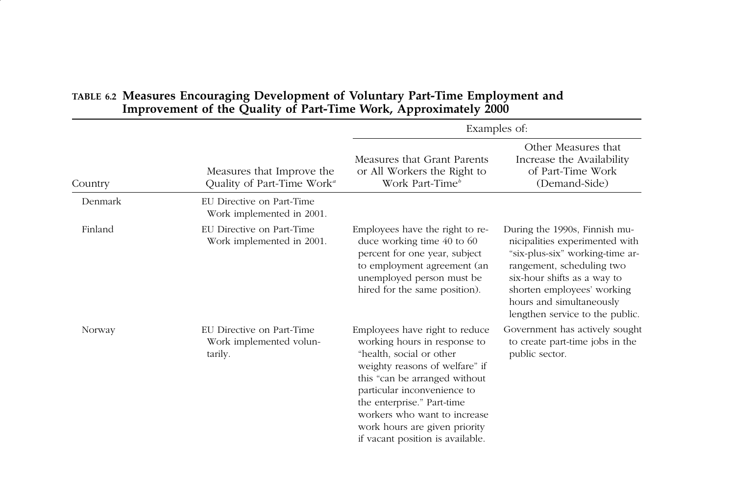**TABLE 6.2 Measures Encouraging Development of Voluntary Part-Time Employment and Improvement of the Quality of Part-Time Work, Approximately 2000**

| | | Examples of: | |
|---|---|---|---|
| Country | Measures that Improve the Quality of Part-Time Work[a] | Measures that Grant Parents or All Workers the Right to Work Part-Time[b] | Other Measures that Increase the Availability of Part-Time Work (Demand-Side) |
| Denmark | EU Directive on Part-Time Work implemented in 2001. | | |
| Finland | EU Directive on Part-Time Work implemented in 2001. | Employees have the right to reduce working time 40 to 60 percent for one year, subject to employment agreement (an unemployed person must be hired for the same position). | During the 1990s, Finnish municipalities experimented with "six-plus-six" working-time arrangement, scheduling two six-hour shifts as a way to shorten employees' working hours and simultaneously lengthen service to the public. |
| Norway | EU Directive on Part-Time Work implemented voluntarily. | Employees have right to reduce working hours in response to "health, social or other weighty reasons of welfare" if this "can be arranged without particular inconvenience to the enterprise." Part-time workers who want to increase work hours are given priority if vacant position is available. | Government has actively sought to create part-time jobs in the public sector. |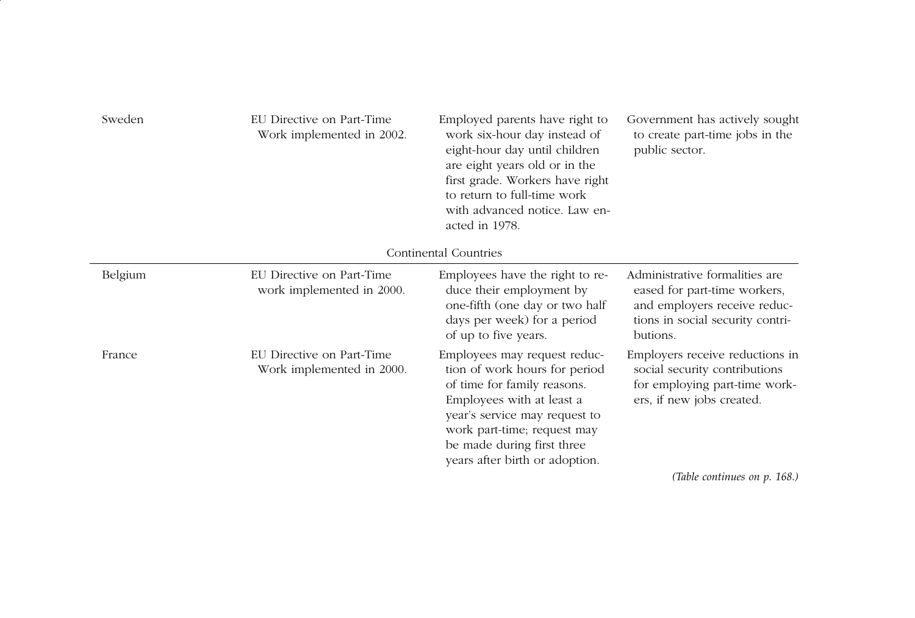| | | | |
|---|---|---|---|
| Sweden | EU Directive on Part-Time Work implemented in 2002. | Employed parents have right to work six-hour day instead of eight-hour day until children are eight years old or in the first grade. Workers have right to return to full-time work with advanced notice. Law enacted in 1978. | Government has actively sought to create part-time jobs in the public sector. |
| | | Continental Countries | |
| Belgium | EU Directive on Part-Time work implemented in 2000. | Employees have the right to reduce their employment by one-fifth (one day or two half days per week) for a period of up to five years. | Administrative formalities are eased for part-time workers, and employers receive reductions in social security contributions. |
| France | EU Directive on Part-Time Work implemented in 2000. | Employees may request reduction of work hours for period of time for family reasons. Employees with at least a year's service may request to work part-time; request may be made during first three years after birth or adoption. | Employers receive reductions in social security contributions for employing part-time workers, if new jobs created. |

*(Table continues on p. 168.)*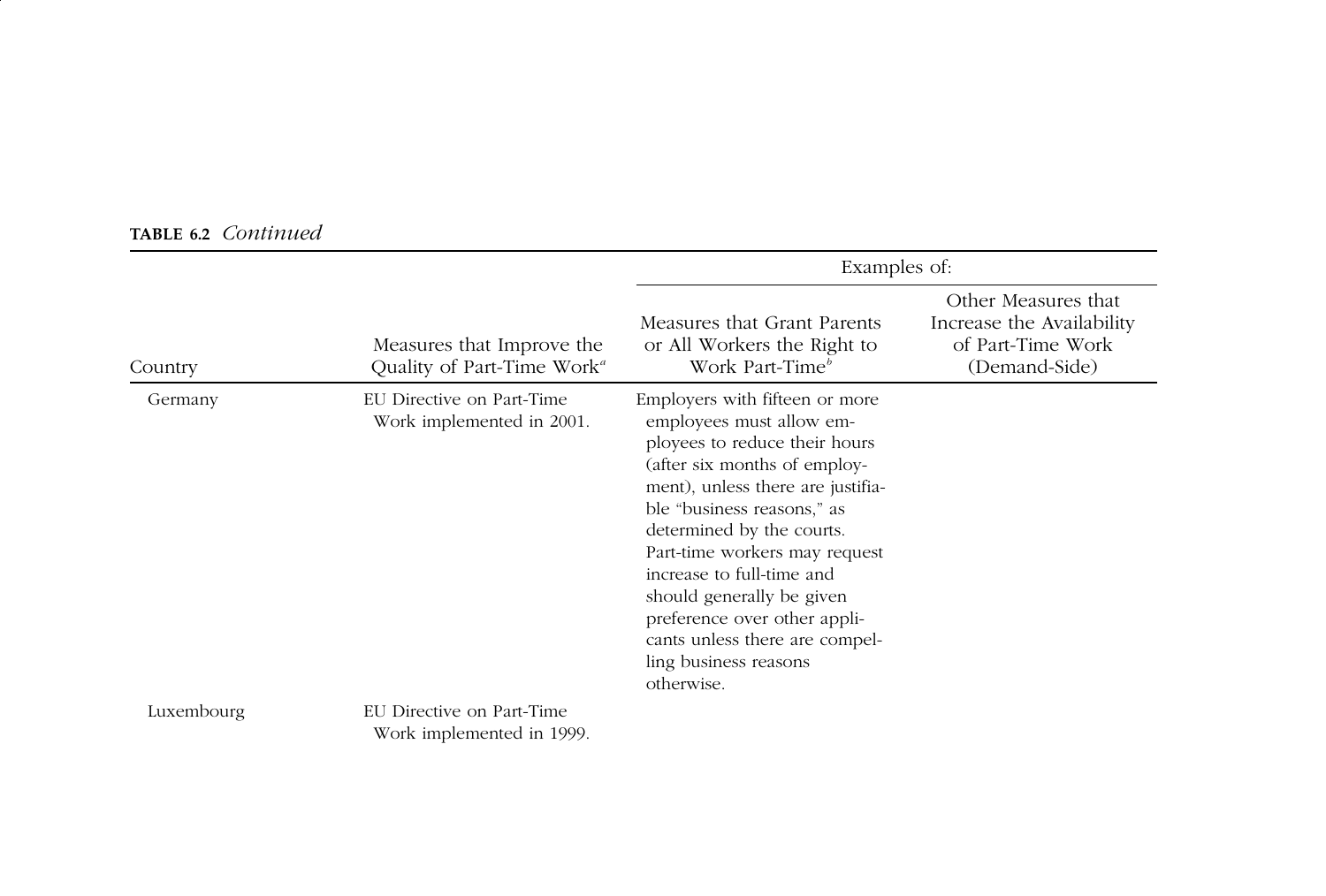**TABLE 6.2** *Continued*

| Country | Measures that Improve the Quality of Part-Time Work[a] | Examples of: Measures that Grant Parents or All Workers the Right to Work Part-Time[b] | Other Measures that Increase the Availability of Part-Time Work (Demand-Side) |
|---|---|---|---|
| Germany | EU Directive on Part-Time Work implemented in 2001. | Employers with fifteen or more employees must allow employees to reduce their hours (after six months of employment), unless there are justifiable "business reasons," as determined by the courts. Part-time workers may request increase to full-time and should generally be given preference over other applicants unless there are compelling business reasons otherwise. | |
| Luxembourg | EU Directive on Part-Time Work implemented in 1999. | | |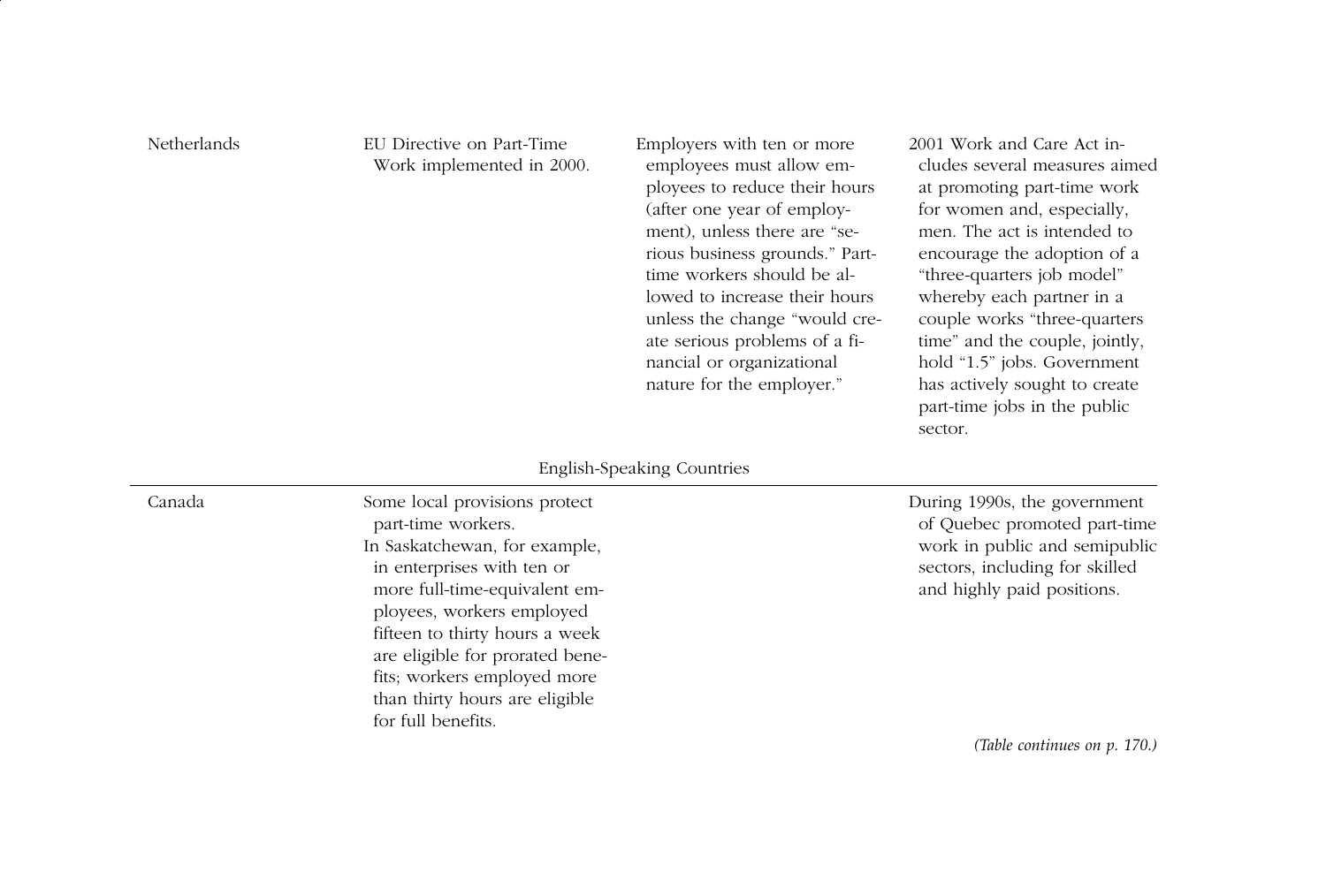| | | | |
|---|---|---|---|
| Netherlands | EU Directive on Part-Time Work implemented in 2000. | Employers with ten or more employees must allow employees to reduce their hours (after one year of employment), unless there are "serious business grounds." Part-time workers should be allowed to increase their hours unless the change "would create serious problems of a financial or organizational nature for the employer." | 2001 Work and Care Act includes several measures aimed at promoting part-time work for women and, especially, men. The act is intended to encourage the adoption of a "three-quarters job model" whereby each partner in a couple works "three-quarters time" and the couple, jointly, hold "1.5" jobs. Government has actively sought to create part-time jobs in the public sector. |
| | | English-Speaking Countries | |
| Canada | Some local provisions protect part-time workers.<br>In Saskatchewan, for example, in enterprises with ten or more full-time-equivalent employees, workers employed fifteen to thirty hours a week are eligible for prorated benefits; workers employed more than thirty hours are eligible for full benefits. | | During 1990s, the government of Quebec promoted part-time work in public and semipublic sectors, including for skilled and highly paid positions. |

*(Table continues on p. 170.)*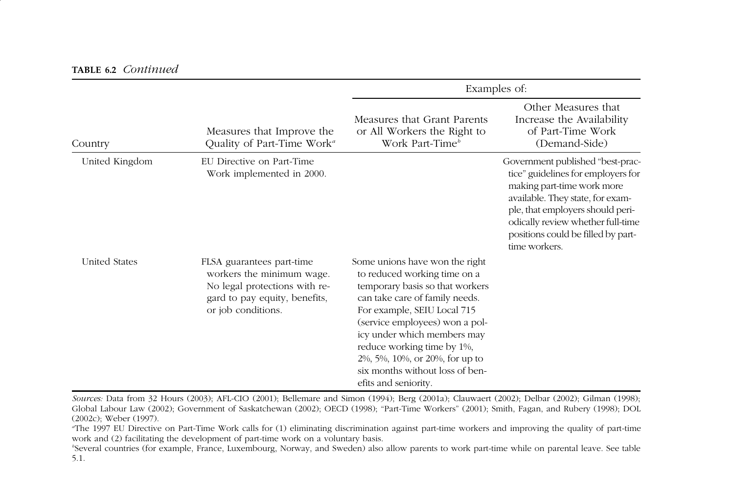**TABLE 6.2** *Continued*

| Country | Measures that Improve the Quality of Part-Time Work[a] | Examples of: Measures that Grant Parents or All Workers the Right to Work Part-Time[b] | Examples of: Other Measures that Increase the Availability of Part-Time Work (Demand-Side) |
|---|---|---|---|
| United Kingdom | EU Directive on Part-Time Work implemented in 2000. | | Government published "best-practice" guidelines for employers for making part-time work more available. They state, for example, that employers should periodically review whether full-time positions could be filled by part-time workers. |
| United States | FLSA guarantees part-time workers the minimum wage. No legal protections with regard to pay equity, benefits, or job conditions. | Some unions have won the right to reduced working time on a temporary basis so that workers can take care of family needs. For example, SEIU Local 715 (service employees) won a policy under which members may reduce working time by 1%, 2%, 5%, 10%, or 20%, for up to six months without loss of benefits and seniority. | |

*Sources:* Data from 32 Hours (2003); AFL-CIO (2001); Bellemare and Simon (1994); Berg (2001a); Clauwaert (2002); Delbar (2002); Gilman (1998); Global Labour Law (2002); Government of Saskatchewan (2002); OECD (1998); "Part-Time Workers" (2001); Smith, Fagan, and Rubery (1998); DOL (2002c); Weber (1997).

[a]The 1997 EU Directive on Part-Time Work calls for (1) eliminating discrimination against part-time workers and improving the quality of part-time work and (2) facilitating the development of part-time work on a voluntary basis.

[b]Several countries (for example, France, Luxembourg, Norway, and Sweden) also allow parents to work part-time while on parental leave. See table 5.1.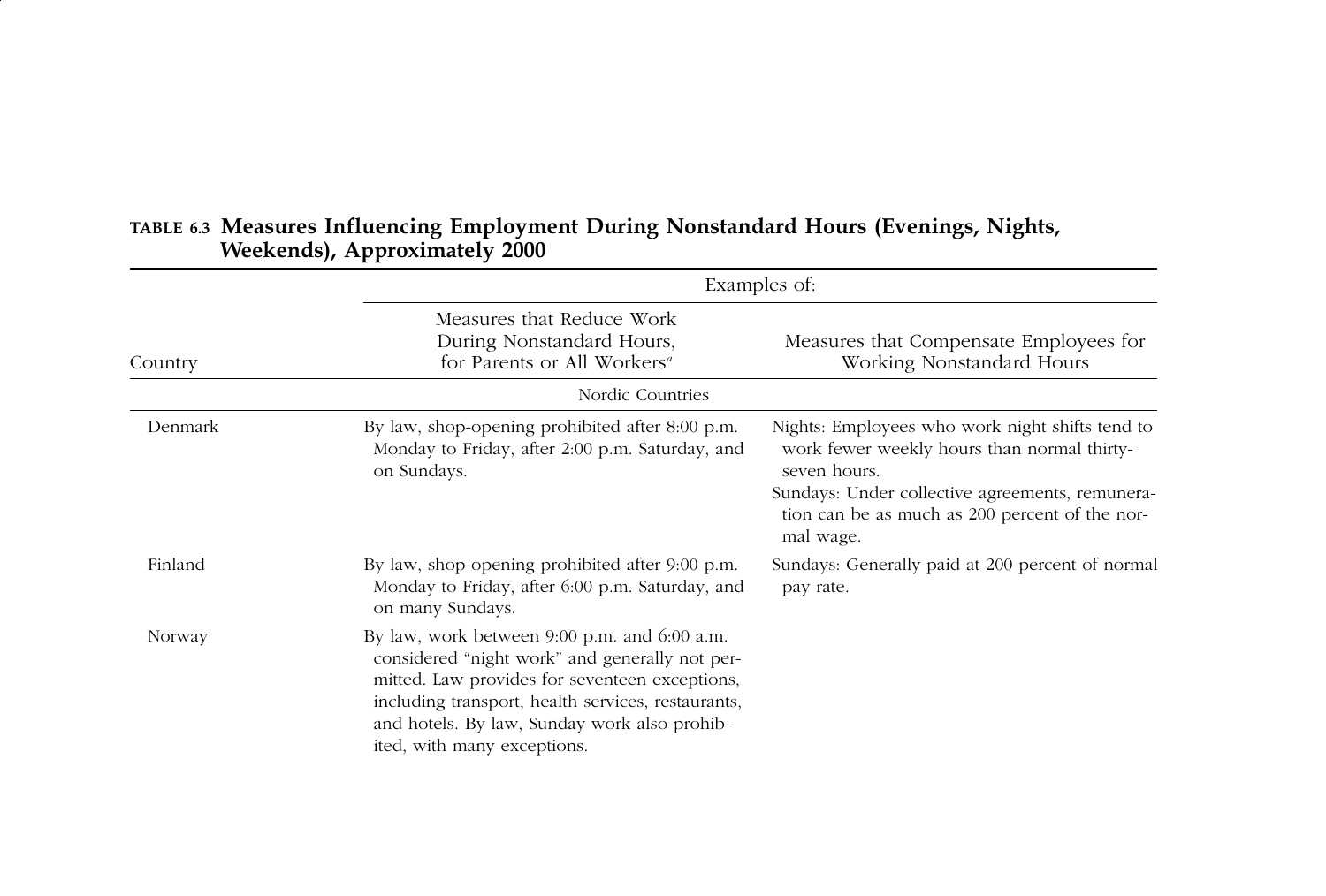**TABLE 6.3 Measures Influencing Employment During Nonstandard Hours (Evenings, Nights, Weekends), Approximately 2000**

| Country | Examples of: Measures that Reduce Work During Nonstandard Hours, for Parents or All Workers[a] | Measures that Compensate Employees for Working Nonstandard Hours |
|---|---|---|
| | Nordic Countries | |
| Denmark | By law, shop-opening prohibited after 8:00 p.m. Monday to Friday, after 2:00 p.m. Saturday, and on Sundays. | Nights: Employees who work night shifts tend to work fewer weekly hours than normal thirty-seven hours. Sundays: Under collective agreements, remuneration can be as much as 200 percent of the normal wage. |
| Finland | By law, shop-opening prohibited after 9:00 p.m. Monday to Friday, after 6:00 p.m. Saturday, and on many Sundays. | Sundays: Generally paid at 200 percent of normal pay rate. |
| Norway | By law, work between 9:00 p.m. and 6:00 a.m. considered "night work" and generally not permitted. Law provides for seventeen exceptions, including transport, health services, restaurants, and hotels. By law, Sunday work also prohibited, with many exceptions. | |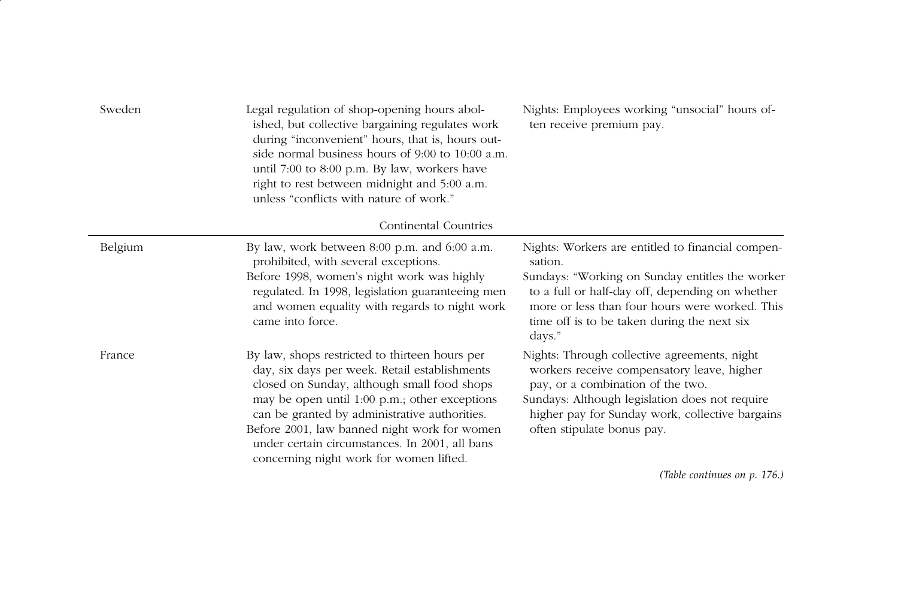| | | |
|---|---|---|
| Sweden | Legal regulation of shop-opening hours abolished, but collective bargaining regulates work during "inconvenient" hours, that is, hours outside normal business hours of 9:00 to 10:00 a.m. until 7:00 to 8:00 p.m. By law, workers have right to rest between midnight and 5:00 a.m. unless "conflicts with nature of work." | Nights: Employees working "unsocial" hours often receive premium pay. |
| | Continental Countries | |
| Belgium | By law, work between 8:00 p.m. and 6:00 a.m. prohibited, with several exceptions.<br>Before 1998, women's night work was highly regulated. In 1998, legislation guaranteeing men and women equality with regards to night work came into force. | Nights: Workers are entitled to financial compensation.<br>Sundays: "Working on Sunday entitles the worker to a full or half-day off, depending on whether more or less than four hours were worked. This time off is to be taken during the next six days." |
| France | By law, shops restricted to thirteen hours per day, six days per week. Retail establishments closed on Sunday, although small food shops may be open until 1:00 p.m.; other exceptions can be granted by administrative authorities.<br>Before 2001, law banned night work for women under certain circumstances. In 2001, all bans concerning night work for women lifted. | Nights: Through collective agreements, night workers receive compensatory leave, higher pay, or a combination of the two.<br>Sundays: Although legislation does not require higher pay for Sunday work, collective bargains often stipulate bonus pay. |

*(Table continues on p. 176.)*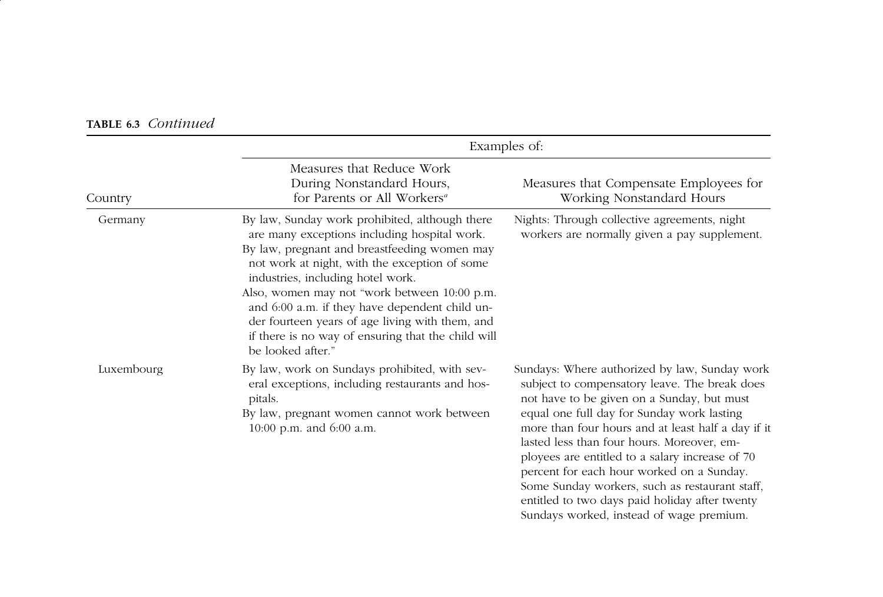**TABLE 6.3** *Continued*

| Country | Examples of: Measures that Reduce Work During Nonstandard Hours, for Parents or All Workers[a] | Measures that Compensate Employees for Working Nonstandard Hours |
|---|---|---|
| Germany | By law, Sunday work prohibited, although there are many exceptions including hospital work.<br>By law, pregnant and breastfeeding women may not work at night, with the exception of some industries, including hotel work.<br>Also, women may not "work between 10:00 p.m. and 6:00 a.m. if they have dependent child under fourteen years of age living with them, and if there is no way of ensuring that the child will be looked after." | Nights: Through collective agreements, night workers are normally given a pay supplement. |
| Luxembourg | By law, work on Sundays prohibited, with several exceptions, including restaurants and hospitals.<br>By law, pregnant women cannot work between 10:00 p.m. and 6:00 a.m. | Sundays: Where authorized by law, Sunday work subject to compensatory leave. The break does not have to be given on a Sunday, but must equal one full day for Sunday work lasting more than four hours and at least half a day if it lasted less than four hours. Moreover, employees are entitled to a salary increase of 70 percent for each hour worked on a Sunday. Some Sunday workers, such as restaurant staff, entitled to two days paid holiday after twenty Sundays worked, instead of wage premium. |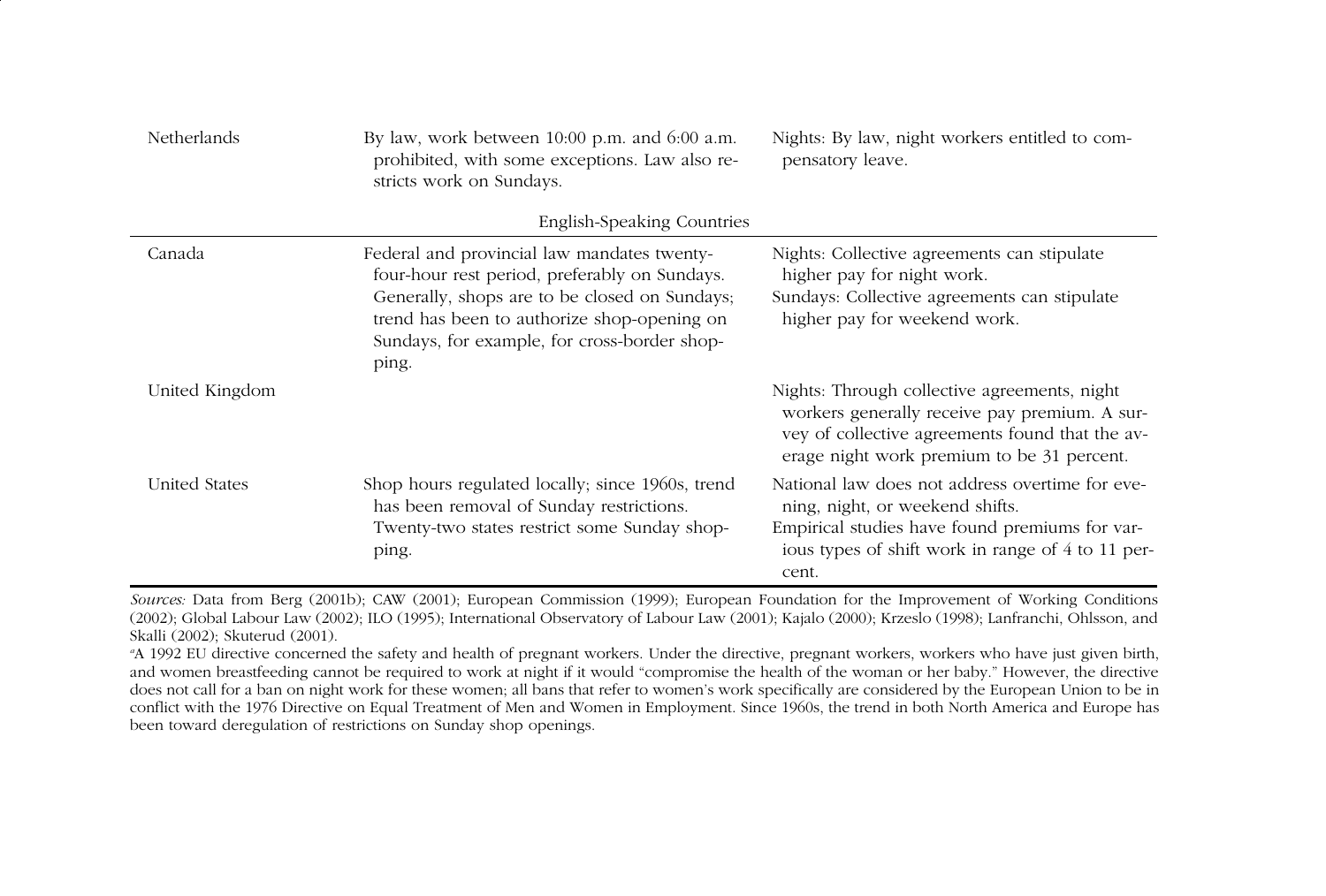| | | |
|---|---|---|
| Netherlands | By law, work between 10:00 p.m. and 6:00 a.m. prohibited, with some exceptions. Law also restricts work on Sundays. | Nights: By law, night workers entitled to compensatory leave. |
| | English-Speaking Countries | |
| Canada | Federal and provincial law mandates twenty-four-hour rest period, preferably on Sundays. Generally, shops are to be closed on Sundays; trend has been to authorize shop-opening on Sundays, for example, for cross-border shopping. | Nights: Collective agreements can stipulate higher pay for night work.<br>Sundays: Collective agreements can stipulate higher pay for weekend work. |
| United Kingdom | | Nights: Through collective agreements, night workers generally receive pay premium. A survey of collective agreements found that the average night work premium to be 31 percent. |
| United States | Shop hours regulated locally; since 1960s, trend has been removal of Sunday restrictions. Twenty-two states restrict some Sunday shopping. | National law does not address overtime for evening, night, or weekend shifts.<br>Empirical studies have found premiums for various types of shift work in range of 4 to 11 percent. |

*Sources:* Data from Berg (2001b); CAW (2001); European Commission (1999); European Foundation for the Improvement of Working Conditions (2002); Global Labour Law (2002); ILO (1995); International Observatory of Labour Law (2001); Kajalo (2000); Krzeslo (1998); Lanfranchi, Ohlsson, and Skalli (2002); Skuterud (2001).

[a]A 1992 EU directive concerned the safety and health of pregnant workers. Under the directive, pregnant workers, workers who have just given birth, and women breastfeeding cannot be required to work at night if it would "compromise the health of the woman or her baby." However, the directive does not call for a ban on night work for these women; all bans that refer to women's work specifically are considered by the European Union to be in conflict with the 1976 Directive on Equal Treatment of Men and Women in Employment. Since 1960s, the trend in both North America and Europe has been toward deregulation of restrictions on Sunday shop openings.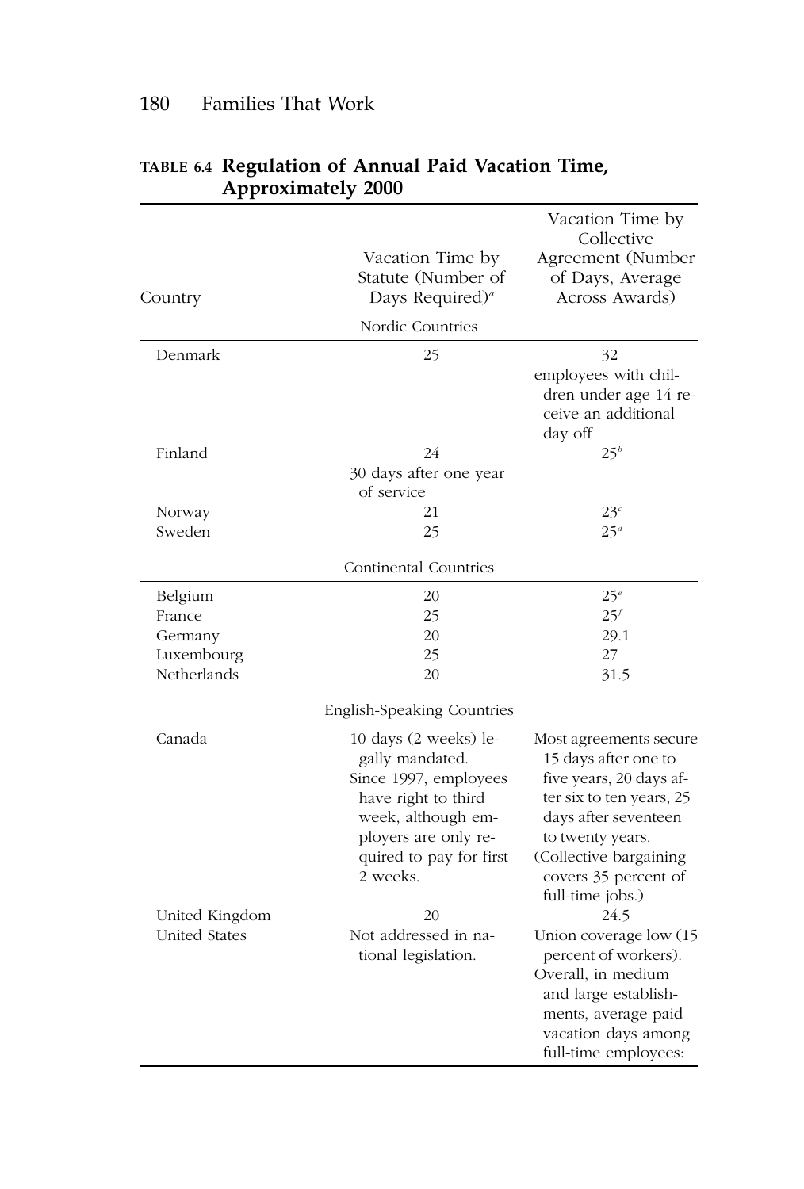**TABLE 6.4 Regulation of Annual Paid Vacation Time, Approximately 2000**

| Country | Vacation Time by Statute (Number of Days Required)[a] | Vacation Time by Collective Agreement (Number of Days, Average Across Awards) |
|---|---|---|
| Nordic Countries | | |
| Denmark | 25 | 32 employees with children under age 14 receive an additional day off |
| Finland | 24 30 days after one year of service | 25[b] |
| Norway | 21 | 23[c] |
| Sweden | 25 | 25[d] |
| Continental Countries | | |
| Belgium | 20 | 25[e] |
| France | 25 | 25[f] |
| Germany | 20 | 29.1 |
| Luxembourg | 25 | 27 |
| Netherlands | 20 | 31.5 |
| English-Speaking Countries | | |
| Canada | 10 days (2 weeks) legally mandated. Since 1997, employees have right to third week, although employers are only required to pay for first 2 weeks. | Most agreements secure 15 days after one to five years, 20 days after six to ten years, 25 days after seventeen to twenty years. (Collective bargaining covers 35 percent of full-time jobs.) |
| United Kingdom | 20 | 24.5 |
| United States | Not addressed in national legislation. | Union coverage low (15 percent of workers). Overall, in medium and large establishments, average paid vacation days among full-time employees: |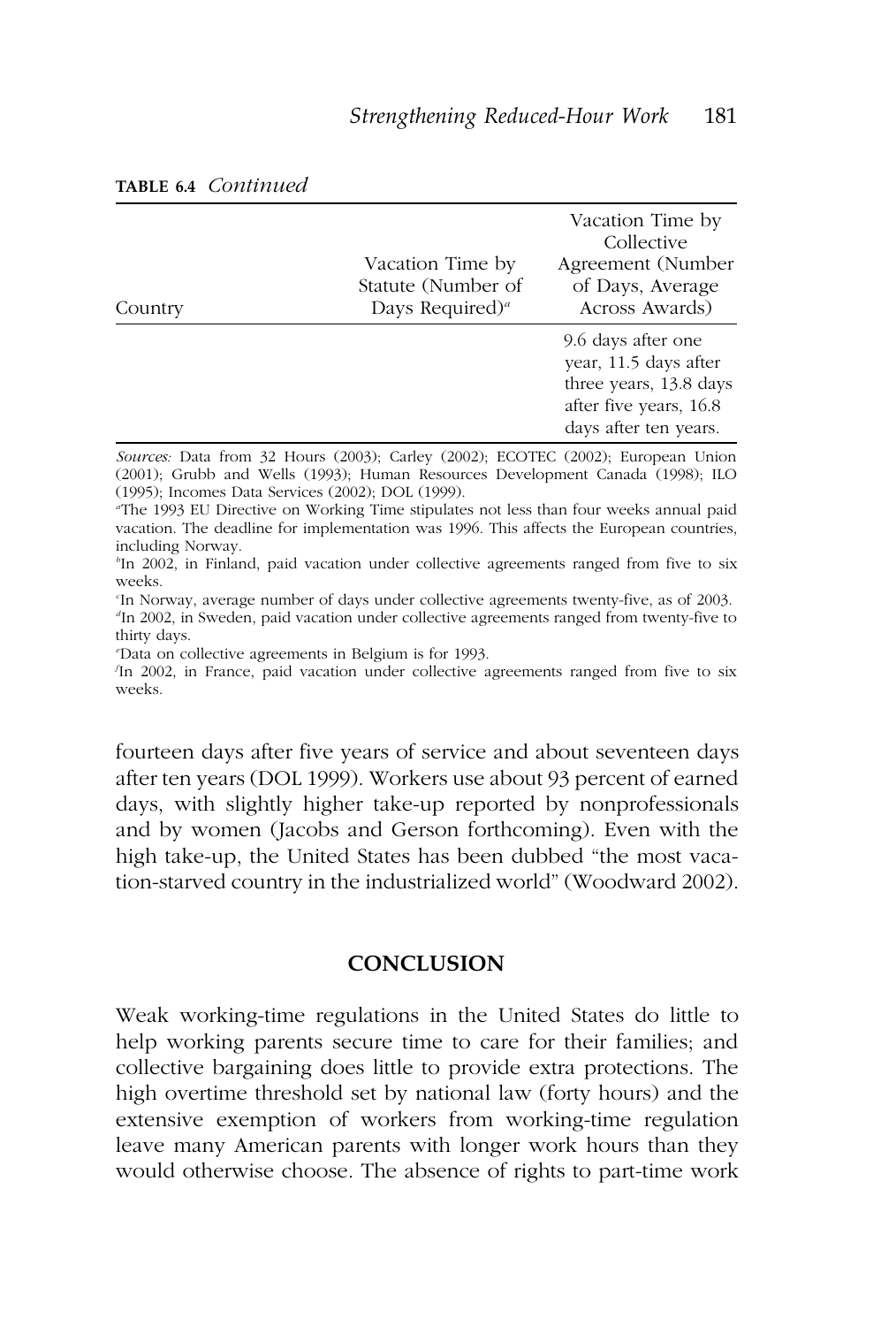**TABLE 6.4** *Continued*

| Country | Vacation Time by Statute (Number of Days Required)[a] | Vacation Time by Collective Agreement (Number of Days, Average Across Awards) |
|---|---|---|
| | | 9.6 days after one year, 11.5 days after three years, 13.8 days after five years, 16.8 days after ten years. |

*Sources:* Data from 32 Hours (2003); Carley (2002); ECOTEC (2002); European Union (2001); Grubb and Wells (1993); Human Resources Development Canada (1998); ILO (1995); Incomes Data Services (2002); DOL (1999).

[a]The 1993 EU Directive on Working Time stipulates not less than four weeks annual paid vacation. The deadline for implementation was 1996. This affects the European countries, including Norway.

[b]In 2002, in Finland, paid vacation under collective agreements ranged from five to six weeks.

[c]In Norway, average number of days under collective agreements twenty-five, as of 2003.

[d]In 2002, in Sweden, paid vacation under collective agreements ranged from twenty-five to thirty days.

[e]Data on collective agreements in Belgium is for 1993.

[f]In 2002, in France, paid vacation under collective agreements ranged from five to six weeks.

fourteen days after five years of service and about seventeen days after ten years (DOL 1999). Workers use about 93 percent of earned days, with slightly higher take-up reported by nonprofessionals and by women (Jacobs and Gerson forthcoming). Even with the high take-up, the United States has been dubbed "the most vacation-starved country in the industrialized world" (Woodward 2002).

## CONCLUSION

Weak working-time regulations in the United States do little to help working parents secure time to care for their families; and collective bargaining does little to provide extra protections. The high overtime threshold set by national law (forty hours) and the extensive exemption of workers from working-time regulation leave many American parents with longer work hours than they would otherwise choose. The absence of rights to part-time work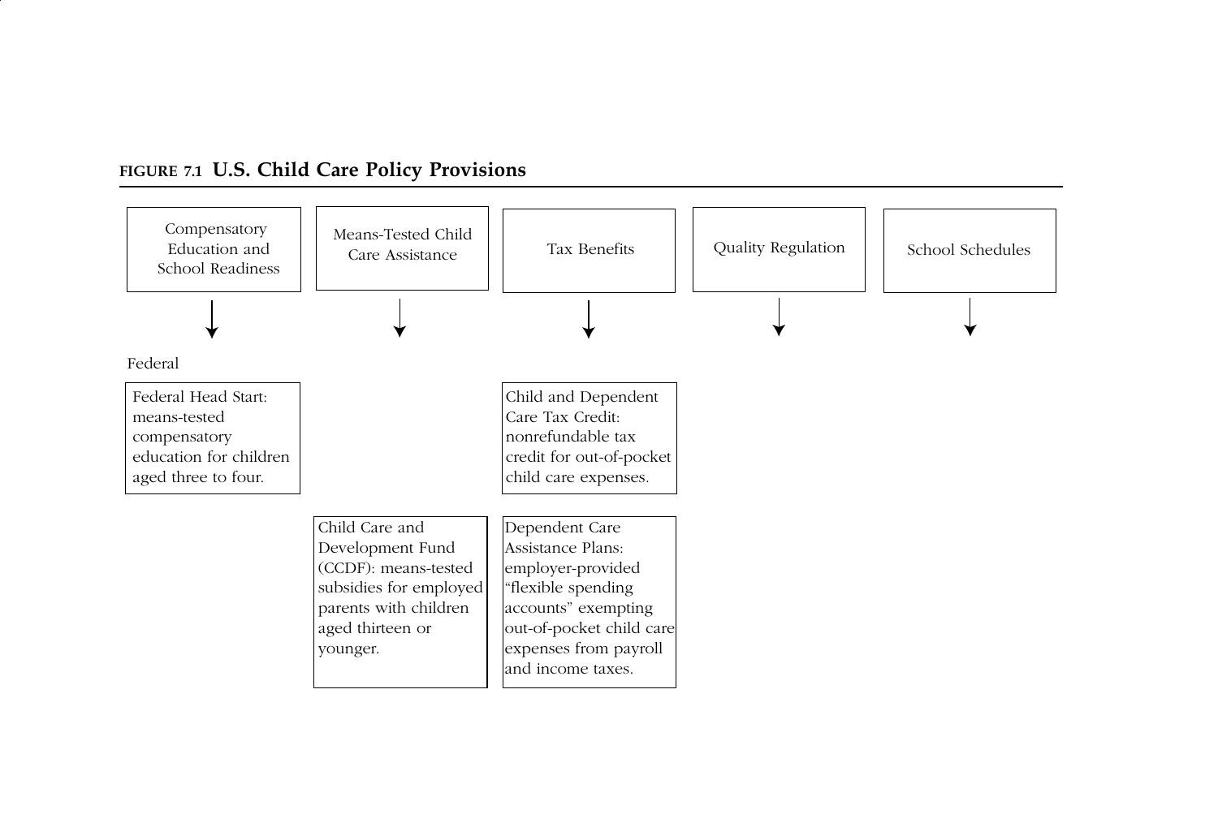**FIGURE 7.1 U.S. Child Care Policy Provisions**

| Compensatory Education and School Readiness | Means-Tested Child Care Assistance | Tax Benefits | Quality Regulation | School Schedules |
| --- | --- | --- | --- | --- |
| **Federal** | | | | |
| Federal Head Start: means-tested compensatory education for children aged three to four. | | Child and Dependent Care Tax Credit: nonrefundable tax credit for out-of-pocket child care expenses. | | |
| | Child Care and Development Fund (CCDF): means-tested subsidies for employed parents with children aged thirteen or younger. | Dependent Care Assistance Plans: employer-provided "flexible spending accounts" exempting out-of-pocket child care expenses from payroll and income taxes. | | |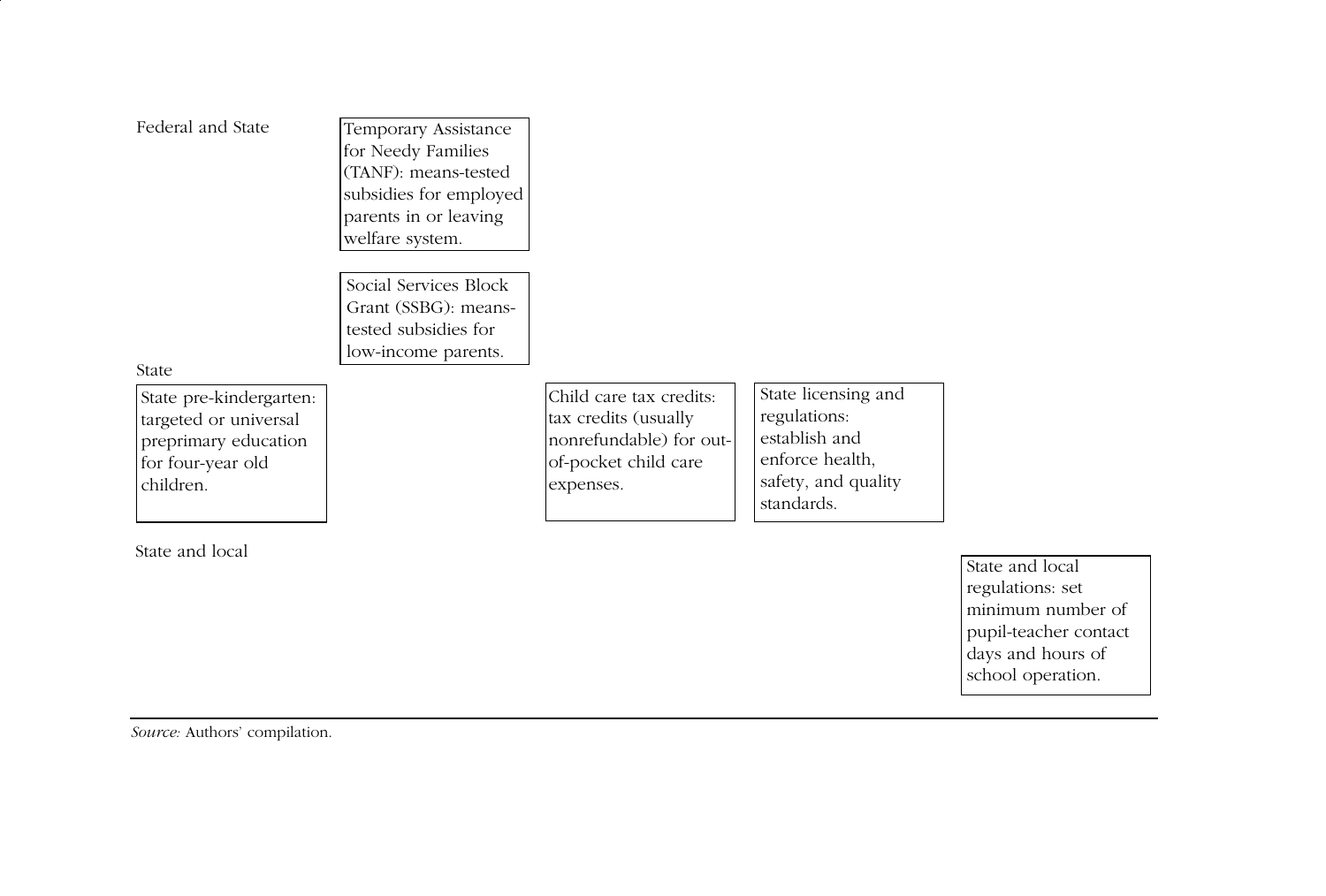| | | | | | |
|---|---|---|---|---|---|
| Federal and State | Temporary Assistance for Needy Families (TANF): means-tested subsidies for employed parents in or leaving welfare system. | | | | |
| | Social Services Block Grant (SSBG): means-tested subsidies for low-income parents. | | | | |
| State | | | | | |
| State pre-kindergarten: targeted or universal preprimary education for four-year old children. | | Child care tax credits: tax credits (usually nonrefundable) for out-of-pocket child care expenses. | State licensing and regulations: establish and enforce health, safety, and quality standards. | | |
| State and local | | | | | State and local regulations: set minimum number of pupil-teacher contact days and hours of school operation. |

*Source:* Authors' compilation.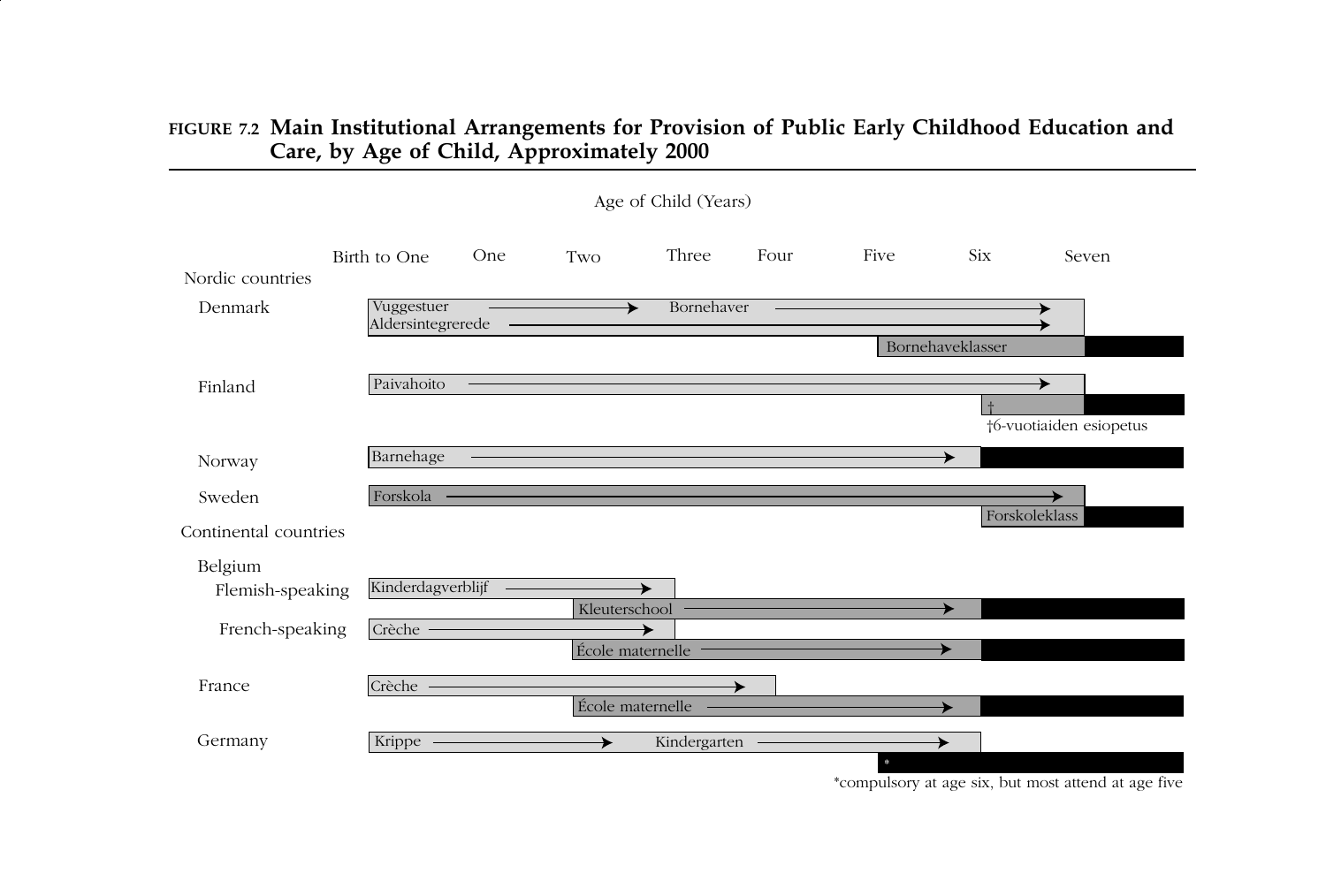**FIGURE 7.2 Main Institutional Arrangements for Provision of Public Early Childhood Education and Care, by Age of Child, Approximately 2000**

Age of Child (Years)

| | Birth to One | One | Two | Three | Four | Five | Six | Seven |
|---|---|---|---|---|---|---|---|---|
| **Nordic countries** | | | | | | | | |
| Denmark | Vuggestuer → | | | Bornehaver → | | | | |
| | Aldersintegrerede → | | | | | | | |
| | | | | | | Bornehaveklasser | | |
| Finland | Paivahoito → | | | | | | | |
| | | | | | | | † | |
| Norway | Barnehage → | | | | | | | |
| Sweden | Forskola → | | | | | | | |
| | | | | | | | Forskoleklass | |
| **Continental countries** | | | | | | | | |
| Belgium | | | | | | | | |
| Flemish-speaking | Kinderdagverblijf → | | | | | | | |
| | | | Kleuterschool → | | | | | |
| French-speaking | Crèche → | | | | | | | |
| | | | École maternelle → | | | | | |
| France | Crèche → | | | | | | | |
| | | | École maternelle → | | | | | |
| Germany | Krippe → | | | Kindergarten → | | | | |
| | | | | | | * | | |

†6-vuotiaiden esiopetus

*compulsory at age six, but most attend at age five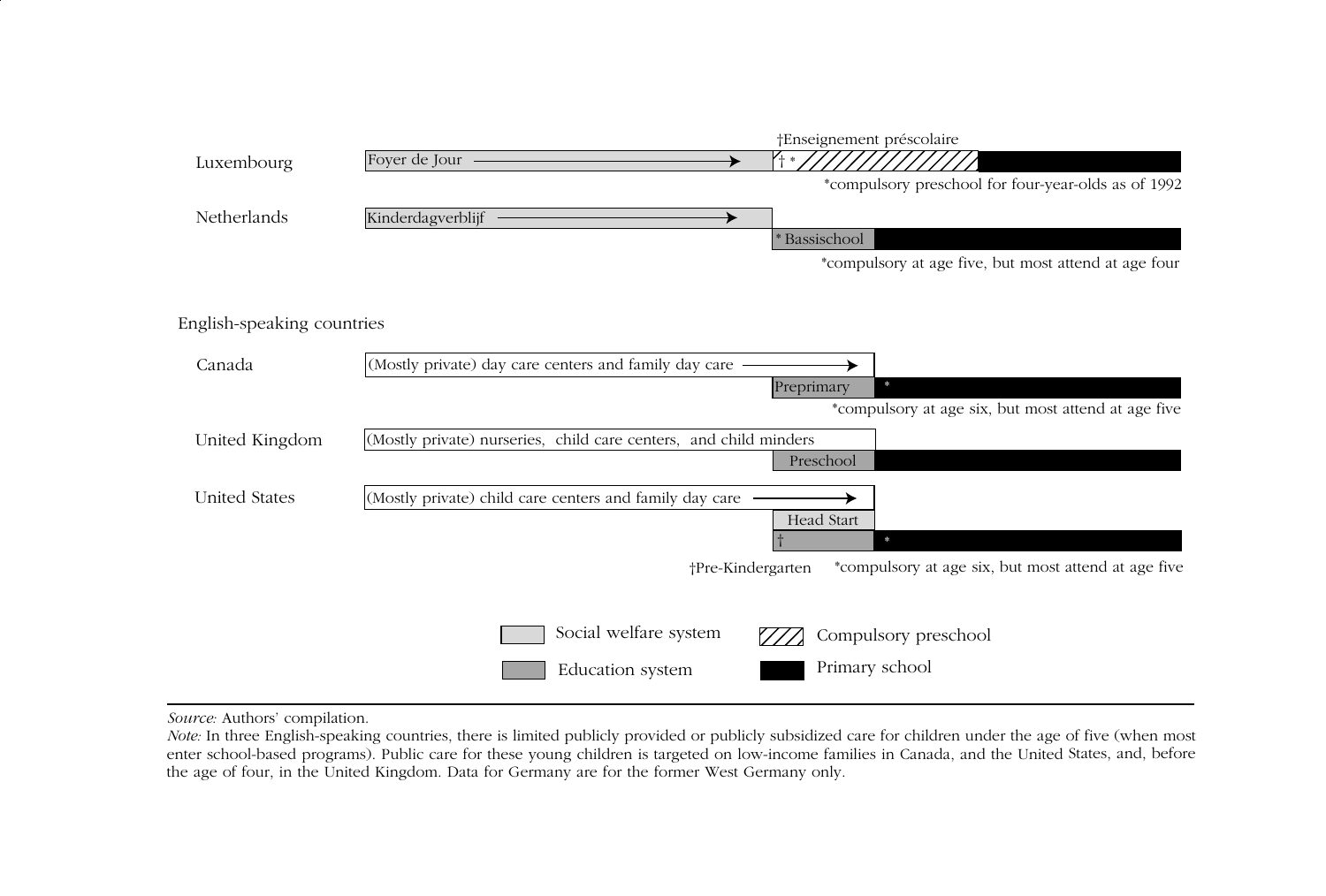†Enseignement préscolaire

Luxembourg — Foyer de Jour → | † * (compulsory preschool) | Primary school

*compulsory preschool for four-year-olds as of 1992

Netherlands — Kinderdagverblijf →

* Bassischool | Primary school

*compulsory at age five, but most attend at age four

English-speaking countries

Canada — (Mostly private) day care centers and family day care →

Preprimary | * Primary school

*compulsory at age six, but most attend at age five

United Kingdom — (Mostly private) nurseries, child care centers, and child minders

Preschool | Primary school

United States — (Mostly private) child care centers and family day care →

Head Start

† | * Primary school

†Pre-Kindergarten *compulsory at age six, but most attend at age five

Legend: Social welfare system; Education system; Compulsory preschool; Primary school

*Source:* Authors' compilation.

*Note:* In three English-speaking countries, there is limited publicly provided or publicly subsidized care for children under the age of five (when most enter school-based programs). Public care for these young children is targeted on low-income families in Canada, and the United States, and, before the age of four, in the United Kingdom. Data for Germany are for the former West Germany only.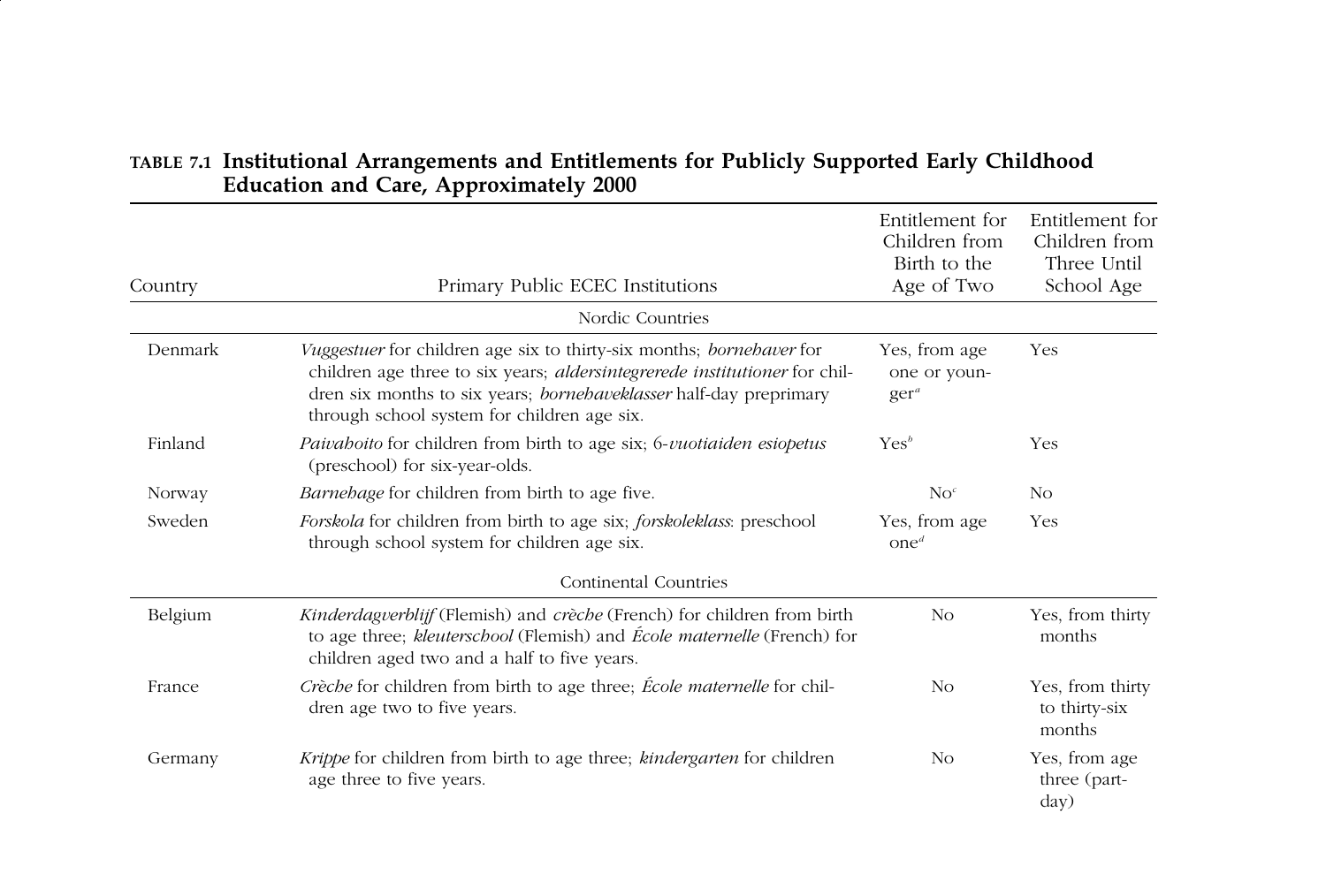**TABLE 7.1 Institutional Arrangements and Entitlements for Publicly Supported Early Childhood Education and Care, Approximately 2000**

| Country | Primary Public ECEC Institutions | Entitlement for Children from Birth to the Age of Two | Entitlement for Children from Three Until School Age |
|---|---|---|---|
| | Nordic Countries | | |
| Denmark | *Vuggestuer* for children age six to thirty-six months; *bornehaver* for children age three to six years; *aldersintegrerede institutioner* for children six months to six years; *bornehaveklasser* half-day preprimary through school system for children age six. | Yes, from age one or younger[a] | Yes |
| Finland | *Paivahoito* for children from birth to age six; *6-vuotiaiden esiopetus* (preschool) for six-year-olds. | Yes[b] | Yes |
| Norway | *Barnehage* for children from birth to age five. | No[c] | No |
| Sweden | *Forskola* for children from birth to age six; *forskoleklass*: preschool through school system for children age six. | Yes, from age one[d] | Yes |
| | Continental Countries | | |
| Belgium | *Kinderdagverblijf* (Flemish) and *crèche* (French) for children from birth to age three; *kleuterschool* (Flemish) and *École maternelle* (French) for children aged two and a half to five years. | No | Yes, from thirty months |
| France | *Crèche* for children from birth to age three; *École maternelle* for children age two to five years. | No | Yes, from thirty to thirty-six months |
| Germany | *Krippe* for children from birth to age three; *kindergarten* for children age three to five years. | No | Yes, from age three (part-day) |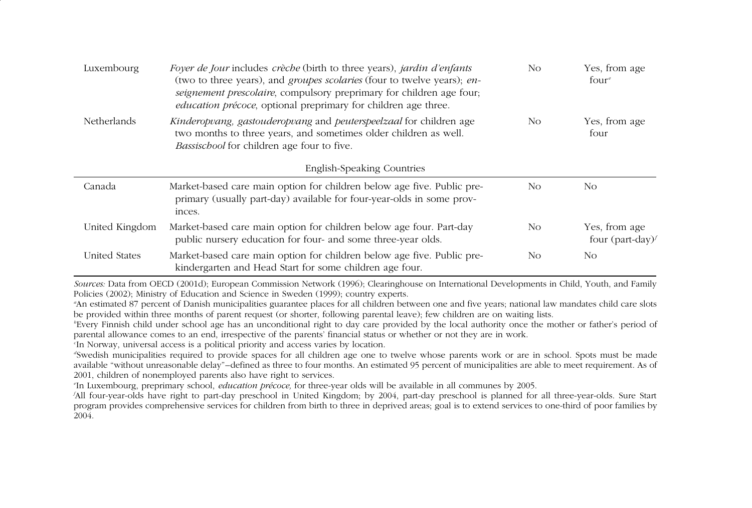| | | | |
|---|---|---|---|
| Luxembourg | *Foyer de Jour* includes *crèche* (birth to three years), *jardin d'enfants* (two to three years), and *groupes scolaries* (four to twelve years); *enseignement prescolaire*, compulsory preprimary for children age four; *education précoce*, optional preprimary for children age three. | No | Yes, from age four[e] |
| Netherlands | *Kinderopvang, gastouderopvang* and *peuterspeelzaal* for children age two months to three years, and sometimes older children as well. *Bassischool* for children age four to five. | No | Yes, from age four |
| **English-Speaking Countries** | | | |
| Canada | Market-based care main option for children below age five. Public preprimary (usually part-day) available for four-year-olds in some provinces. | No | No |
| United Kingdom | Market-based care main option for children below age four. Part-day public nursery education for four- and some three-year olds. | No | Yes, from age four (part-day)[f] |
| United States | Market-based care main option for children below age five. Public prekindergarten and Head Start for some children age four. | No | No |

*Sources:* Data from OECD (2001d); European Commission Network (1996); Clearinghouse on International Developments in Child, Youth, and Family Policies (2002); Ministry of Education and Science in Sweden (1999); country experts.

[a]An estimated 87 percent of Danish municipalities guarantee places for all children between one and five years; national law mandates child care slots be provided within three months of parent request (or shorter, following parental leave); few children are on waiting lists.

[b]Every Finnish child under school age has an unconditional right to day care provided by the local authority once the mother or father's period of parental allowance comes to an end, irrespective of the parents' financial status or whether or not they are in work.

[c]In Norway, universal access is a political priority and access varies by location.

[d]Swedish municipalities required to provide spaces for all children age one to twelve whose parents work or are in school. Spots must be made available "without unreasonable delay"–defined as three to four months. An estimated 95 percent of municipalities are able to meet requirement. As of 2001, children of nonemployed parents also have right to services.

[e]In Luxembourg, preprimary school, *education précoce,* for three-year olds will be available in all communes by 2005.

[f]All four-year-olds have right to part-day preschool in United Kingdom; by 2004, part-day preschool is planned for all three-year-olds. Sure Start program provides comprehensive services for children from birth to three in deprived areas; goal is to extend services to one-third of poor families by 2004.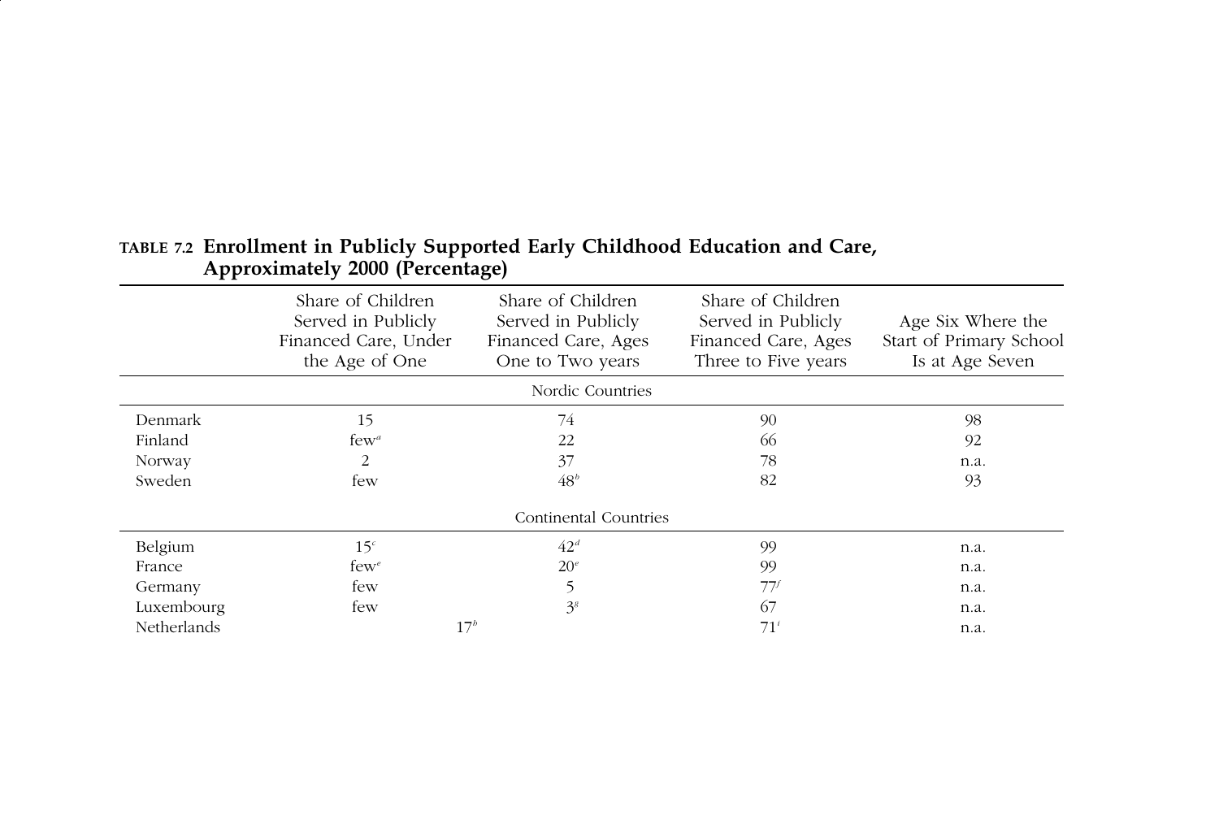**TABLE 7.2 Enrollment in Publicly Supported Early Childhood Education and Care, Approximately 2000 (Percentage)**

| | Share of Children Served in Publicly Financed Care, Under the Age of One | Share of Children Served in Publicly Financed Care, Ages One to Two years | Share of Children Served in Publicly Financed Care, Ages Three to Five years | Age Six Where the Start of Primary School Is at Age Seven |
|---|---|---|---|---|
| | | Nordic Countries | | |
| Denmark | 15 | 74 | 90 | 98 |
| Finland | few[a] | 22 | 66 | 92 |
| Norway | 2 | 37 | 78 | n.a. |
| Sweden | few | 48[b] | 82 | 93 |
| | | Continental Countries | | |
| Belgium | 15[c] | 42[d] | 99 | n.a. |
| France | few[e] | 20[e] | 99 | n.a. |
| Germany | few | 5 | 77[f] | n.a. |
| Luxembourg | few | 3[g] | 67 | n.a. |
| Netherlands | 17[h] | | 71[i] | n.a. |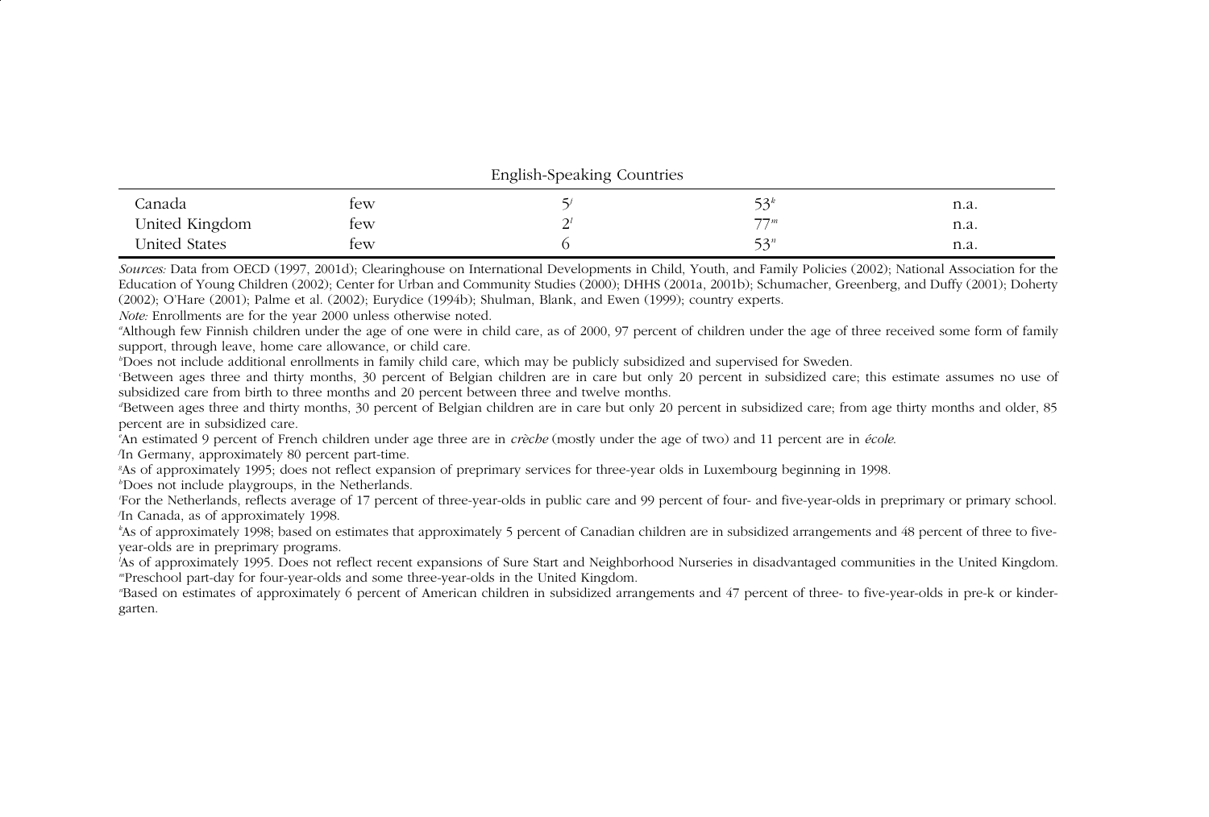| | | | | |
|---|---|---|---|---|
| English-Speaking Countries | | | | |
| Canada | few | 5[j] | 53[k] | n.a. |
| United Kingdom | few | 2[l] | 77[m] | n.a. |
| United States | few | 6 | 53[n] | n.a. |

*Sources:* Data from OECD (1997, 2001d); Clearinghouse on International Developments in Child, Youth, and Family Policies (2002); National Association for the Education of Young Children (2002); Center for Urban and Community Studies (2000); DHHS (2001a, 2001b); Schumacher, Greenberg, and Duffy (2001); Doherty (2002); O'Hare (2001); Palme et al. (2002); Eurydice (1994b); Shulman, Blank, and Ewen (1999); country experts.

*Note:* Enrollments are for the year 2000 unless otherwise noted.

[a]Although few Finnish children under the age of one were in child care, as of 2000, 97 percent of children under the age of three received some form of family support, through leave, home care allowance, or child care.

[b]Does not include additional enrollments in family child care, which may be publicly subsidized and supervised for Sweden.

[c]Between ages three and thirty months, 30 percent of Belgian children are in care but only 20 percent in subsidized care; this estimate assumes no use of subsidized care from birth to three months and 20 percent between three and twelve months.

[d]Between ages three and thirty months, 30 percent of Belgian children are in care but only 20 percent in subsidized care; from age thirty months and older, 85 percent are in subsidized care.

[e]An estimated 9 percent of French children under age three are in *crèche* (mostly under the age of two) and 11 percent are in *école*.

[f]In Germany, approximately 80 percent part-time.

[g]As of approximately 1995; does not reflect expansion of preprimary services for three-year olds in Luxembourg beginning in 1998.

[h]Does not include playgroups, in the Netherlands.

[i]For the Netherlands, reflects average of 17 percent of three-year-olds in public care and 99 percent of four- and five-year-olds in preprimary or primary school.

[j]In Canada, as of approximately 1998.

[k]As of approximately 1998; based on estimates that approximately 5 percent of Canadian children are in subsidized arrangements and 48 percent of three to five-year-olds are in preprimary programs.

[l]As of approximately 1995. Does not reflect recent expansions of Sure Start and Neighborhood Nurseries in disadvantaged communities in the United Kingdom.

[m]Preschool part-day for four-year-olds and some three-year-olds in the United Kingdom.

[n]Based on estimates of approximately 6 percent of American children in subsidized arrangements and 47 percent of three- to five-year-olds in pre-k or kindergarten.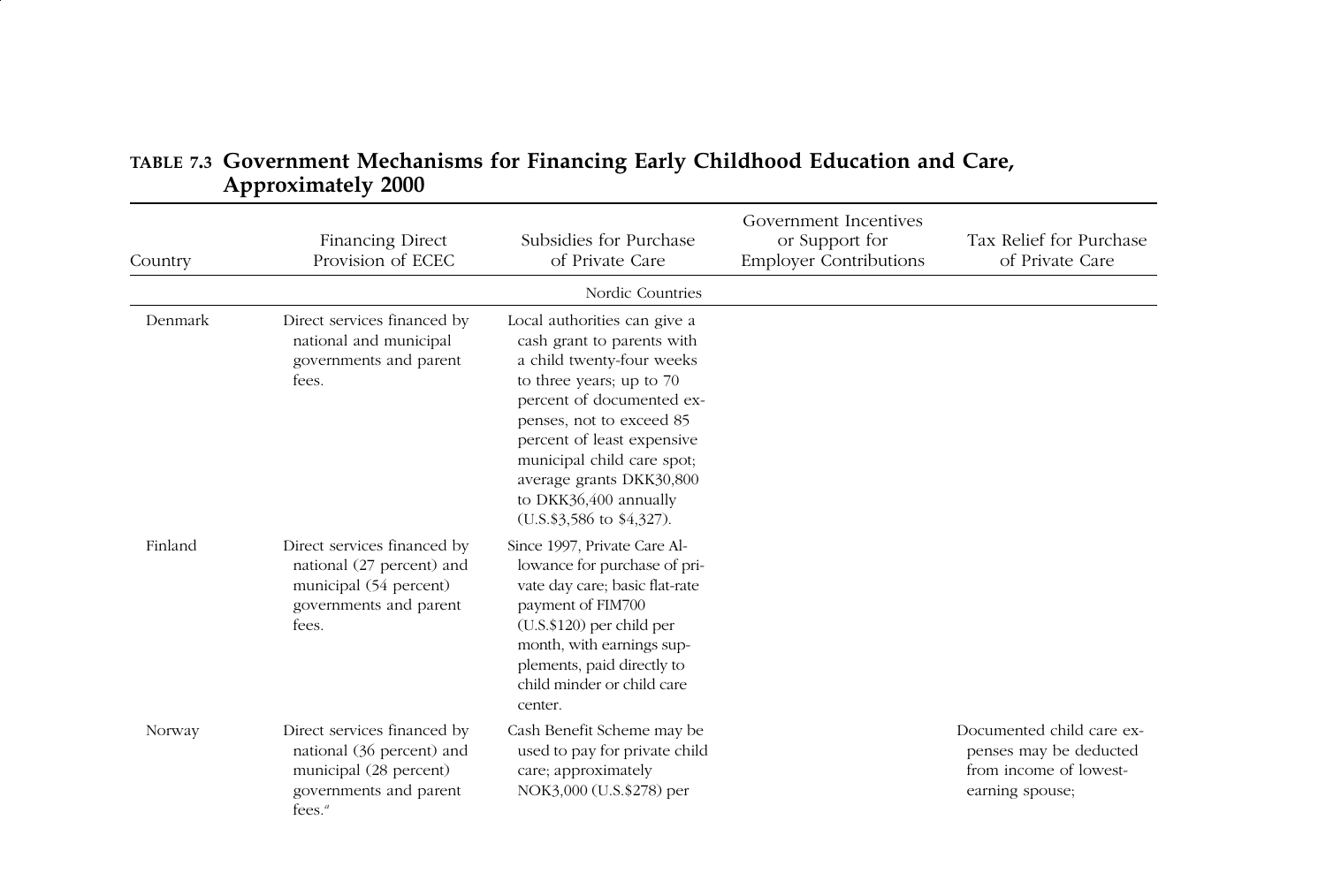**TABLE 7.3 Government Mechanisms for Financing Early Childhood Education and Care, Approximately 2000**

| Country | Financing Direct Provision of ECEC | Subsidies for Purchase of Private Care | Government Incentives or Support for Employer Contributions | Tax Relief for Purchase of Private Care |
|---|---|---|---|---|
| | | Nordic Countries | | |
| Denmark | Direct services financed by national and municipal governments and parent fees. | Local authorities can give a cash grant to parents with a child twenty-four weeks to three years; up to 70 percent of documented expenses, not to exceed 85 percent of least expensive municipal child care spot; average grants DKK30,800 to DKK36,400 annually (U.S.$3,586 to $4,327). | | |
| Finland | Direct services financed by national (27 percent) and municipal (54 percent) governments and parent fees. | Since 1997, Private Care Allowance for purchase of private day care; basic flat-rate payment of FIM700 (U.S.$120) per child per month, with earnings supplements, paid directly to child minder or child care center. | | |
| Norway | Direct services financed by national (36 percent) and municipal (28 percent) governments and parent fees.[a] | Cash Benefit Scheme may be used to pay for private child care; approximately NOK3,000 (U.S.$278) per | | Documented child care expenses may be deducted from income of lowest-earning spouse; |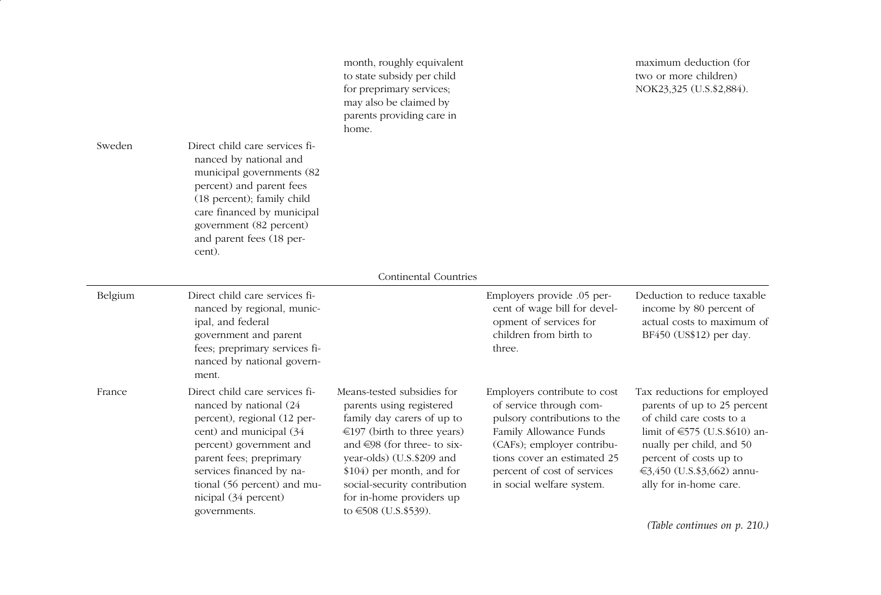| | | | | |
|---|---|---|---|---|
| | | month, roughly equivalent to state subsidy per child for preprimary services; may also be claimed by parents providing care in home. | | maximum deduction (for two or more children) NOK23,325 (U.S.$2,884). |
| Sweden | Direct child care services financed by national and municipal governments (82 percent) and parent fees (18 percent); family child care financed by municipal government (82 percent) and parent fees (18 percent). | | | |
| Continental Countries | | | | |
| Belgium | Direct child care services financed by regional, municipal, and federal government and parent fees; preprimary services financed by national government. | | Employers provide .05 percent of wage bill for development of services for children from birth to three. | Deduction to reduce taxable income by 80 percent of actual costs to maximum of BF450 (US$12) per day. |
| France | Direct child care services financed by national (24 percent), regional (12 percent) and municipal (34 percent) government and parent fees; preprimary services financed by national (56 percent) and municipal (34 percent) governments. | Means-tested subsidies for parents using registered family day carers of up to €197 (birth to three years) and €98 (for three- to six-year-olds) (U.S.$209 and $104) per month, and for social-security contribution for in-home providers up to €508 (U.S.$539). | Employers contribute to cost of service through compulsory contributions to the Family Allowance Funds (CAFs); employer contributions cover an estimated 25 percent of cost of services in social welfare system. | Tax reductions for employed parents of up to 25 percent of child care costs to a limit of €575 (U.S.$610) annually per child, and 50 percent of costs up to €3,450 (U.S.$3,662) annually for in-home care. |

*(Table continues on p. 210.)*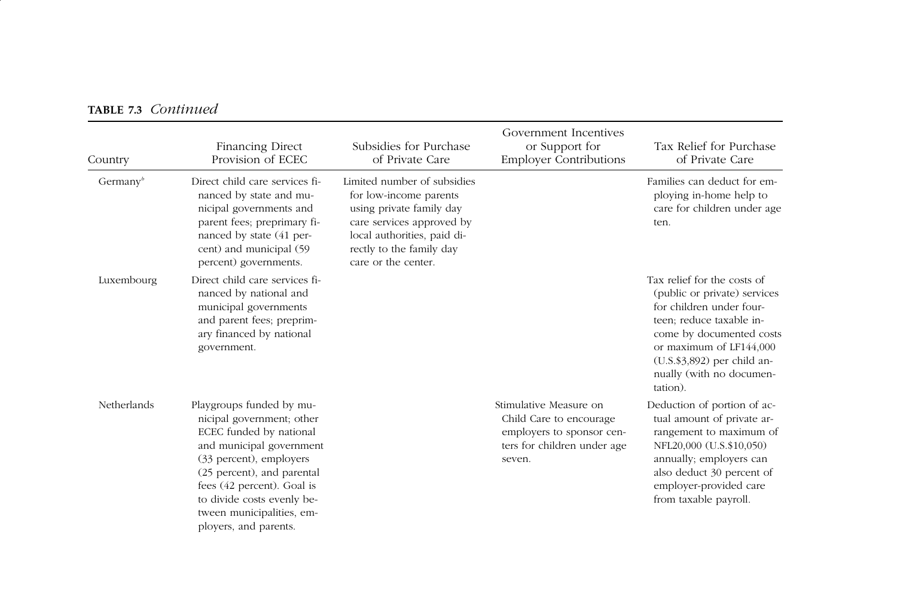**TABLE 7.3** *Continued*

| Country | Financing Direct Provision of ECEC | Subsidies for Purchase of Private Care | Government Incentives or Support for Employer Contributions | Tax Relief for Purchase of Private Care |
|---|---|---|---|---|
| Germany[b] | Direct child care services financed by state and municipal governments and parent fees; preprimary financed by state (41 percent) and municipal (59 percent) governments. | Limited number of subsidies for low-income parents using private family day care services approved by local authorities, paid directly to the family day care or the center. | | Families can deduct for employing in-home help to care for children under age ten. |
| Luxembourg | Direct child care services financed by national and municipal governments and parent fees; preprimary financed by national government. | | | Tax relief for the costs of (public or private) services for children under fourteen; reduce taxable income by documented costs or maximum of LF144,000 (U.S.$3,892) per child annually (with no documentation). |
| Netherlands | Playgroups funded by municipal government; other ECEC funded by national and municipal government (33 percent), employers (25 percent), and parental fees (42 percent). Goal is to divide costs evenly between municipalities, employers, and parents. | | Stimulative Measure on Child Care to encourage employers to sponsor centers for children under age seven. | Deduction of portion of actual amount of private arrangement to maximum of NFL20,000 (U.S.$10,050) annually; employers can also deduct 30 percent of employer-provided care from taxable payroll. |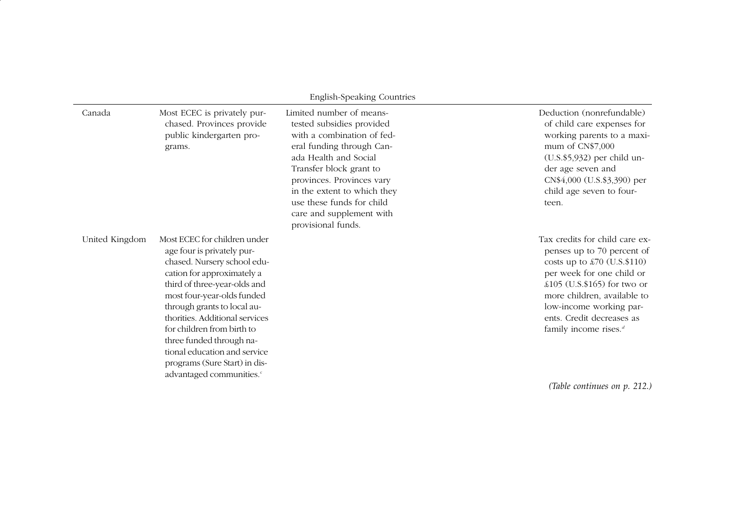| | | | | |
|---|---|---|---|---|
| | | English-Speaking Countries | | |
| Canada | Most ECEC is privately purchased. Provinces provide public kindergarten programs. | Limited number of means-tested subsidies provided with a combination of federal funding through Canada Health and Social Transfer block grant to provinces. Provinces vary in the extent to which they use these funds for child care and supplement with provisional funds. | | Deduction (nonrefundable) of child care expenses for working parents to a maximum of CN$7,000 (U.S.$5,932) per child under age seven and CN$4,000 (U.S.$3,390) per child age seven to fourteen. |
| United Kingdom | Most ECEC for children under age four is privately purchased. Nursery school education for approximately a third of three-year-olds and most four-year-olds funded through grants to local authorities. Additional services for children from birth to three funded through national education and service programs (Sure Start) in disadvantaged communities.[c] | | | Tax credits for child care expenses up to 70 percent of costs up to £70 (U.S.$110) per week for one child or £105 (U.S.$165) for two or more children, available to low-income working parents. Credit decreases as family income rises.[d] |

*(Table continues on p. 212.)*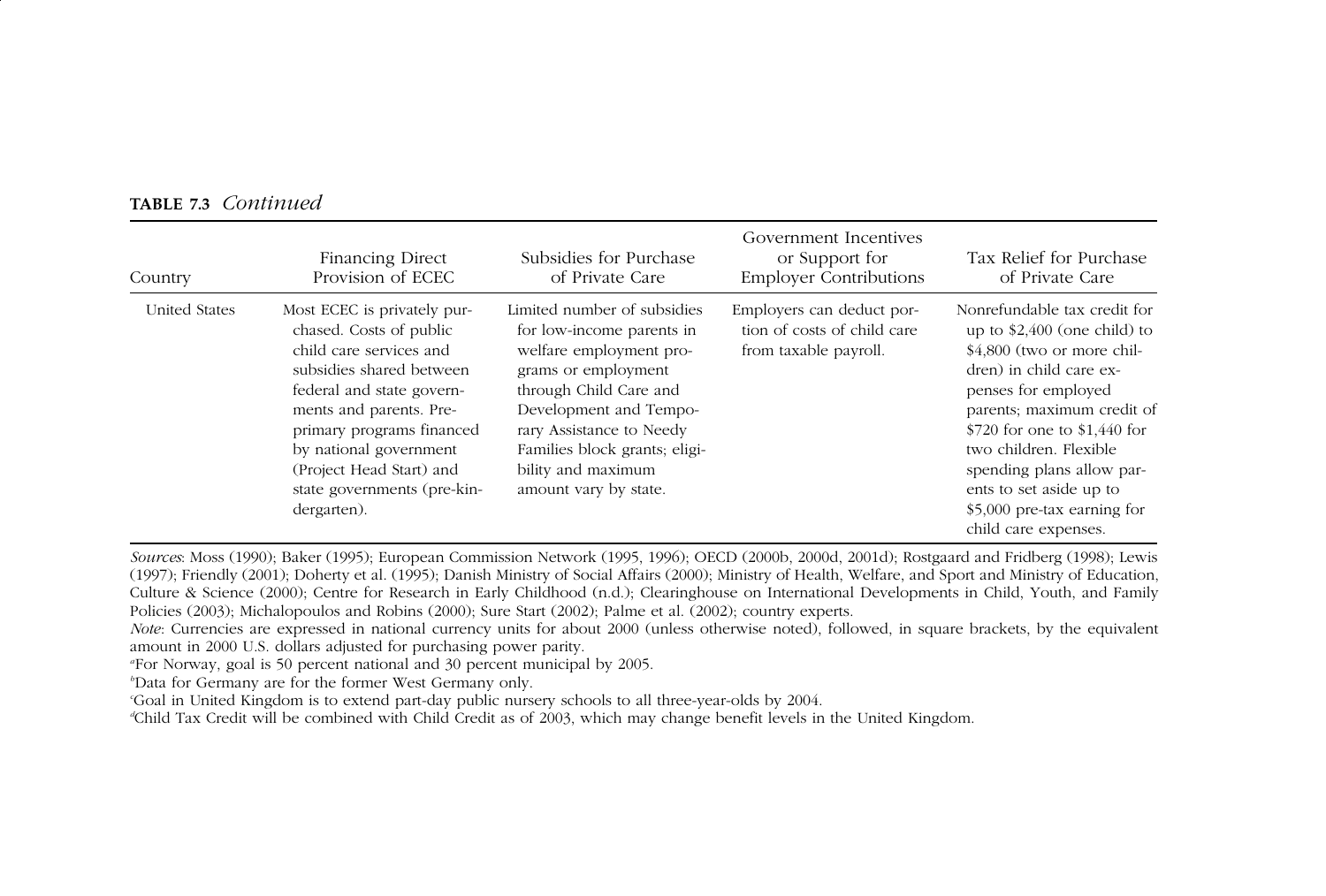**TABLE 7.3** *Continued*

| Country | Financing Direct Provision of ECEC | Subsidies for Purchase of Private Care | Government Incentives or Support for Employer Contributions | Tax Relief for Purchase of Private Care |
|---|---|---|---|---|
| United States | Most ECEC is privately purchased. Costs of public child care services and subsidies shared between federal and state governments and parents. Preprimary programs financed by national government (Project Head Start) and state governments (pre-kindergarten). | Limited number of subsidies for low-income parents in welfare employment programs or employment through Child Care and Development and Temporary Assistance to Needy Families block grants; eligibility and maximum amount vary by state. | Employers can deduct portion of costs of child care from taxable payroll. | Nonrefundable tax credit for up to $2,400 (one child) to $4,800 (two or more children) in child care expenses for employed parents; maximum credit of $720 for one to $1,440 for two children. Flexible spending plans allow parents to set aside up to $5,000 pre-tax earning for child care expenses. |

*Sources*: Moss (1990); Baker (1995); European Commission Network (1995, 1996); OECD (2000b, 2000d, 2001d); Rostgaard and Fridberg (1998); Lewis (1997); Friendly (2001); Doherty et al. (1995); Danish Ministry of Social Affairs (2000); Ministry of Health, Welfare, and Sport and Ministry of Education, Culture & Science (2000); Centre for Research in Early Childhood (n.d.); Clearinghouse on International Developments in Child, Youth, and Family Policies (2003); Michalopoulos and Robins (2000); Sure Start (2002); Palme et al. (2002); country experts.

*Note*: Currencies are expressed in national currency units for about 2000 (unless otherwise noted), followed, in square brackets, by the equivalent amount in 2000 U.S. dollars adjusted for purchasing power parity.

[a]For Norway, goal is 50 percent national and 30 percent municipal by 2005.

[b]Data for Germany are for the former West Germany only.

[c]Goal in United Kingdom is to extend part-day public nursery schools to all three-year-olds by 2004.

[d]Child Tax Credit will be combined with Child Credit as of 2003, which may change benefit levels in the United Kingdom.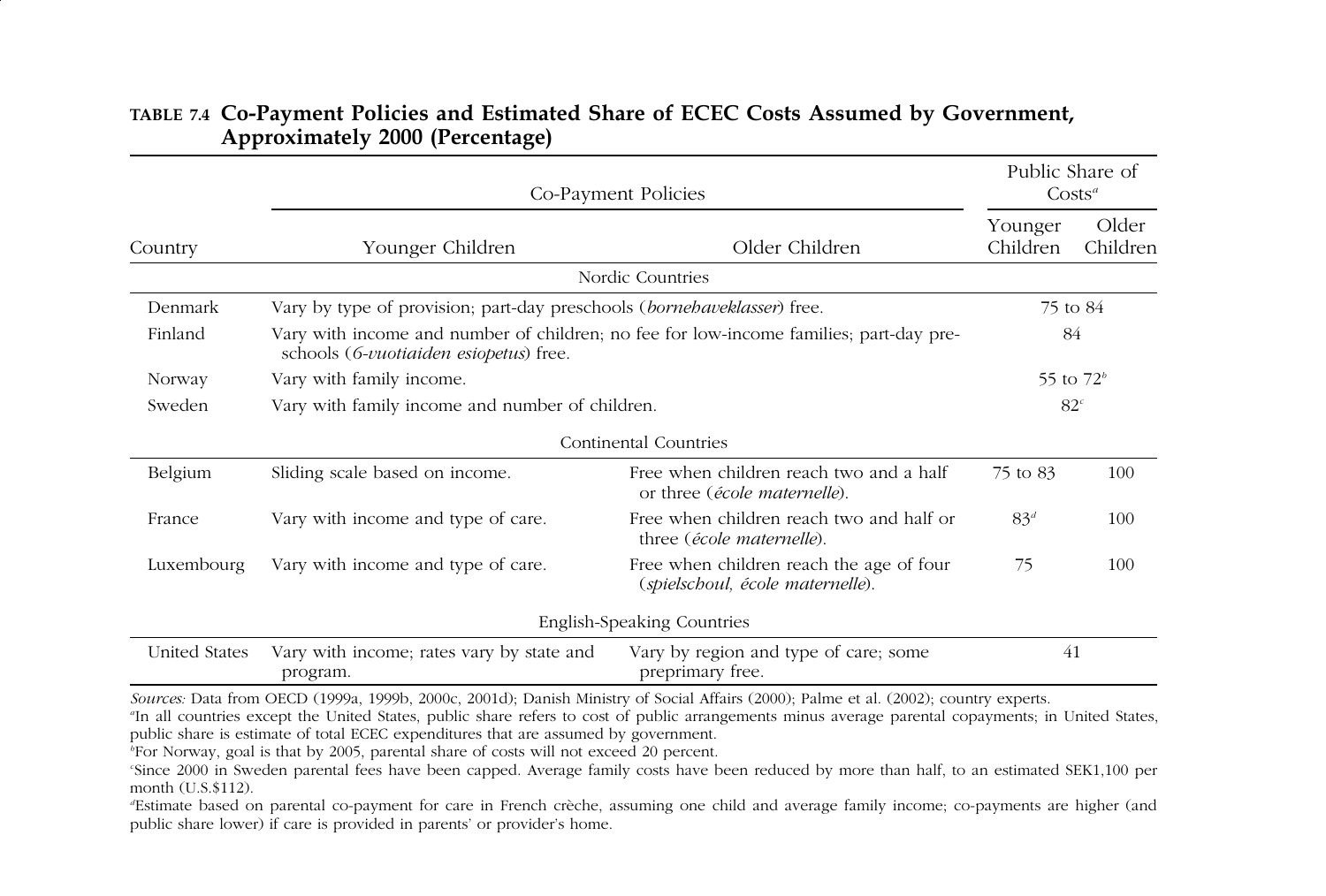**TABLE 7.4 Co-Payment Policies and Estimated Share of ECEC Costs Assumed by Government, Approximately 2000 (Percentage)**

| | Co-Payment Policies | | Public Share of Costs[a] | |
|---|---|---|---|---|
| Country | Younger Children | Older Children | Younger Children | Older Children |
| **Nordic Countries** | | | | |
| Denmark | Vary by type of provision; part-day preschools (*bornehaveklasser*) free. | | 75 to 84 | |
| Finland | Vary with income and number of children; no fee for low-income families; part-day preschools (*6-vuotiaiden esiopetus*) free. | | 84 | |
| Norway | Vary with family income. | | 55 to 72[b] | |
| Sweden | Vary with family income and number of children. | | 82[c] | |
| **Continental Countries** | | | | |
| Belgium | Sliding scale based on income. | Free when children reach two and a half or three (*école maternelle*). | 75 to 83 | 100 |
| France | Vary with income and type of care. | Free when children reach two and half or three (*école maternelle*). | 83[d] | 100 |
| Luxembourg | Vary with income and type of care. | Free when children reach the age of four (*spielschoul, école maternelle*). | 75 | 100 |
| **English-Speaking Countries** | | | | |
| United States | Vary with income; rates vary by state and program. | Vary by region and type of care; some preprimary free. | 41 | |

*Sources:* Data from OECD (1999a, 1999b, 2000c, 2001d); Danish Ministry of Social Affairs (2000); Palme et al. (2002); country experts.

[a] In all countries except the United States, public share refers to cost of public arrangements minus average parental copayments; in United States, public share is estimate of total ECEC expenditures that are assumed by government.

[b] For Norway, goal is that by 2005, parental share of costs will not exceed 20 percent.

[c] Since 2000 in Sweden parental fees have been capped. Average family costs have been reduced by more than half, to an estimated SEK1,100 per month (U.S.$112).

[d] Estimate based on parental co-payment for care in French crèche, assuming one child and average family income; co-payments are higher (and public share lower) if care is provided in parents' or provider's home.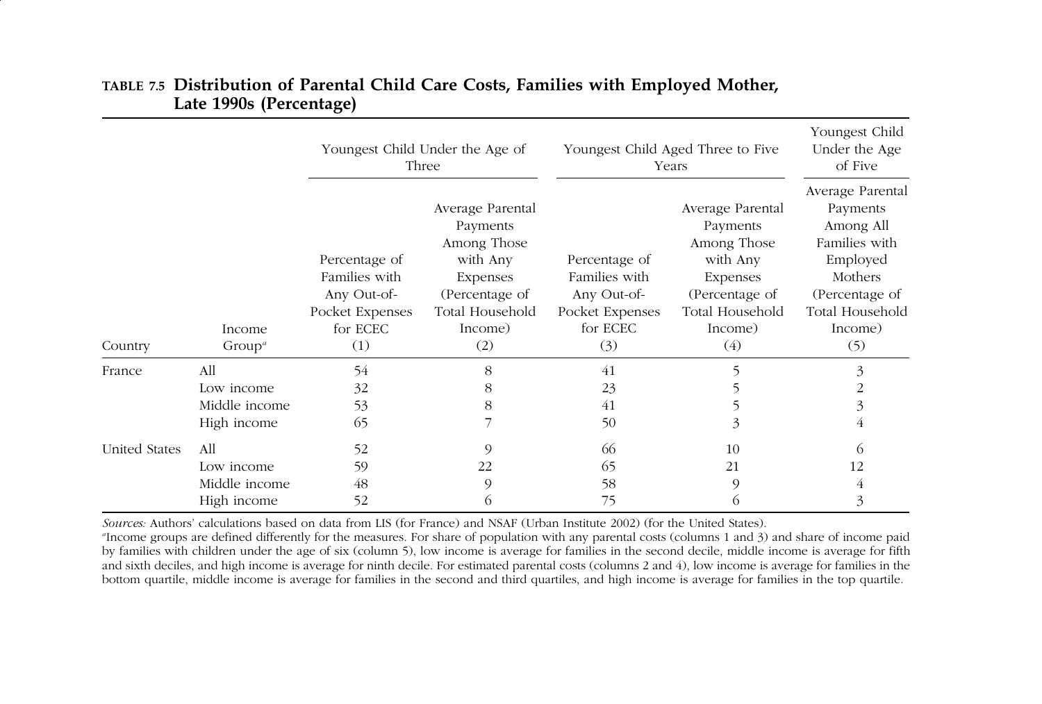**TABLE 7.5 Distribution of Parental Child Care Costs, Families with Employed Mother, Late 1990s (Percentage)**

| Country | Income Group[a] | Youngest Child Under the Age of Three | | Youngest Child Aged Three to Five Years | | Youngest Child Under the Age of Five |
|---|---|---|---|---|---|---|
| | | Percentage of Families with Any Out-of-Pocket Expenses for ECEC (1) | Average Parental Payments Among Those with Any Expenses (Percentage of Total Household Income) (2) | Percentage of Families with Any Out-of-Pocket Expenses for ECEC (3) | Average Parental Payments Among Those with Any Expenses (Percentage of Total Household Income) (4) | Average Parental Payments Among All Families with Employed Mothers (Percentage of Total Household Income) (5) |
| France | All | 54 | 8 | 41 | 5 | 3 |
| | Low income | 32 | 8 | 23 | 5 | 2 |
| | Middle income | 53 | 8 | 41 | 5 | 3 |
| | High income | 65 | 7 | 50 | 3 | 4 |
| United States | All | 52 | 9 | 66 | 10 | 6 |
| | Low income | 59 | 22 | 65 | 21 | 12 |
| | Middle income | 48 | 9 | 58 | 9 | 4 |
| | High income | 52 | 6 | 75 | 6 | 3 |

*Sources:* Authors' calculations based on data from LIS (for France) and NSAF (Urban Institute 2002) (for the United States).

[a]Income groups are defined differently for the measures. For share of population with any parental costs (columns 1 and 3) and share of income paid by families with children under the age of six (column 5), low income is average for families in the second decile, middle income is average for fifth and sixth deciles, and high income is average for ninth decile. For estimated parental costs (columns 2 and 4), low income is average for families in the bottom quartile, middle income is average for families in the second and third quartiles, and high income is average for families in the top quartile.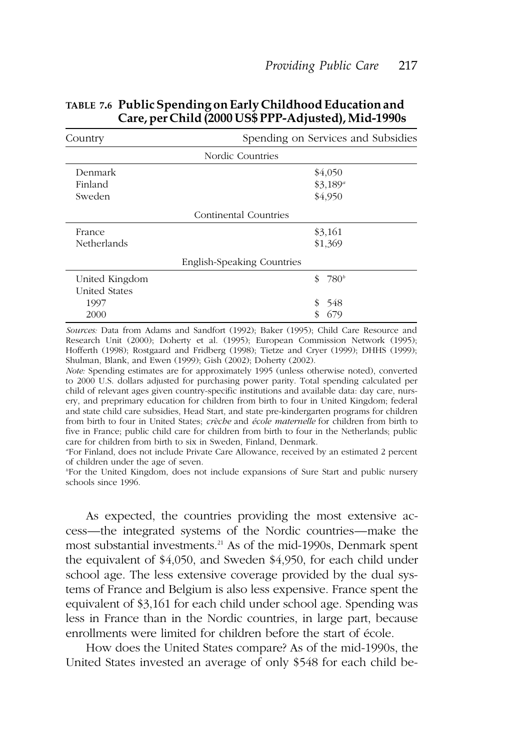**TABLE 7.6 Public Spending on Early Childhood Education and Care, per Child (2000 US$ PPP-Adjusted), Mid-1990s**

| Country | Spending on Services and Subsidies |
|---|---|
| Nordic Countries | |
| Denmark | $4,050 |
| Finland | $3,189[a] |
| Sweden | $4,950 |
| Continental Countries | |
| France | $3,161 |
| Netherlands | $1,369 |
| English-Speaking Countries | |
| United Kingdom | $ 780[b] |
| United States | |
| 1997 | $ 548 |
| 2000 | $ 679 |

*Sources:* Data from Adams and Sandfort (1992); Baker (1995); Child Care Resource and Research Unit (2000); Doherty et al. (1995); European Commission Network (1995); Hofferth (1998); Rostgaard and Fridberg (1998); Tietze and Cryer (1999); DHHS (1999); Shulman, Blank, and Ewen (1999); Gish (2002); Doherty (2002).

*Note:* Spending estimates are for approximately 1995 (unless otherwise noted), converted to 2000 U.S. dollars adjusted for purchasing power parity. Total spending calculated per child of relevant ages given country-specific institutions and available data: day care, nursery, and preprimary education for children from birth to four in United Kingdom; federal and state child care subsidies, Head Start, and state pre-kindergarten programs for children from birth to four in United States; *crèche* and *école maternelle* for children from birth to five in France; public child care for children from birth to four in the Netherlands; public care for children from birth to six in Sweden, Finland, Denmark.

[a]For Finland, does not include Private Care Allowance, received by an estimated 2 percent of children under the age of seven.

[b]For the United Kingdom, does not include expansions of Sure Start and public nursery schools since 1996.

As expected, the countries providing the most extensive access—the integrated systems of the Nordic countries—make the most substantial investments.[21] As of the mid-1990s, Denmark spent the equivalent of $4,050, and Sweden $4,950, for each child under school age. The less extensive coverage provided by the dual systems of France and Belgium is also less expensive. France spent the equivalent of $3,161 for each child under school age. Spending was less in France than in the Nordic countries, in large part, because enrollments were limited for children before the start of école.

How does the United States compare? As of the mid-1990s, the United States invested an average of only $548 for each child be-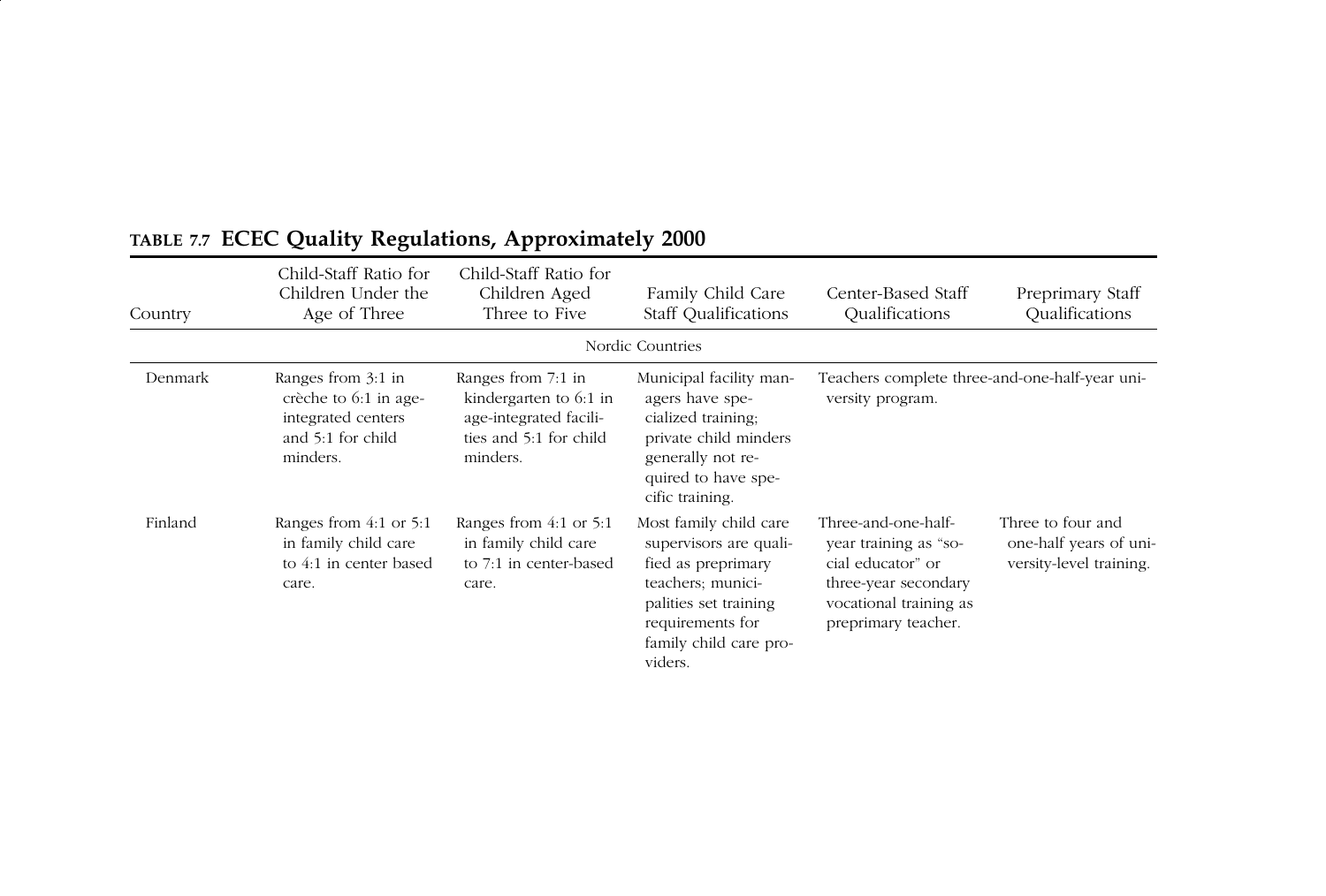**TABLE 7.7 ECEC Quality Regulations, Approximately 2000**

| Country | Child-Staff Ratio for Children Under the Age of Three | Child-Staff Ratio for Children Aged Three to Five | Family Child Care Staff Qualifications | Center-Based Staff Qualifications | Preprimary Staff Qualifications |
|---|---|---|---|---|---|
| | | | Nordic Countries | | |
| Denmark | Ranges from 3:1 in crèche to 6:1 in age-integrated centers and 5:1 for child minders. | Ranges from 7:1 in kindergarten to 6:1 in age-integrated facilities and 5:1 for child minders. | Municipal facility managers have specialized training; private child minders generally not required to have specific training. | Teachers complete three-and-one-half-year university program. | |
| Finland | Ranges from 4:1 or 5:1 in family child care to 4:1 in center based care. | Ranges from 4:1 or 5:1 in family child care to 7:1 in center-based care. | Most family child care supervisors are qualified as preprimary teachers; municipalities set training requirements for family child care providers. | Three-and-one-half-year training as "social educator" or three-year secondary vocational training as preprimary teacher. | Three to four and one-half years of university-level training. |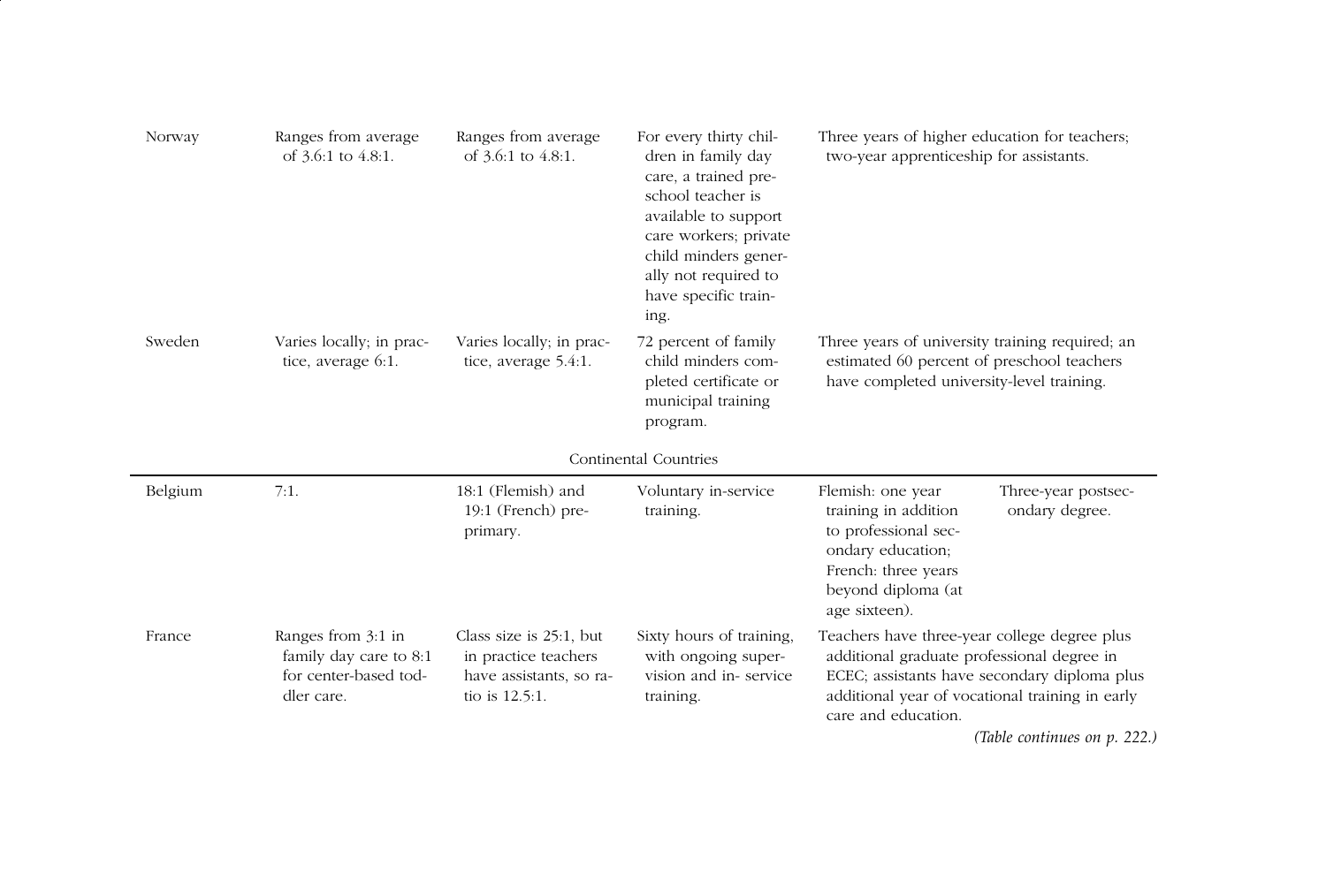| | | | | | |
|---|---|---|---|---|---|
| Norway | Ranges from average of 3.6:1 to 4.8:1. | Ranges from average of 3.6:1 to 4.8:1. | For every thirty children in family day care, a trained preschool teacher is available to support care workers; private child minders generally not required to have specific training. | Three years of higher education for teachers; two-year apprenticeship for assistants. | |
| Sweden | Varies locally; in practice, average 6:1. | Varies locally; in practice, average 5.4:1. | 72 percent of family child minders completed certificate or municipal training program. | Three years of university training required; an estimated 60 percent of preschool teachers have completed university-level training. | |
| | | | Continental Countries | | |
| Belgium | 7:1. | 18:1 (Flemish) and 19:1 (French) preprimary. | Voluntary in-service training. | Flemish: one year training in addition to professional secondary education; French: three years beyond diploma (at age sixteen). | Three-year postsecondary degree. |
| France | Ranges from 3:1 in family day care to 8:1 for center-based toddler care. | Class size is 25:1, but in practice teachers have assistants, so ratio is 12.5:1. | Sixty hours of training, with ongoing supervision and in- service training. | Teachers have three-year college degree plus additional graduate professional degree in ECEC; assistants have secondary diploma plus additional year of vocational training in early care and education. | |

*(Table continues on p. 222.)*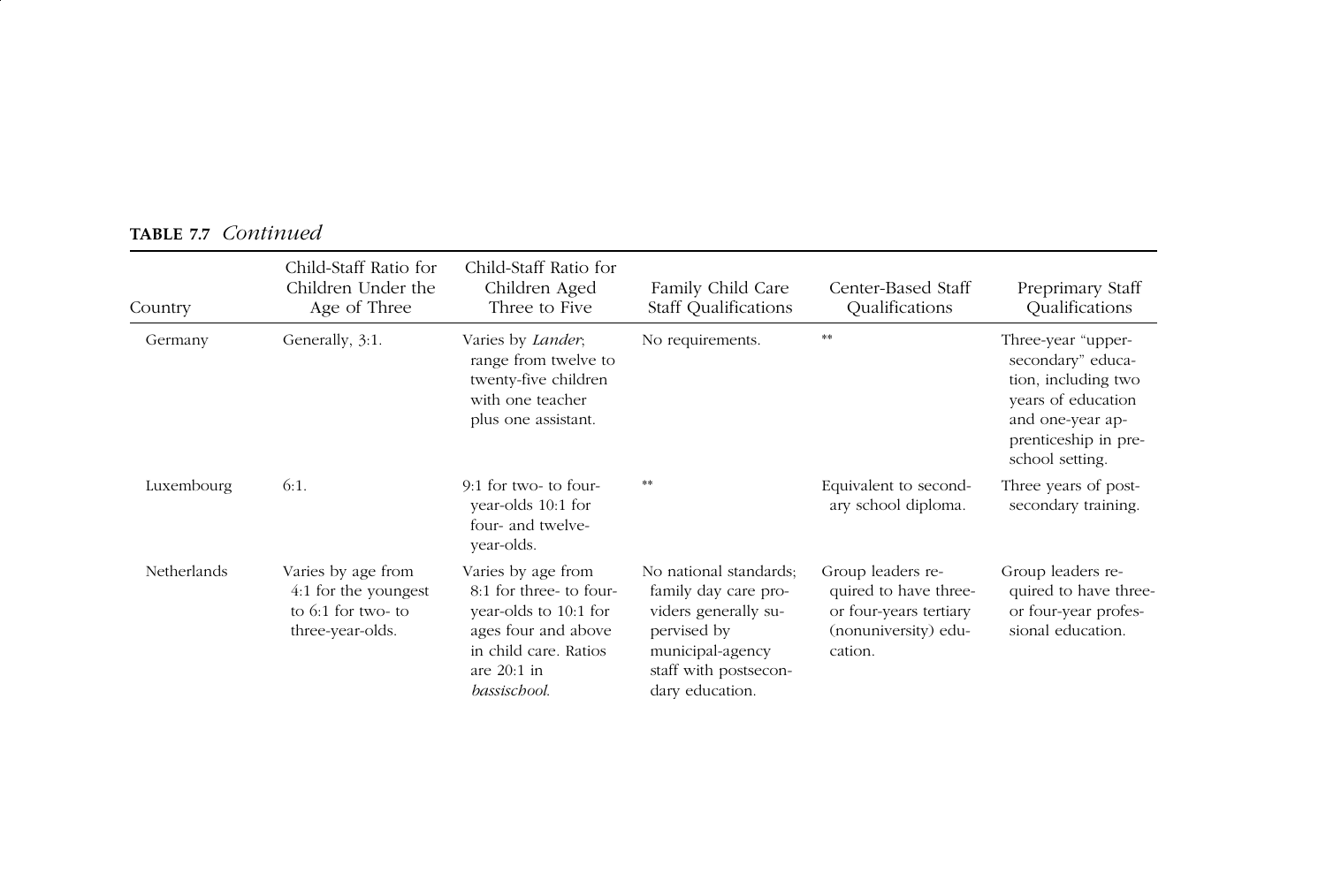**TABLE 7.7** *Continued*

| Country | Child-Staff Ratio for Children Under the Age of Three | Child-Staff Ratio for Children Aged Three to Five | Family Child Care Staff Qualifications | Center-Based Staff Qualifications | Preprimary Staff Qualifications |
|---|---|---|---|---|---|
| Germany | Generally, 3:1. | Varies by *Lander*; range from twelve to twenty-five children with one teacher plus one assistant. | No requirements. | ** | Three-year "upper-secondary" education, including two years of education and one-year apprenticeship in preschool setting. |
| Luxembourg | 6:1. | 9:1 for two- to four-year-olds 10:1 for four- and twelve-year-olds. | ** | Equivalent to secondary school diploma. | Three years of post-secondary training. |
| Netherlands | Varies by age from 4:1 for the youngest to 6:1 for two- to three-year-olds. | Varies by age from 8:1 for three- to four-year-olds to 10:1 for ages four and above in child care. Ratios are 20:1 in *bassischool*. | No national standards; family day care providers generally supervised by municipal-agency staff with postsecondary education. | Group leaders required to have three- or four-years tertiary (nonuniversity) education. | Group leaders required to have three- or four-year professional education. |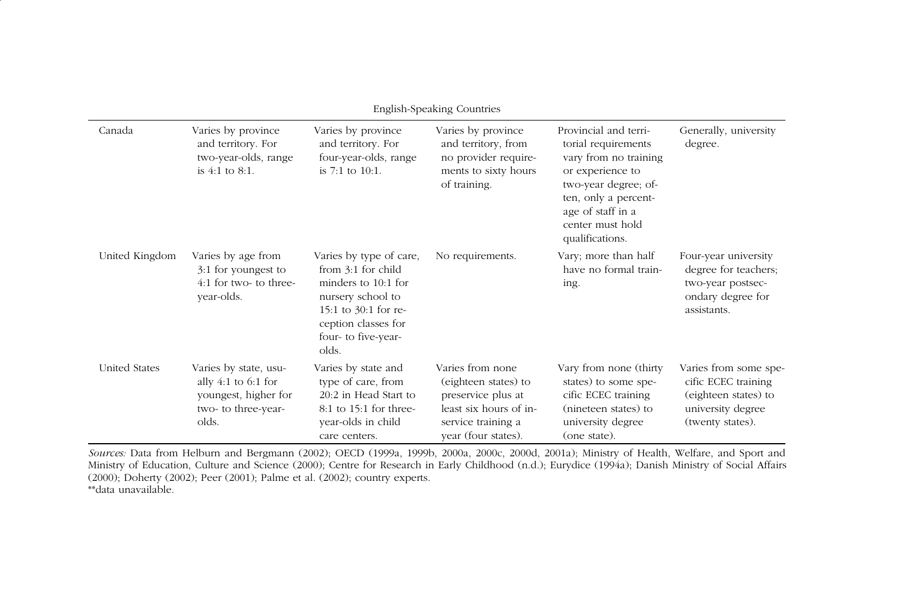| | | | | | |
|---|---|---|---|---|---|
| English-Speaking Countries | | | | | |
| Canada | Varies by province and territory. For two-year-olds, range is 4:1 to 8:1. | Varies by province and territory. For four-year-olds, range is 7:1 to 10:1. | Varies by province and territory, from no provider requirements to sixty hours of training. | Provincial and territorial requirements vary from no training or experience to two-year degree; often, only a percentage of staff in a center must hold qualifications. | Generally, university degree. |
| United Kingdom | Varies by age from 3:1 for youngest to 4:1 for two- to three-year-olds. | Varies by type of care, from 3:1 for child minders to 10:1 for nursery school to 15:1 to 30:1 for reception classes for four- to five-year-olds. | No requirements. | Vary; more than half have no formal training. | Four-year university degree for teachers; two-year postsecondary degree for assistants. |
| United States | Varies by state, usually 4:1 to 6:1 for youngest, higher for two- to three-year-olds. | Varies by state and type of care, from 20:2 in Head Start to 8:1 to 15:1 for three-year-olds in child care centers. | Varies from none (eighteen states) to preservice plus at least six hours of in-service training a year (four states). | Vary from none (thirty states) to some specific ECEC training (nineteen states) to university degree (one state). | Varies from some specific ECEC training (eighteen states) to university degree (twenty states). |

*Sources:* Data from Helburn and Bergmann (2002); OECD (1999a, 1999b, 2000a, 2000c, 2000d, 2001a); Ministry of Health, Welfare, and Sport and Ministry of Education, Culture and Science (2000); Centre for Research in Early Childhood (n.d.); Eurydice (1994a); Danish Ministry of Social Affairs (2000); Doherty (2002); Peer (2001); Palme et al. (2002); country experts.
**data unavailable.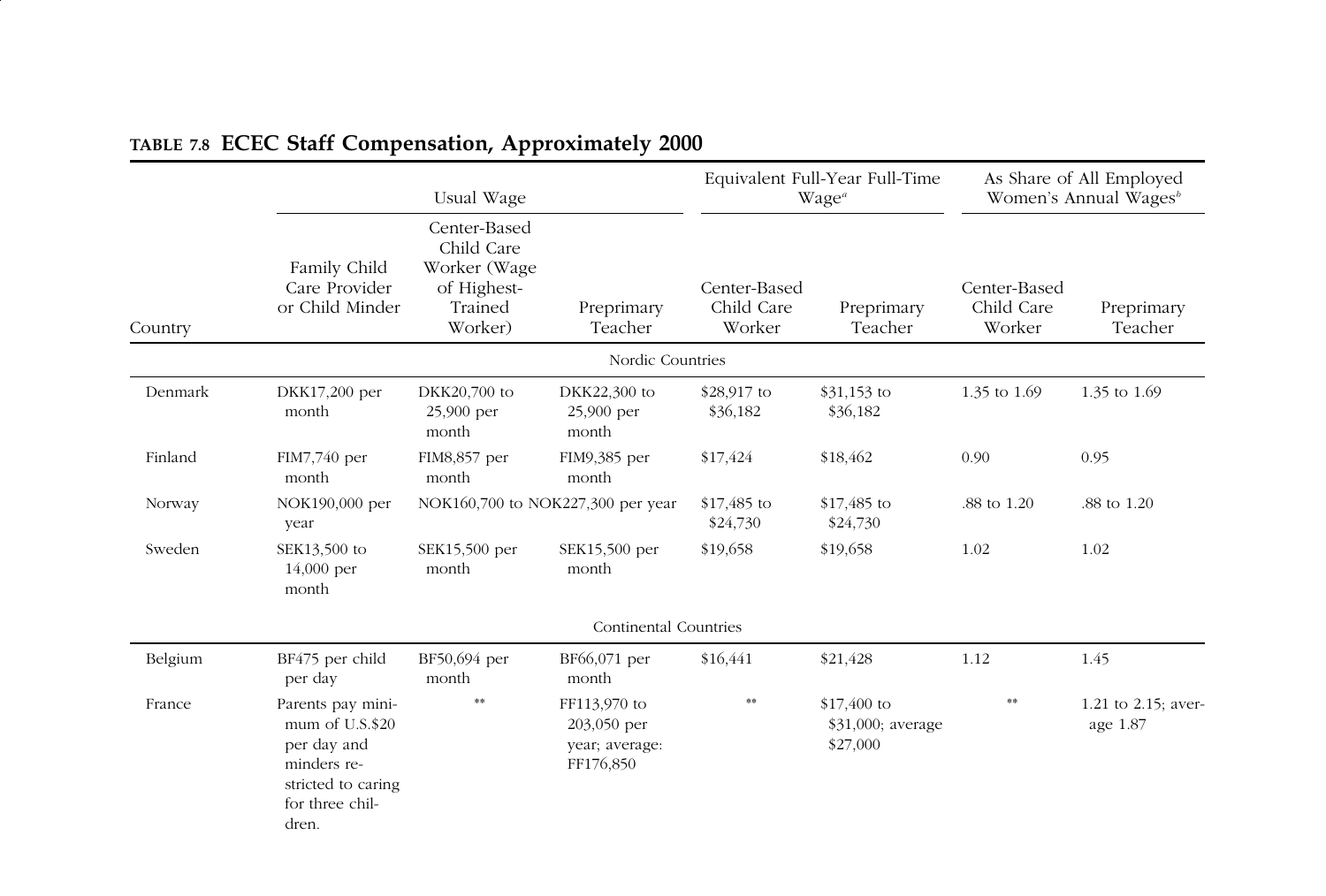## TABLE 7.8 ECEC Staff Compensation, Approximately 2000

| Country | Usual Wage | | | Equivalent Full-Year Full-Time Wage[a] | | As Share of All Employed Women's Annual Wages[b] | |
|---|---|---|---|---|---|---|---|
| | Family Child Care Provider or Child Minder | Center-Based Child Care Worker (Wage of Highest-Trained Worker) | Preprimary Teacher | Center-Based Child Care Worker | Preprimary Teacher | Center-Based Child Care Worker | Preprimary Teacher |
| **Nordic Countries** | | | | | | | |
| Denmark | DKK17,200 per month | DKK20,700 to 25,900 per month | DKK22,300 to 25,900 per month | $28,917 to $36,182 | $31,153 to $36,182 | 1.35 to 1.69 | 1.35 to 1.69 |
| Finland | FIM7,740 per month | FIM8,857 per month | FIM9,385 per month | $17,424 | $18,462 | 0.90 | 0.95 |
| Norway | NOK190,000 per year | NOK160,700 to NOK227,300 per year | | $17,485 to $24,730 | $17,485 to $24,730 | .88 to 1.20 | .88 to 1.20 |
| Sweden | SEK13,500 to 14,000 per month | SEK15,500 per month | SEK15,500 per month | $19,658 | $19,658 | 1.02 | 1.02 |
| **Continental Countries** | | | | | | | |
| Belgium | BF475 per child per day | BF50,694 per month | BF66,071 per month | $16,441 | $21,428 | 1.12 | 1.45 |
| France | Parents pay minimum of U.S.$20 per day and minders restricted to caring for three children. | ** | FF113,970 to 203,050 per year; average: FF176,850 | ** | $17,400 to $31,000; average $27,000 | ** | 1.21 to 2.15; average 1.87 |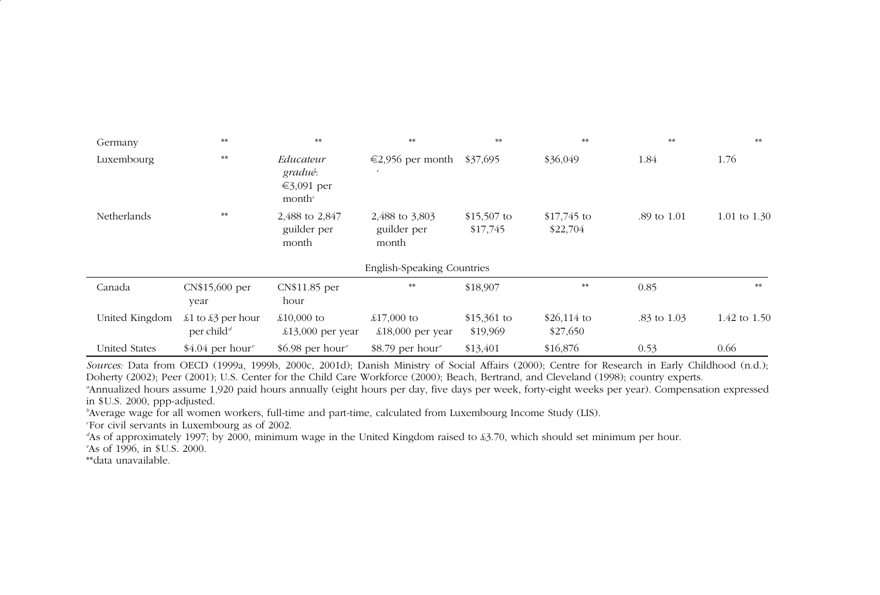| | | | | | | | |
|---|---|---|---|---|---|---|---|
| Germany | ** | ** | ** | ** | ** | ** | ** |
| Luxembourg | ** | *Educateur gradué*: €3,091 per month[c] | €2,956 per month [c] | $37,695 | $36,049 | 1.84 | 1.76 |
| Netherlands | ** | 2,488 to 2,847 guilder per month | 2,488 to 3,803 guilder per month | $15,507 to $17,745 | $17,745 to $22,704 | .89 to 1.01 | 1.01 to 1.30 |
| | | | English-Speaking Countries | | | | |
| Canada | CN$15,600 per year | CN$11.85 per hour | ** | $18,907 | ** | 0.85 | ** |
| United Kingdom | £1 to £3 per hour per child[d] | £10,000 to £13,000 per year | £17,000 to £18,000 per year | $15,361 to $19,969 | $26,114 to $27,650 | .83 to 1.03 | 1.42 to 1.50 |
| United States | $4.04 per hour[e] | $6.98 per hour[e] | $8.79 per hour[e] | $13,401 | $16,876 | 0.53 | 0.66 |

*Sources:* Data from OECD (1999a, 1999b, 2000c, 2001d); Danish Ministry of Social Affairs (2000); Centre for Research in Early Childhood (n.d.); Doherty (2002); Peer (2001); U.S. Center for the Child Care Workforce (2000); Beach, Bertrand, and Cleveland (1998); country experts.

[a]Annualized hours assume 1,920 paid hours annually (eight hours per day, five days per week, forty-eight weeks per year). Compensation expressed in $U.S. 2000, ppp-adjusted.

[b]Average wage for all women workers, full-time and part-time, calculated from Luxembourg Income Study (LIS).

[c]For civil servants in Luxembourg as of 2002.

[d]As of approximately 1997; by 2000, minimum wage in the United Kingdom raised to £3.70, which should set minimum per hour.

[e]As of 1996, in $U.S. 2000.

**data unavailable.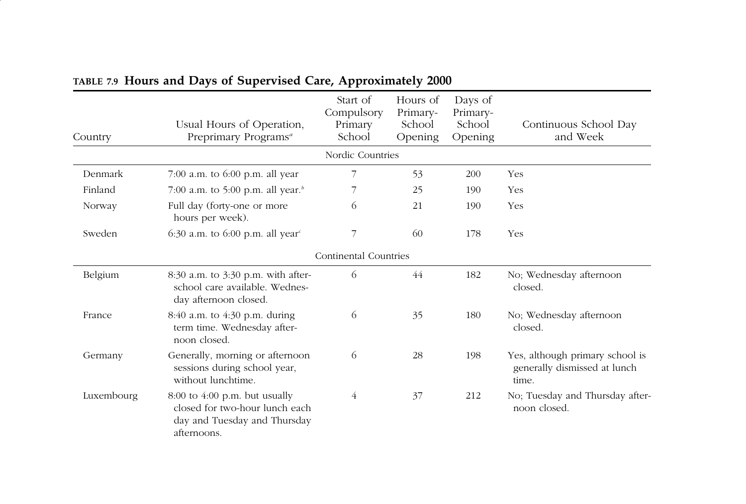**TABLE 7.9 Hours and Days of Supervised Care, Approximately 2000**

| Country | Usual Hours of Operation, Preprimary Programs[a] | Start of Compulsory Primary School | Hours of Primary-School Opening | Days of Primary-School Opening | Continuous School Day and Week |
|---|---|---|---|---|---|
| | | Nordic Countries | | | |
| Denmark | 7:00 a.m. to 6:00 p.m. all year | 7 | 53 | 200 | Yes |
| Finland | 7:00 a.m. to 5:00 p.m. all year.[b] | 7 | 25 | 190 | Yes |
| Norway | Full day (forty-one or more hours per week). | 6 | 21 | 190 | Yes |
| Sweden | 6:30 a.m. to 6:00 p.m. all year[c] | 7 | 60 | 178 | Yes |
| | | Continental Countries | | | |
| Belgium | 8:30 a.m. to 3:30 p.m. with after-school care available. Wednesday afternoon closed. | 6 | 44 | 182 | No; Wednesday afternoon closed. |
| France | 8:40 a.m. to 4:30 p.m. during term time. Wednesday afternoon closed. | 6 | 35 | 180 | No; Wednesday afternoon closed. |
| Germany | Generally, morning or afternoon sessions during school year, without lunchtime. | 6 | 28 | 198 | Yes, although primary school is generally dismissed at lunch time. |
| Luxembourg | 8:00 to 4:00 p.m. but usually closed for two-hour lunch each day and Tuesday and Thursday afternoons. | 4 | 37 | 212 | No; Tuesday and Thursday afternoon closed. |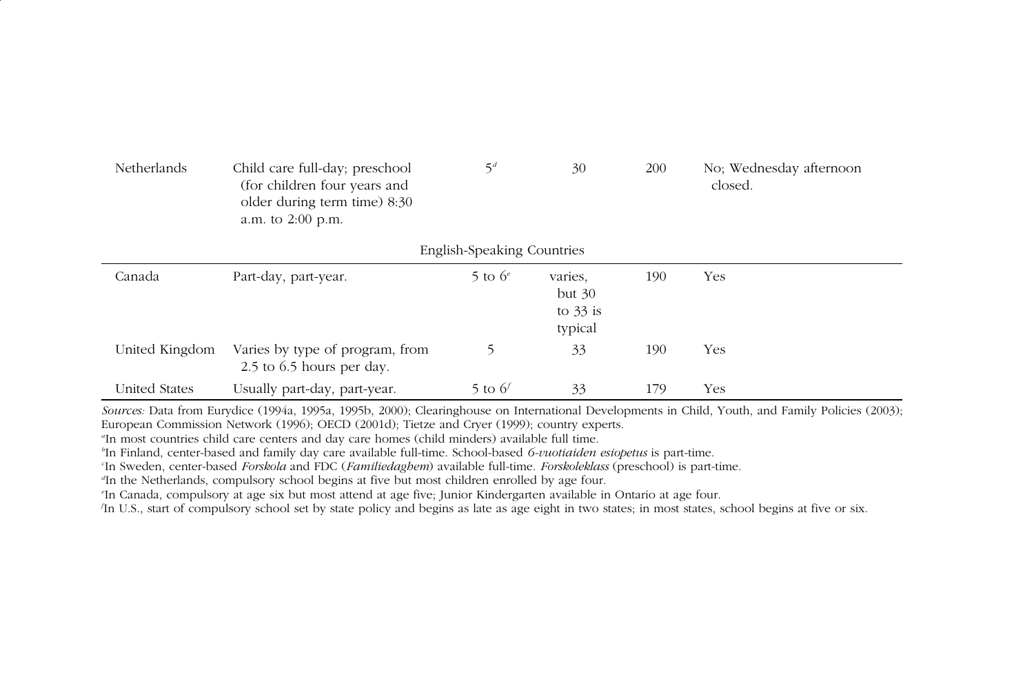| | | | | | |
|---|---|---|---|---|---|
| Netherlands | Child care full-day; preschool (for children four years and older during term time) 8:30 a.m. to 2:00 p.m. | 5[d] | 30 | 200 | No; Wednesday afternoon closed. |
| English-Speaking Countries | | | | | |
| Canada | Part-day, part-year. | 5 to 6[e] | varies, but 30 to 33 is typical | 190 | Yes |
| United Kingdom | Varies by type of program, from 2.5 to 6.5 hours per day. | 5 | 33 | 190 | Yes |
| United States | Usually part-day, part-year. | 5 to 6[f] | 33 | 179 | Yes |

*Sources:* Data from Eurydice (1994a, 1995a, 1995b, 2000); Clearinghouse on International Developments in Child, Youth, and Family Policies (2003); European Commission Network (1996); OECD (2001d); Tietze and Cryer (1999); country experts.

[a]In most countries child care centers and day care homes (child minders) available full time.

[b]In Finland, center-based and family day care available full-time. School-based *6-vuotiaiden esiopetus* is part-time.

[c]In Sweden, center-based *Forskola* and FDC (*Familiedaghem*) available full-time. *Forskoleklass* (preschool) is part-time.

[d]In the Netherlands, compulsory school begins at five but most children enrolled by age four.

[e]In Canada, compulsory at age six but most attend at age five; Junior Kindergarten available in Ontario at age four.

[f]In U.S., start of compulsory school set by state policy and begins as late as age eight in two states; in most states, school begins at five or six.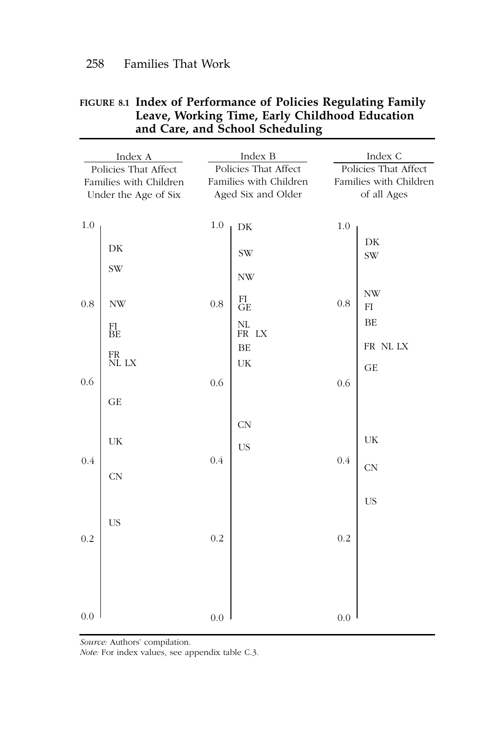**FIGURE 8.1 Index of Performance of Policies Regulating Family Leave, Working Time, Early Childhood Education and Care, and School Scheduling**

| Scale | Index A: Policies That Affect Families with Children Under the Age of Six | Index B: Policies That Affect Families with Children Aged Six and Older | Index C: Policies That Affect Families with Children of all Ages |
|---|---|---|---|
| 1.0 | | DK | |
| | DK | SW | DK SW |
| | SW | NW | |
| 0.8 | NW | FI GE | NW FI |
| | FI BE | NL FR LX | BE |
| | FR NL LX | BE UK | FR NL LX |
| | | | GE |
| 0.6 | | | |
| | GE | | |
| | | CN | |
| | UK | US | UK |
| 0.4 | | | CN |
| | CN | | |
| | | | US |
| | US | | |
| 0.2 | | | |
| 0.0 | | | |

*Source:* Authors' compilation.

*Note:* For index values, see appendix table C.3.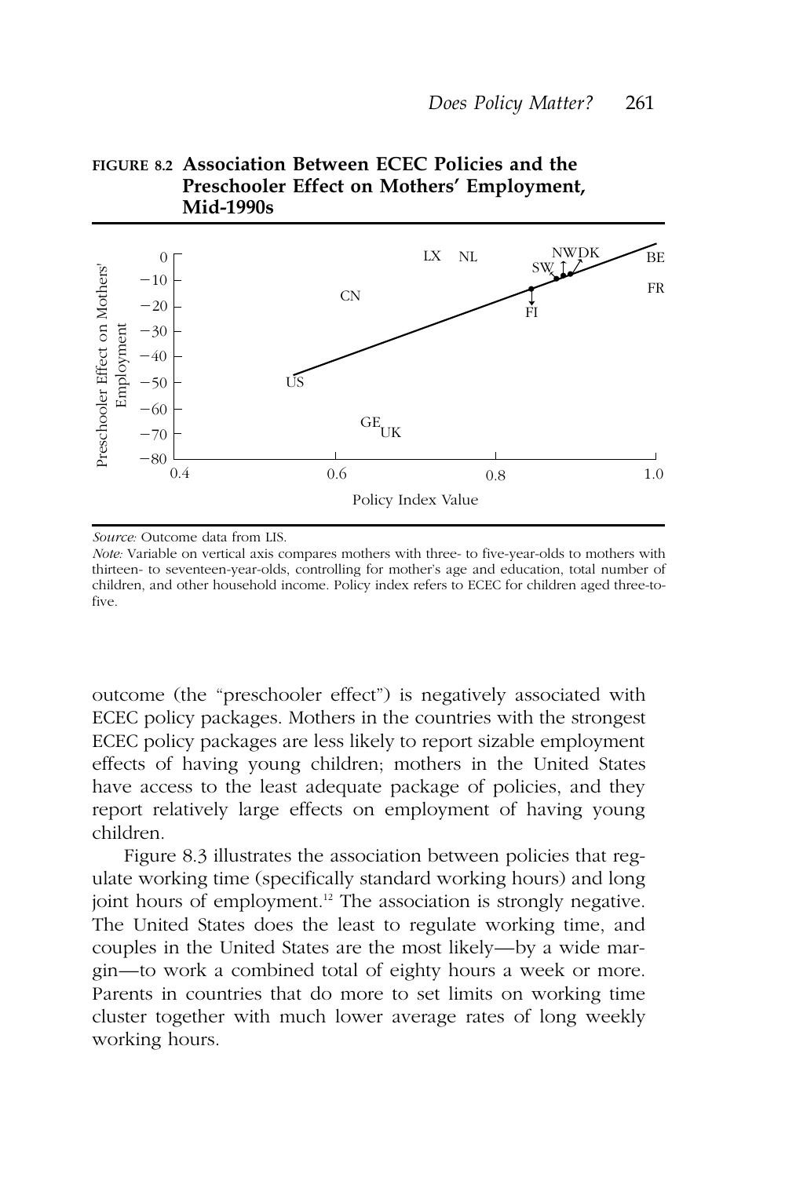**FIGURE 8.2 Association Between ECEC Policies and the Preschooler Effect on Mothers' Employment, Mid-1990s**

*Source:* Outcome data from LIS.

*Note:* Variable on vertical axis compares mothers with three- to five-year-olds to mothers with thirteen- to seventeen-year-olds, controlling for mother's age and education, total number of children, and other household income. Policy index refers to ECEC for children aged three-to-five.

outcome (the "preschooler effect") is negatively associated with ECEC policy packages. Mothers in the countries with the strongest ECEC policy packages are less likely to report sizable employment effects of having young children; mothers in the United States have access to the least adequate package of policies, and they report relatively large effects on employment of having young children.

Figure 8.3 illustrates the association between policies that regulate working time (specifically standard working hours) and long joint hours of employment.[12] The association is strongly negative. The United States does the least to regulate working time, and couples in the United States are the most likely—by a wide margin—to work a combined total of eighty hours a week or more. Parents in countries that do more to set limits on working time cluster together with much lower average rates of long weekly working hours.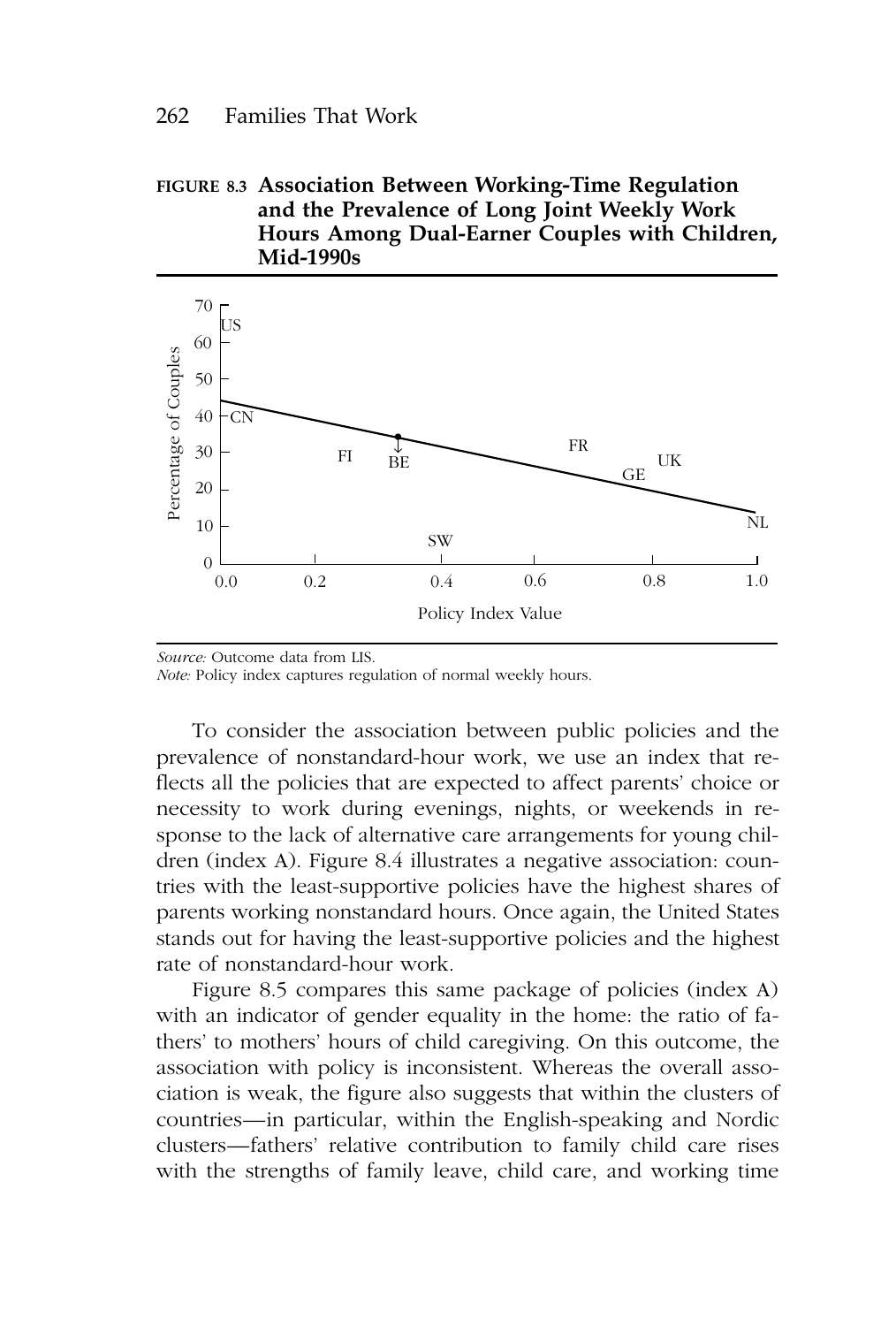**FIGURE 8.3 Association Between Working-Time Regulation and the Prevalence of Long Joint Weekly Work Hours Among Dual-Earner Couples with Children, Mid-1990s**

*Source:* Outcome data from LIS.
*Note:* Policy index captures regulation of normal weekly hours.

To consider the association between public policies and the prevalence of nonstandard-hour work, we use an index that reflects all the policies that are expected to affect parents' choice or necessity to work during evenings, nights, or weekends in response to the lack of alternative care arrangements for young children (index A). Figure 8.4 illustrates a negative association: countries with the least-supportive policies have the highest shares of parents working nonstandard hours. Once again, the United States stands out for having the least-supportive policies and the highest rate of nonstandard-hour work.

Figure 8.5 compares this same package of policies (index A) with an indicator of gender equality in the home: the ratio of fathers' to mothers' hours of child caregiving. On this outcome, the association with policy is inconsistent. Whereas the overall association is weak, the figure also suggests that within the clusters of countries—in particular, within the English-speaking and Nordic clusters—fathers' relative contribution to family child care rises with the strengths of family leave, child care, and working time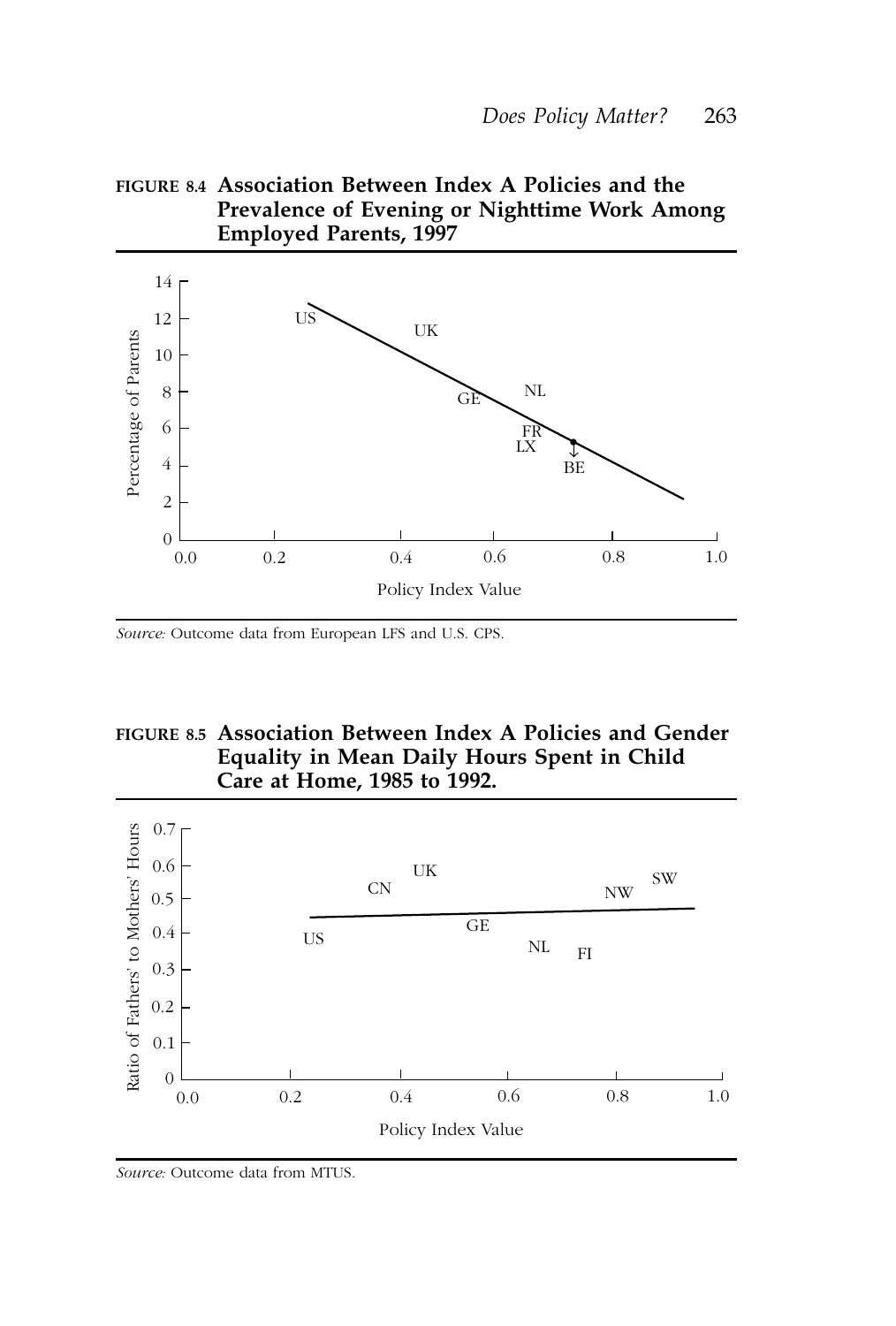**FIGURE 8.4 Association Between Index A Policies and the Prevalence of Evening or Nighttime Work Among Employed Parents, 1997**

*Source:* Outcome data from European LFS and U.S. CPS.

**FIGURE 8.5 Association Between Index A Policies and Gender Equality in Mean Daily Hours Spent in Child Care at Home, 1985 to 1992.**

*Source:* Outcome data from MTUS.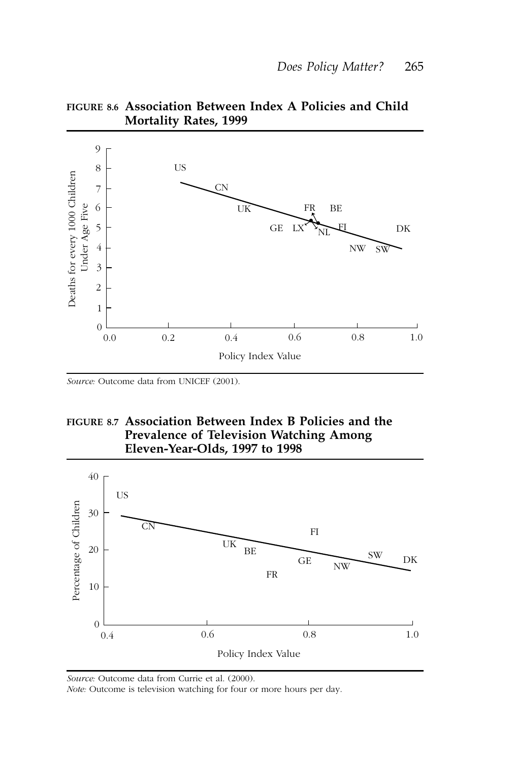**FIGURE 8.6 Association Between Index A Policies and Child Mortality Rates, 1999**

*Source:* Outcome data from UNICEF (2001).

**FIGURE 8.7 Association Between Index B Policies and the Prevalence of Television Watching Among Eleven-Year-Olds, 1997 to 1998**

*Source:* Outcome data from Currie et al. (2000).

*Note:* Outcome is television watching for four or more hours per day.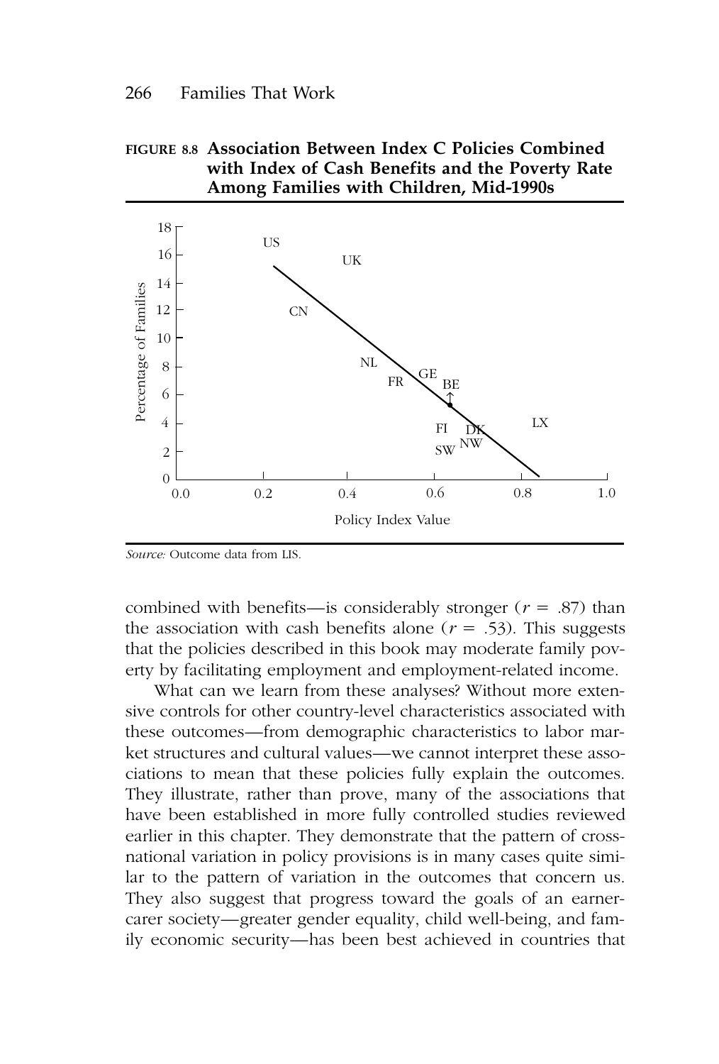**FIGURE 8.8 Association Between Index C Policies Combined with Index of Cash Benefits and the Poverty Rate Among Families with Children, Mid-1990s**

*Source:* Outcome data from LIS.

combined with benefits—is considerably stronger ($r = .87$) than the association with cash benefits alone ($r = .53$). This suggests that the policies described in this book may moderate family poverty by facilitating employment and employment-related income.

What can we learn from these analyses? Without more extensive controls for other country-level characteristics associated with these outcomes—from demographic characteristics to labor market structures and cultural values—we cannot interpret these associations to mean that these policies fully explain the outcomes. They illustrate, rather than prove, many of the associations that have been established in more fully controlled studies reviewed earlier in this chapter. They demonstrate that the pattern of cross-national variation in policy provisions is in many cases quite similar to the pattern of variation in the outcomes that concern us. They also suggest that progress toward the goals of an earner-carer society—greater gender equality, child well-being, and family economic security—has been best achieved in countries that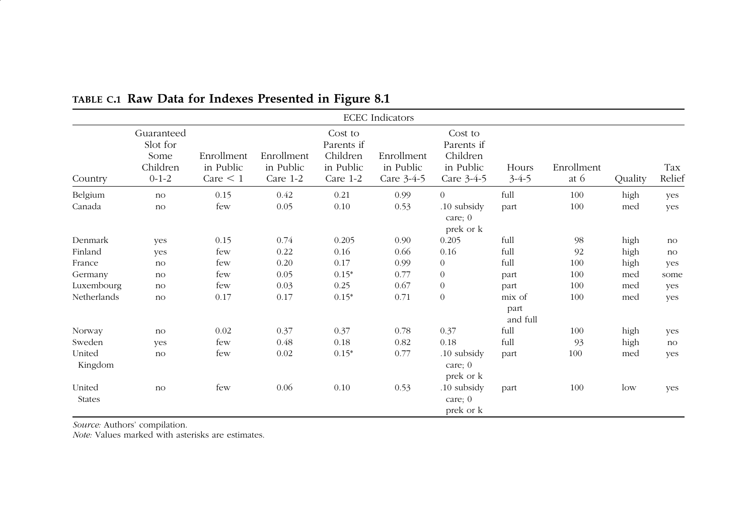**TABLE C.1 Raw Data for Indexes Presented in Figure 8.1**

| | ECEC Indicators | | | | | | | | | |
|---|---|---|---|---|---|---|---|---|---|---|
| Country | Guaranteed Slot for Some Children 0-1-2 | Enrollment in Public Care < 1 | Enrollment in Public Care 1-2 | Cost to Parents if Children in Public Care 1-2 | Enrollment in Public Care 3-4-5 | Cost to Parents if Children in Public Care 3-4-5 | Hours 3-4-5 | Enrollment at 6 | Quality | Tax Relief |
| Belgium | no | 0.15 | 0.42 | 0.21 | 0.99 | 0 | full | 100 | high | yes |
| Canada | no | few | 0.05 | 0.10 | 0.53 | .10 subsidy care; 0 prek or k | part | 100 | med | yes |
| Denmark | yes | 0.15 | 0.74 | 0.205 | 0.90 | 0.205 | full | 98 | high | no |
| Finland | yes | few | 0.22 | 0.16 | 0.66 | 0.16 | full | 92 | high | no |
| France | no | few | 0.20 | 0.17 | 0.99 | 0 | full | 100 | high | yes |
| Germany | no | few | 0.05 | 0.15* | 0.77 | 0 | part | 100 | med | some |
| Luxembourg | no | few | 0.03 | 0.25 | 0.67 | 0 | part | 100 | med | yes |
| Netherlands | no | 0.17 | 0.17 | 0.15* | 0.71 | 0 | mix of part and full | 100 | med | yes |
| Norway | no | 0.02 | 0.37 | 0.37 | 0.78 | 0.37 | full | 100 | high | yes |
| Sweden | yes | few | 0.48 | 0.18 | 0.82 | 0.18 | full | 93 | high | no |
| United Kingdom | no | few | 0.02 | 0.15* | 0.77 | .10 subsidy care; 0 prek or k | part | 100 | med | yes |
| United States | no | few | 0.06 | 0.10 | 0.53 | .10 subsidy care; 0 prek or k | part | 100 | low | yes |

*Source:* Authors' compilation.
*Note:* Values marked with asterisks are estimates.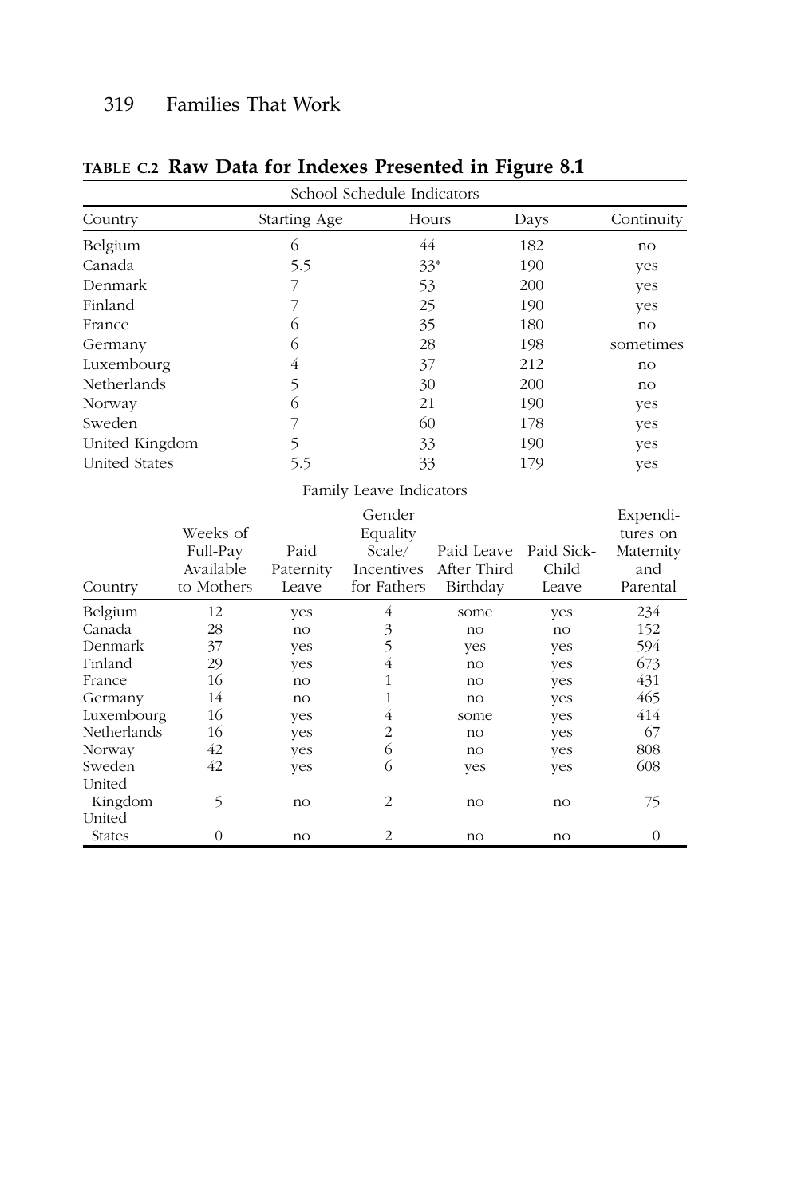**TABLE C.2 Raw Data for Indexes Presented in Figure 8.1**

| School Schedule Indicators | | | | |
|---|---|---|---|---|
| Country | Starting Age | Hours | Days | Continuity |
| Belgium | 6 | 44 | 182 | no |
| Canada | 5.5 | 33* | 190 | yes |
| Denmark | 7 | 53 | 200 | yes |
| Finland | 7 | 25 | 190 | yes |
| France | 6 | 35 | 180 | no |
| Germany | 6 | 28 | 198 | sometimes |
| Luxembourg | 4 | 37 | 212 | no |
| Netherlands | 5 | 30 | 200 | no |
| Norway | 6 | 21 | 190 | yes |
| Sweden | 7 | 60 | 178 | yes |
| United Kingdom | 5 | 33 | 190 | yes |
| United States | 5.5 | 33 | 179 | yes |

| Family Leave Indicators | | | | | | |
|---|---|---|---|---|---|---|
| Country | Weeks of Full-Pay Available to Mothers | Paid Paternity Leave | Gender Equality Scale/ Incentives for Fathers | Paid Leave After Third Birthday | Paid Sick-Child Leave | Expenditures on Maternity and Parental |
| Belgium | 12 | yes | 4 | some | yes | 234 |
| Canada | 28 | no | 3 | no | no | 152 |
| Denmark | 37 | yes | 5 | yes | yes | 594 |
| Finland | 29 | yes | 4 | no | yes | 673 |
| France | 16 | no | 1 | no | yes | 431 |
| Germany | 14 | no | 1 | no | yes | 465 |
| Luxembourg | 16 | yes | 4 | some | yes | 414 |
| Netherlands | 16 | yes | 2 | no | yes | 67 |
| Norway | 42 | yes | 6 | no | yes | 808 |
| Sweden | 42 | yes | 6 | yes | yes | 608 |
| United Kingdom | 5 | no | 2 | no | no | 75 |
| United States | 0 | no | 2 | no | no | 0 |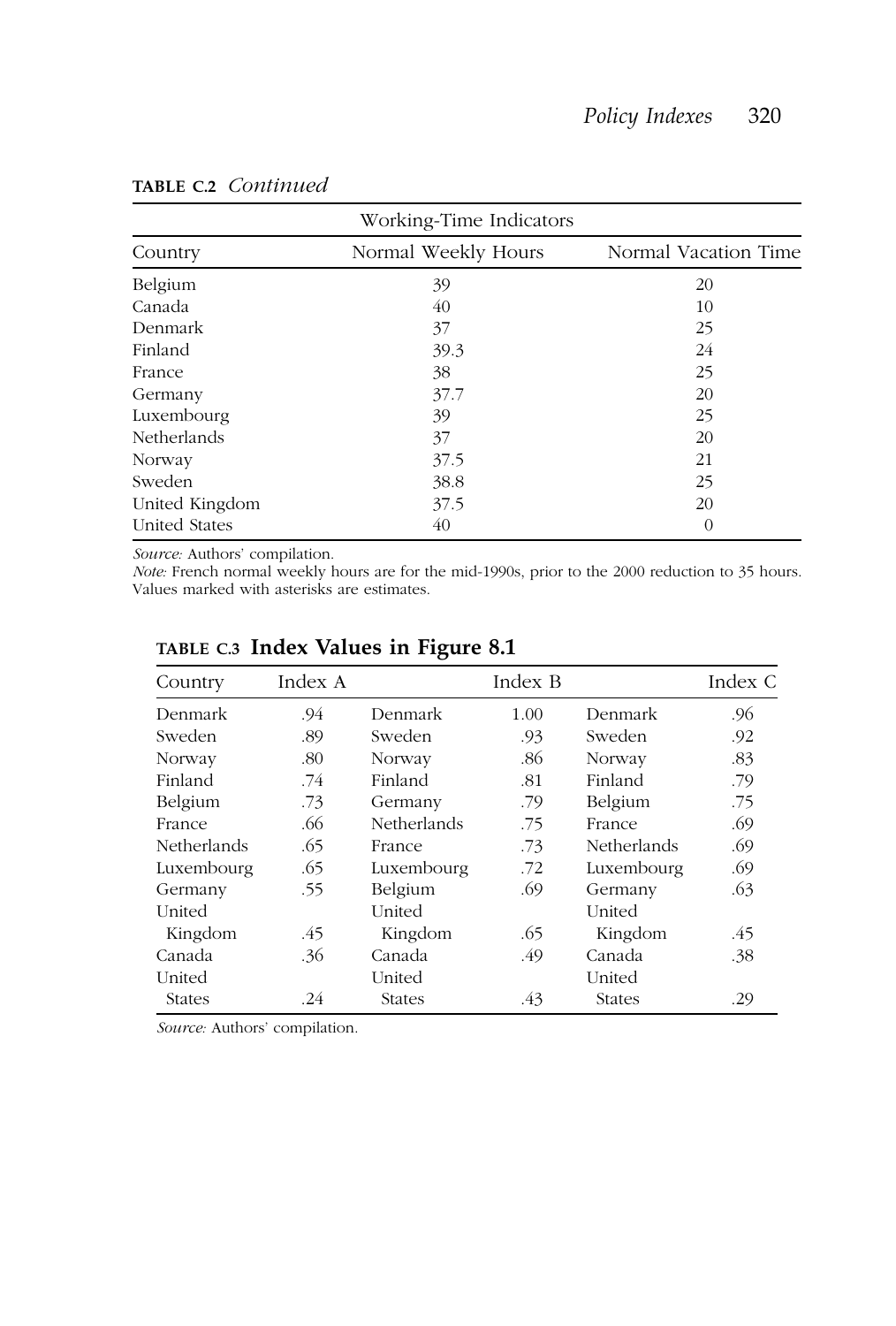**TABLE C.2** *Continued*

| | Working-Time Indicators | |
|---|---|---|
| Country | Normal Weekly Hours | Normal Vacation Time |
| Belgium | 39 | 20 |
| Canada | 40 | 10 |
| Denmark | 37 | 25 |
| Finland | 39.3 | 24 |
| France | 38 | 25 |
| Germany | 37.7 | 20 |
| Luxembourg | 39 | 25 |
| Netherlands | 37 | 20 |
| Norway | 37.5 | 21 |
| Sweden | 38.8 | 25 |
| United Kingdom | 37.5 | 20 |
| United States | 40 | 0 |

*Source:* Authors' compilation.
*Note:* French normal weekly hours are for the mid-1990s, prior to the 2000 reduction to 35 hours. Values marked with asterisks are estimates.

**TABLE C.3 Index Values in Figure 8.1**

| Country | Index A | | Index B | | Index C |
|---|---|---|---|---|---|
| Denmark | .94 | Denmark | 1.00 | Denmark | .96 |
| Sweden | .89 | Sweden | .93 | Sweden | .92 |
| Norway | .80 | Norway | .86 | Norway | .83 |
| Finland | .74 | Finland | .81 | Finland | .79 |
| Belgium | .73 | Germany | .79 | Belgium | .75 |
| France | .66 | Netherlands | .75 | France | .69 |
| Netherlands | .65 | France | .73 | Netherlands | .69 |
| Luxembourg | .65 | Luxembourg | .72 | Luxembourg | .69 |
| Germany | .55 | Belgium | .69 | Germany | .63 |
| United Kingdom | .45 | United Kingdom | .65 | United Kingdom | .45 |
| Canada | .36 | Canada | .49 | Canada | .38 |
| United States | .24 | United States | .43 | United States | .29 |

*Source:* Authors' compilation.